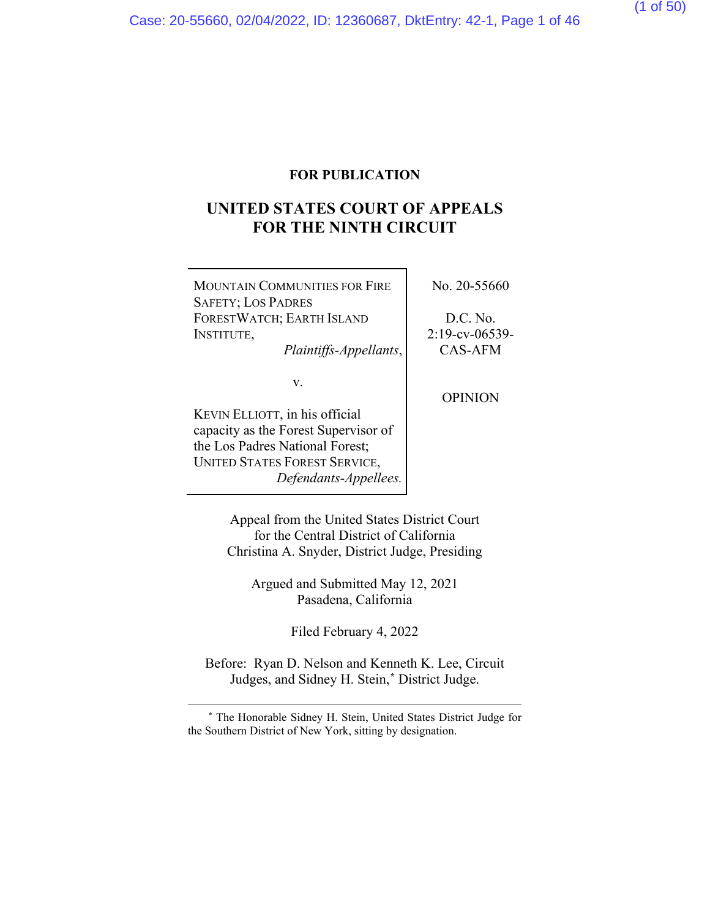**FOR PUBLICATION**

# UNITED STATES COURT OF APPEALS FOR THE NINTH CIRCUIT

| | |
|---|---|
| MOUNTAIN COMMUNITIES FOR FIRE SAFETY; LOS PADRES FORESTWATCH; EARTH ISLAND INSTITUTE, *Plaintiffs-Appellants*, v. KEVIN ELLIOTT, in his official capacity as the Forest Supervisor of the Los Padres National Forest; UNITED STATES FOREST SERVICE, *Defendants-Appellees.* | No. 20-55660 D.C. No. 2:19-cv-06539-CAS-AFM OPINION |

Appeal from the United States District Court for the Central District of California
Christina A. Snyder, District Judge, Presiding

Argued and Submitted May 12, 2021
Pasadena, California

Filed February 4, 2022

Before: Ryan D. Nelson and Kenneth K. Lee, Circuit Judges, and Sidney H. Stein,* District Judge.

---

* The Honorable Sidney H. Stein, United States District Judge for the Southern District of New York, sitting by designation.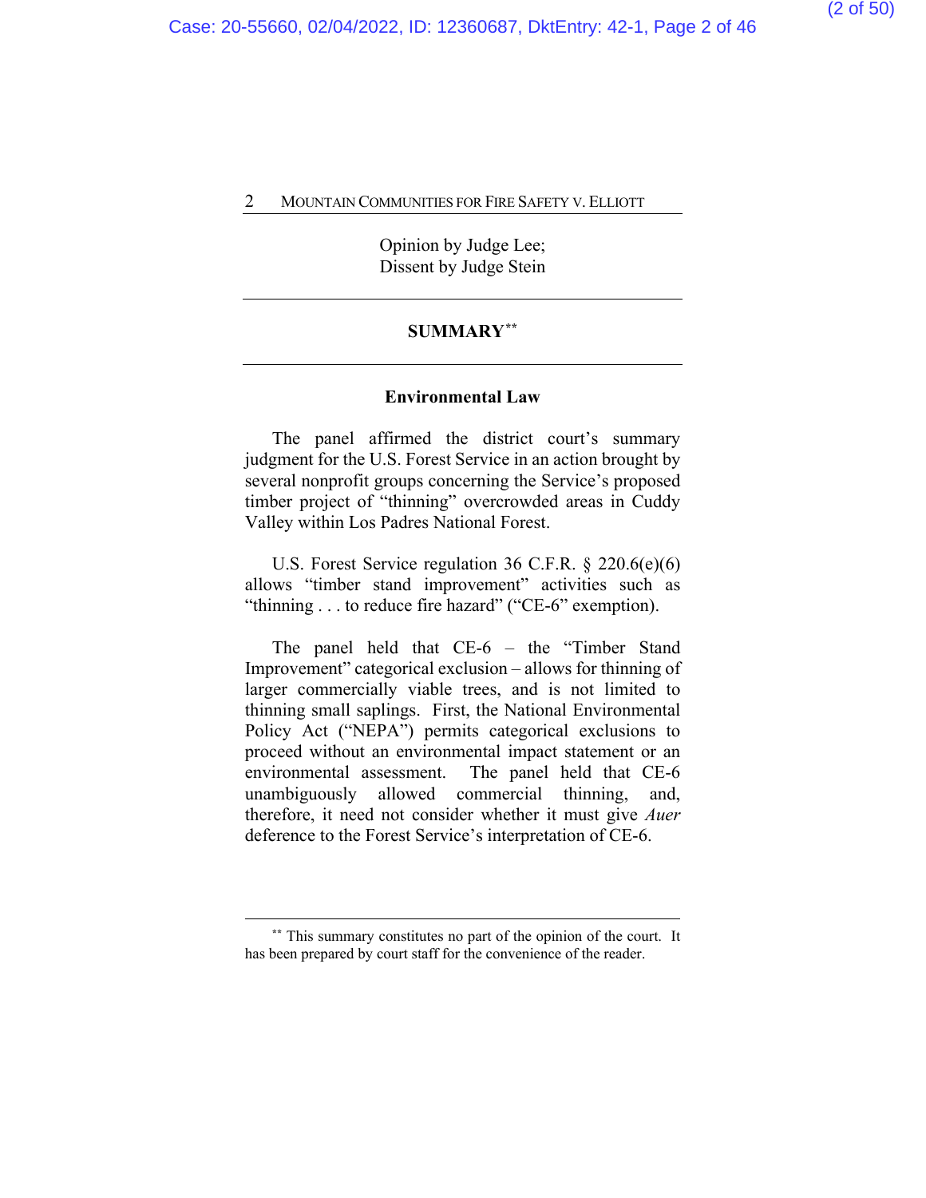Opinion by Judge Lee;
Dissent by Judge Stein

## SUMMARY[**]

### Environmental Law

The panel affirmed the district court's summary judgment for the U.S. Forest Service in an action brought by several nonprofit groups concerning the Service's proposed timber project of "thinning" overcrowded areas in Cuddy Valley within Los Padres National Forest.

U.S. Forest Service regulation 36 C.F.R. § 220.6(e)(6) allows "timber stand improvement" activities such as "thinning . . . to reduce fire hazard" ("CE-6" exemption).

The panel held that CE-6 – the "Timber Stand Improvement" categorical exclusion – allows for thinning of larger commercially viable trees, and is not limited to thinning small saplings. First, the National Environmental Policy Act ("NEPA") permits categorical exclusions to proceed without an environmental impact statement or an environmental assessment. The panel held that CE-6 unambiguously allowed commercial thinning, and, therefore, it need not consider whether it must give *Auer* deference to the Forest Service's interpretation of CE-6.

---

[**] This summary constitutes no part of the opinion of the court. It has been prepared by court staff for the convenience of the reader.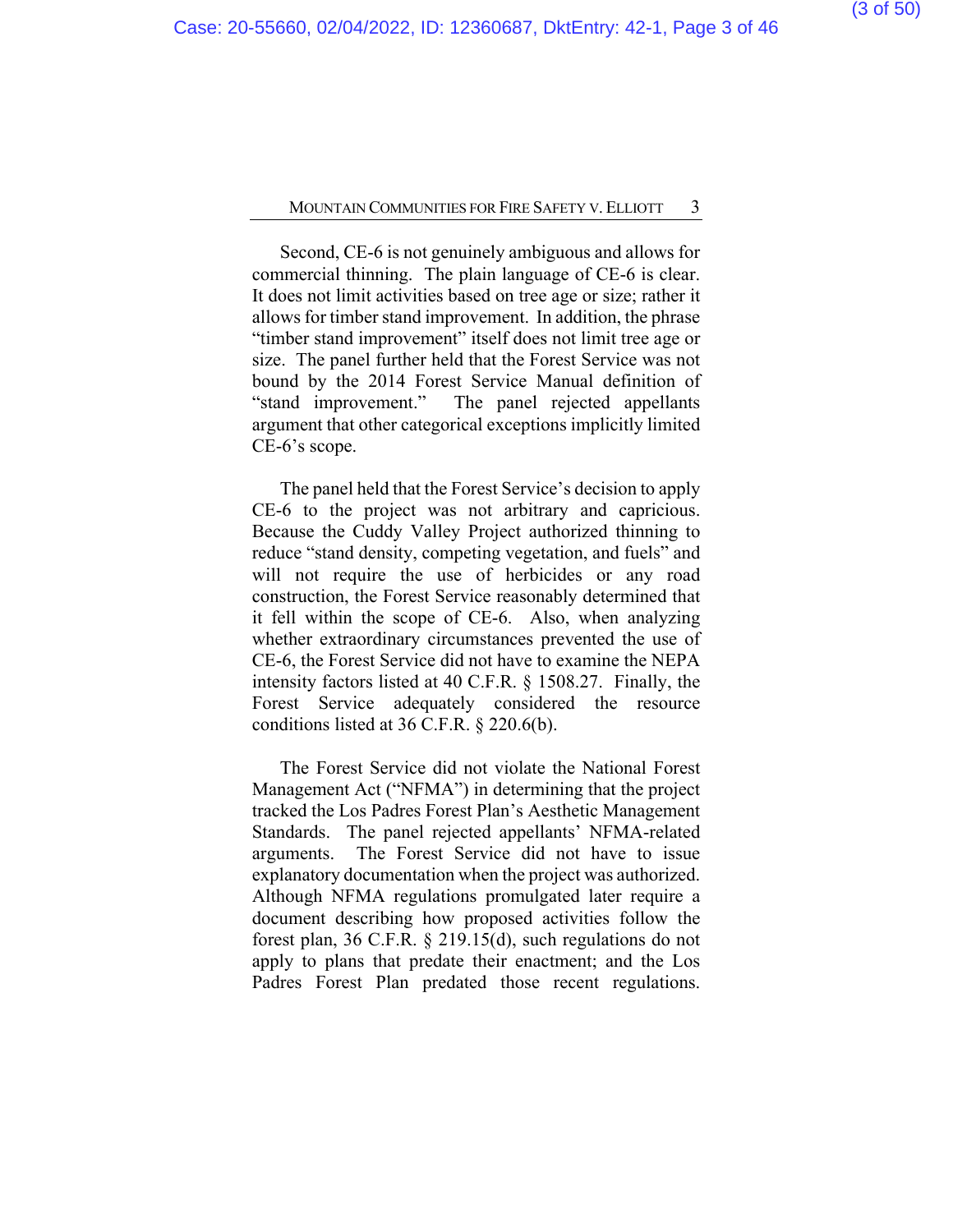Second, CE-6 is not genuinely ambiguous and allows for commercial thinning. The plain language of CE-6 is clear. It does not limit activities based on tree age or size; rather it allows for timber stand improvement. In addition, the phrase "timber stand improvement" itself does not limit tree age or size. The panel further held that the Forest Service was not bound by the 2014 Forest Service Manual definition of "stand improvement." The panel rejected appellants argument that other categorical exceptions implicitly limited CE-6's scope.

The panel held that the Forest Service's decision to apply CE-6 to the project was not arbitrary and capricious. Because the Cuddy Valley Project authorized thinning to reduce "stand density, competing vegetation, and fuels" and will not require the use of herbicides or any road construction, the Forest Service reasonably determined that it fell within the scope of CE-6. Also, when analyzing whether extraordinary circumstances prevented the use of CE-6, the Forest Service did not have to examine the NEPA intensity factors listed at 40 C.F.R. § 1508.27. Finally, the Forest Service adequately considered the resource conditions listed at 36 C.F.R. § 220.6(b).

The Forest Service did not violate the National Forest Management Act ("NFMA") in determining that the project tracked the Los Padres Forest Plan's Aesthetic Management Standards. The panel rejected appellants' NFMA-related arguments. The Forest Service did not have to issue explanatory documentation when the project was authorized. Although NFMA regulations promulgated later require a document describing how proposed activities follow the forest plan, 36 C.F.R. § 219.15(d), such regulations do not apply to plans that predate their enactment; and the Los Padres Forest Plan predated those recent regulations.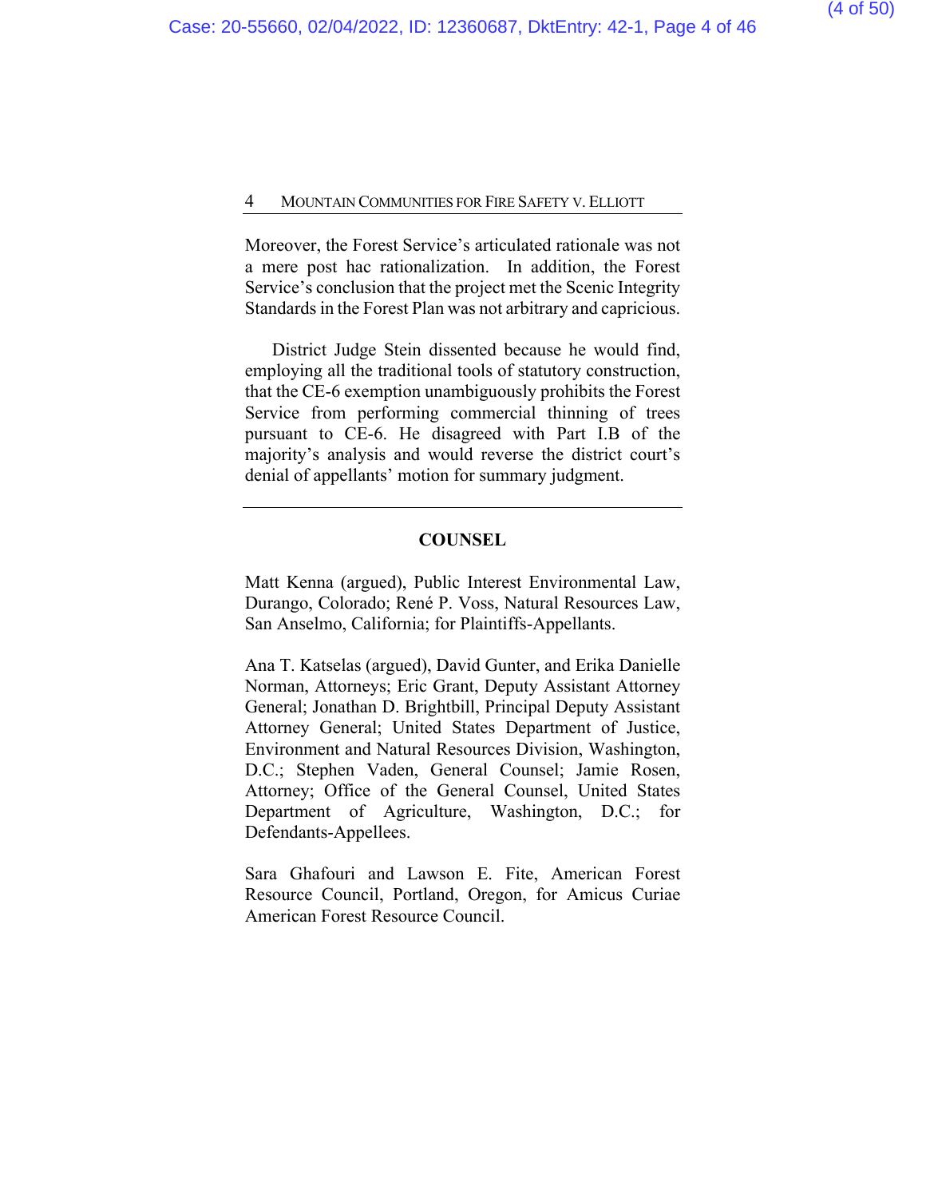Moreover, the Forest Service's articulated rationale was not a mere post hac rationalization. In addition, the Forest Service's conclusion that the project met the Scenic Integrity Standards in the Forest Plan was not arbitrary and capricious.

District Judge Stein dissented because he would find, employing all the traditional tools of statutory construction, that the CE-6 exemption unambiguously prohibits the Forest Service from performing commercial thinning of trees pursuant to CE-6. He disagreed with Part I.B of the majority's analysis and would reverse the district court's denial of appellants' motion for summary judgment.

---

## COUNSEL

Matt Kenna (argued), Public Interest Environmental Law, Durango, Colorado; René P. Voss, Natural Resources Law, San Anselmo, California; for Plaintiffs-Appellants.

Ana T. Katselas (argued), David Gunter, and Erika Danielle Norman, Attorneys; Eric Grant, Deputy Assistant Attorney General; Jonathan D. Brightbill, Principal Deputy Assistant Attorney General; United States Department of Justice, Environment and Natural Resources Division, Washington, D.C.; Stephen Vaden, General Counsel; Jamie Rosen, Attorney; Office of the General Counsel, United States Department of Agriculture, Washington, D.C.; for Defendants-Appellees.

Sara Ghafouri and Lawson E. Fite, American Forest Resource Council, Portland, Oregon, for Amicus Curiae American Forest Resource Council.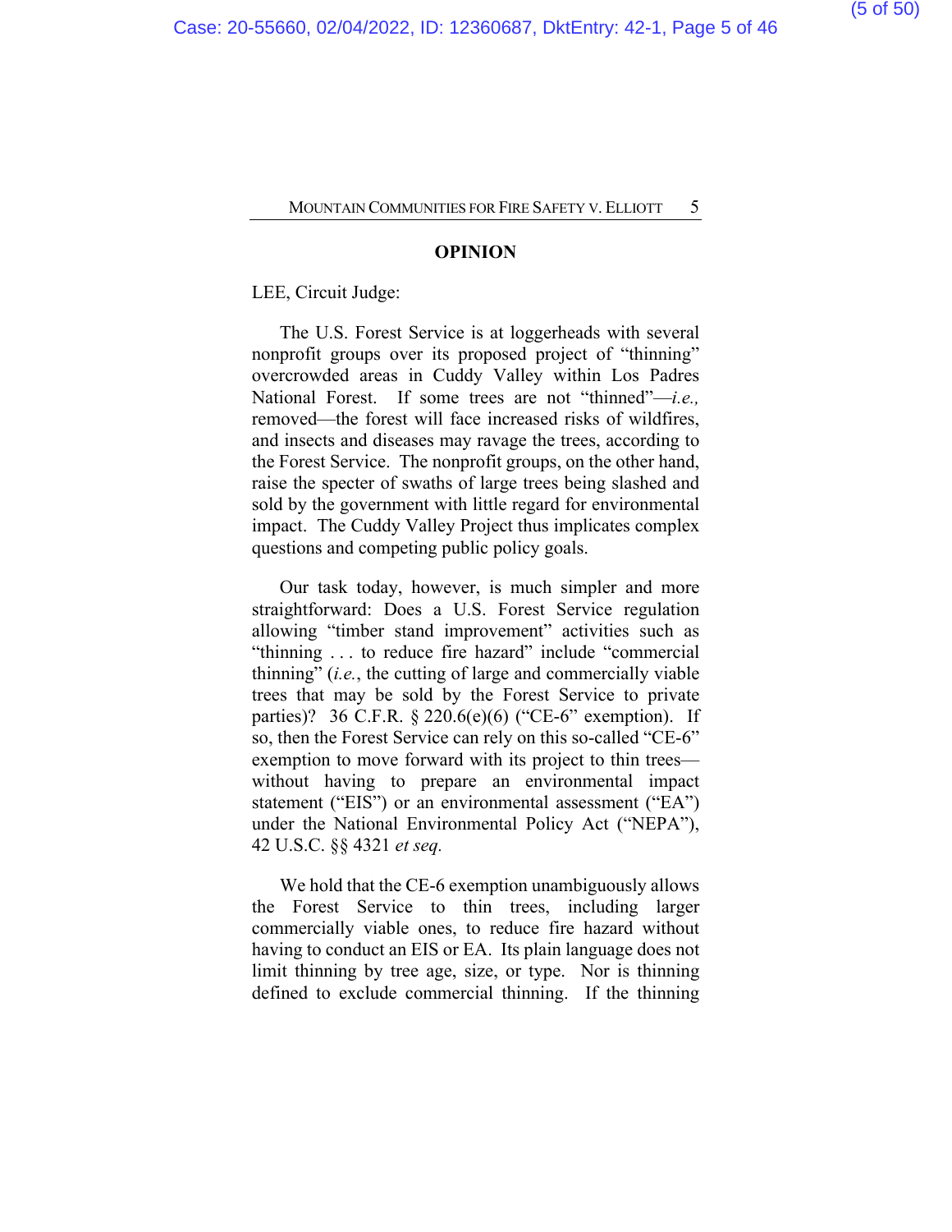## OPINION

LEE, Circuit Judge:

The U.S. Forest Service is at loggerheads with several nonprofit groups over its proposed project of "thinning" overcrowded areas in Cuddy Valley within Los Padres National Forest. If some trees are not "thinned"—*i.e.,* removed—the forest will face increased risks of wildfires, and insects and diseases may ravage the trees, according to the Forest Service. The nonprofit groups, on the other hand, raise the specter of swaths of large trees being slashed and sold by the government with little regard for environmental impact. The Cuddy Valley Project thus implicates complex questions and competing public policy goals.

Our task today, however, is much simpler and more straightforward: Does a U.S. Forest Service regulation allowing "timber stand improvement" activities such as "thinning . . . to reduce fire hazard" include "commercial thinning" (*i.e.*, the cutting of large and commercially viable trees that may be sold by the Forest Service to private parties)? 36 C.F.R. § 220.6(e)(6) ("CE-6" exemption). If so, then the Forest Service can rely on this so-called "CE-6" exemption to move forward with its project to thin trees—without having to prepare an environmental impact statement ("EIS") or an environmental assessment ("EA") under the National Environmental Policy Act ("NEPA"), 42 U.S.C. §§ 4321 *et seq.*

We hold that the CE-6 exemption unambiguously allows the Forest Service to thin trees, including larger commercially viable ones, to reduce fire hazard without having to conduct an EIS or EA. Its plain language does not limit thinning by tree age, size, or type. Nor is thinning defined to exclude commercial thinning. If the thinning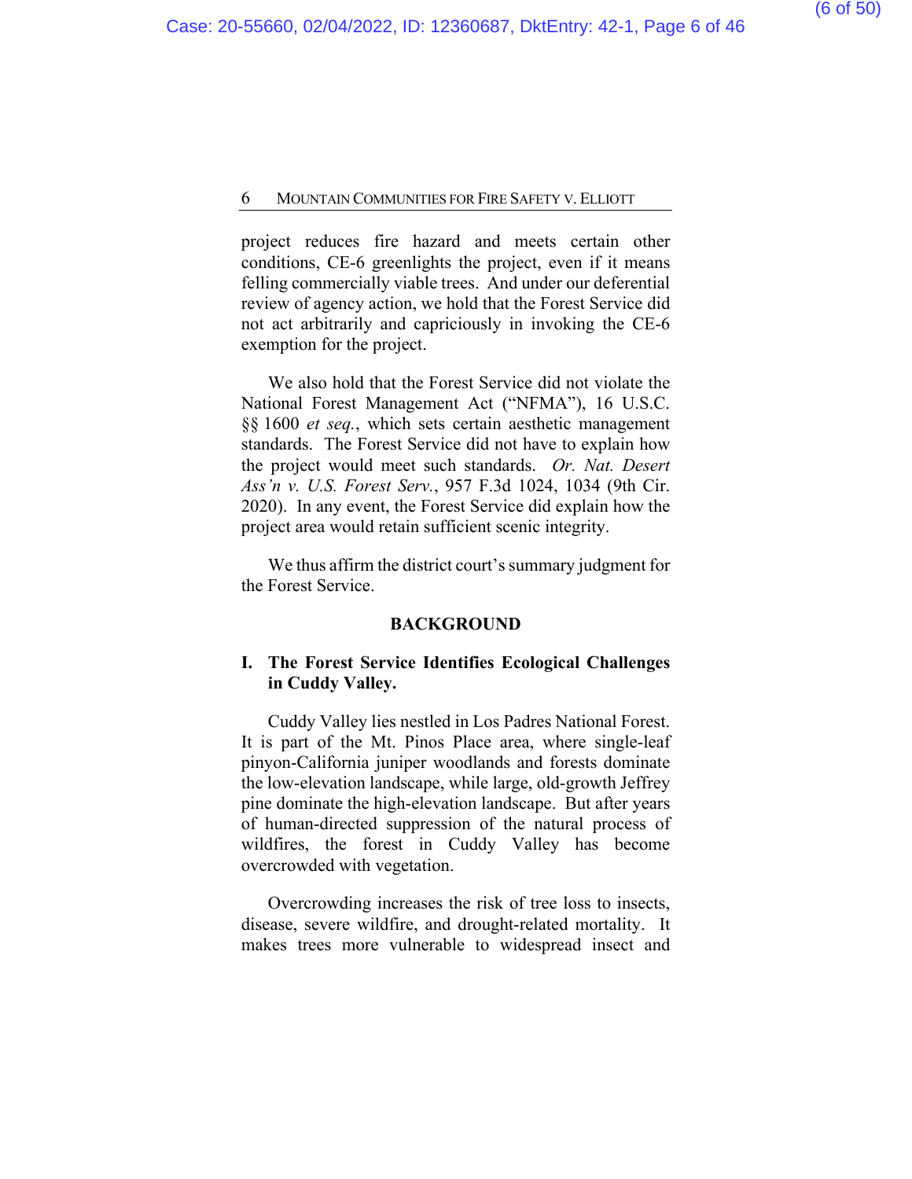project reduces fire hazard and meets certain other conditions, CE-6 greenlights the project, even if it means felling commercially viable trees. And under our deferential review of agency action, we hold that the Forest Service did not act arbitrarily and capriciously in invoking the CE-6 exemption for the project.

We also hold that the Forest Service did not violate the National Forest Management Act ("NFMA"), 16 U.S.C. §§ 1600 *et seq.*, which sets certain aesthetic management standards. The Forest Service did not have to explain how the project would meet such standards. *Or. Nat. Desert Ass'n v. U.S. Forest Serv.*, 957 F.3d 1024, 1034 (9th Cir. 2020). In any event, the Forest Service did explain how the project area would retain sufficient scenic integrity.

We thus affirm the district court's summary judgment for the Forest Service.

## BACKGROUND

### I. The Forest Service Identifies Ecological Challenges in Cuddy Valley.

Cuddy Valley lies nestled in Los Padres National Forest. It is part of the Mt. Pinos Place area, where single-leaf pinyon-California juniper woodlands and forests dominate the low-elevation landscape, while large, old-growth Jeffrey pine dominate the high-elevation landscape. But after years of human-directed suppression of the natural process of wildfires, the forest in Cuddy Valley has become overcrowded with vegetation.

Overcrowding increases the risk of tree loss to insects, disease, severe wildfire, and drought-related mortality. It makes trees more vulnerable to widespread insect and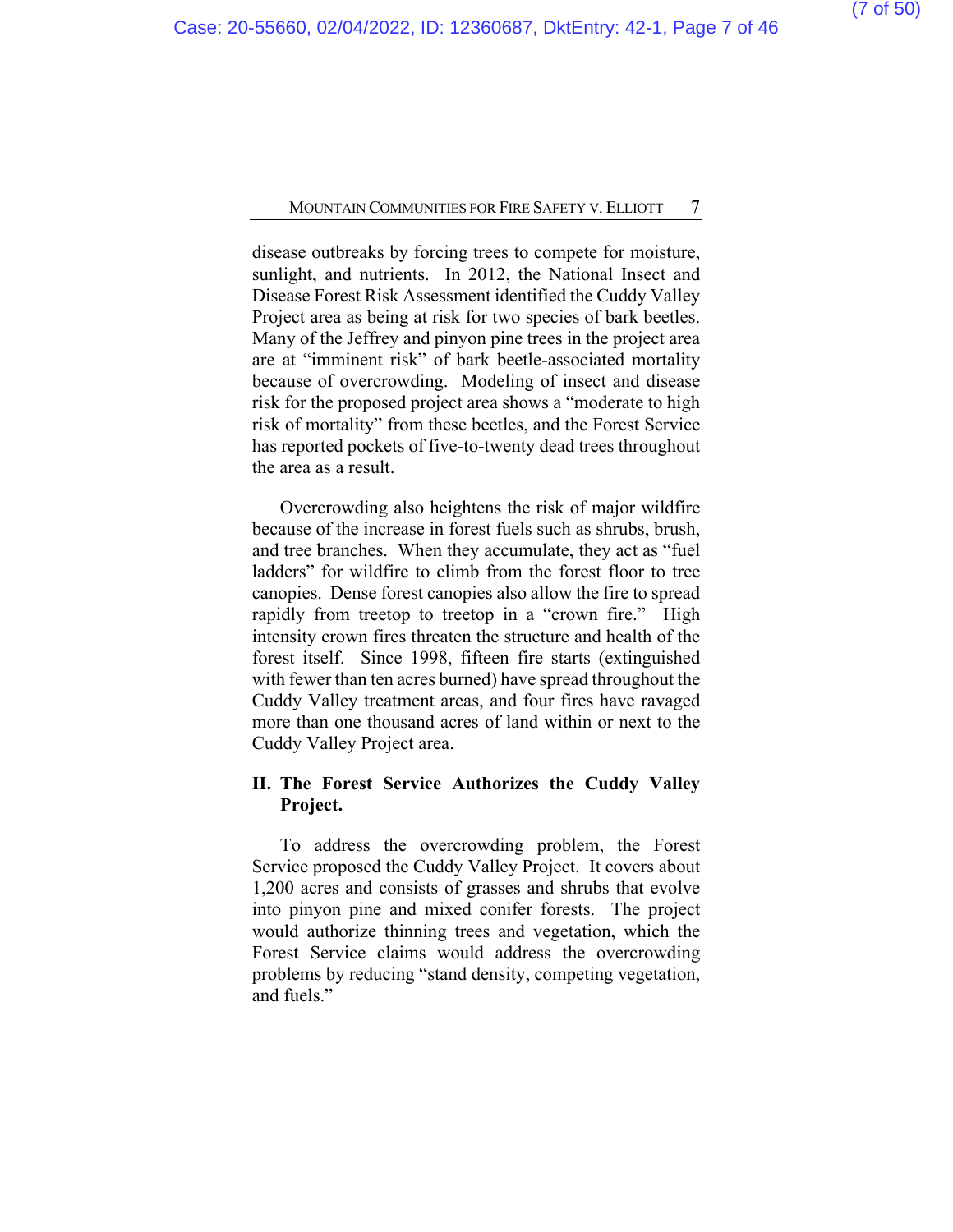disease outbreaks by forcing trees to compete for moisture, sunlight, and nutrients. In 2012, the National Insect and Disease Forest Risk Assessment identified the Cuddy Valley Project area as being at risk for two species of bark beetles. Many of the Jeffrey and pinyon pine trees in the project area are at "imminent risk" of bark beetle-associated mortality because of overcrowding. Modeling of insect and disease risk for the proposed project area shows a "moderate to high risk of mortality" from these beetles, and the Forest Service has reported pockets of five-to-twenty dead trees throughout the area as a result.

Overcrowding also heightens the risk of major wildfire because of the increase in forest fuels such as shrubs, brush, and tree branches. When they accumulate, they act as "fuel ladders" for wildfire to climb from the forest floor to tree canopies. Dense forest canopies also allow the fire to spread rapidly from treetop to treetop in a "crown fire." High intensity crown fires threaten the structure and health of the forest itself. Since 1998, fifteen fire starts (extinguished with fewer than ten acres burned) have spread throughout the Cuddy Valley treatment areas, and four fires have ravaged more than one thousand acres of land within or next to the Cuddy Valley Project area.

## II. The Forest Service Authorizes the Cuddy Valley Project.

To address the overcrowding problem, the Forest Service proposed the Cuddy Valley Project. It covers about 1,200 acres and consists of grasses and shrubs that evolve into pinyon pine and mixed conifer forests. The project would authorize thinning trees and vegetation, which the Forest Service claims would address the overcrowding problems by reducing "stand density, competing vegetation, and fuels."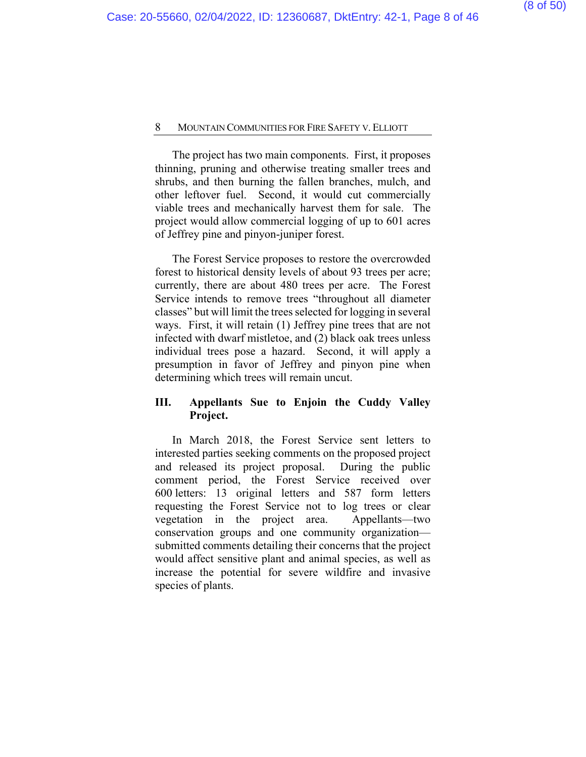The project has two main components. First, it proposes thinning, pruning and otherwise treating smaller trees and shrubs, and then burning the fallen branches, mulch, and other leftover fuel. Second, it would cut commercially viable trees and mechanically harvest them for sale. The project would allow commercial logging of up to 601 acres of Jeffrey pine and pinyon-juniper forest.

The Forest Service proposes to restore the overcrowded forest to historical density levels of about 93 trees per acre; currently, there are about 480 trees per acre. The Forest Service intends to remove trees "throughout all diameter classes" but will limit the trees selected for logging in several ways. First, it will retain (1) Jeffrey pine trees that are not infected with dwarf mistletoe, and (2) black oak trees unless individual trees pose a hazard. Second, it will apply a presumption in favor of Jeffrey and pinyon pine when determining which trees will remain uncut.

### III. Appellants Sue to Enjoin the Cuddy Valley Project.

In March 2018, the Forest Service sent letters to interested parties seeking comments on the proposed project and released its project proposal. During the public comment period, the Forest Service received over 600 letters: 13 original letters and 587 form letters requesting the Forest Service not to log trees or clear vegetation in the project area. Appellants—two conservation groups and one community organization—submitted comments detailing their concerns that the project would affect sensitive plant and animal species, as well as increase the potential for severe wildfire and invasive species of plants.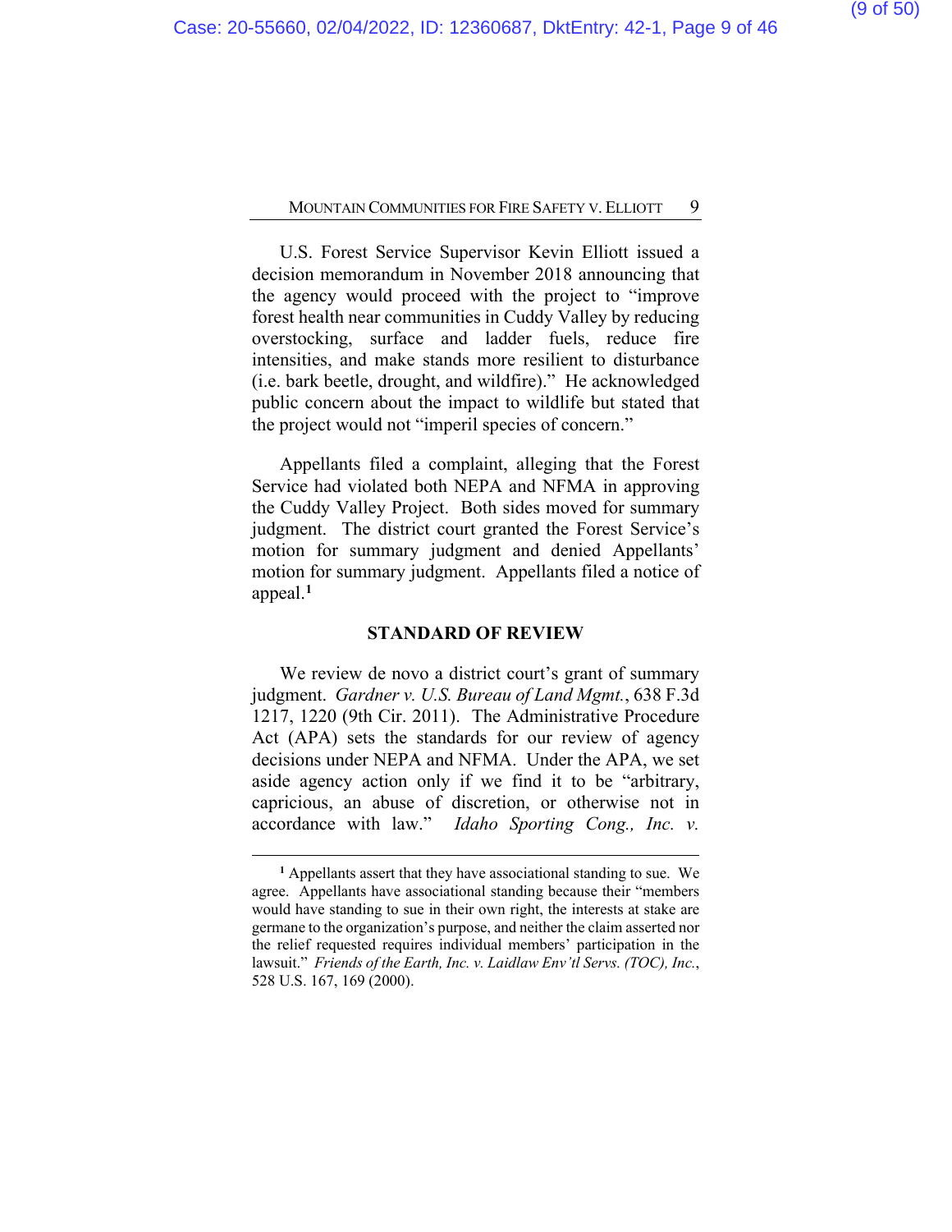U.S. Forest Service Supervisor Kevin Elliott issued a decision memorandum in November 2018 announcing that the agency would proceed with the project to "improve forest health near communities in Cuddy Valley by reducing overstocking, surface and ladder fuels, reduce fire intensities, and make stands more resilient to disturbance (i.e. bark beetle, drought, and wildfire)." He acknowledged public concern about the impact to wildlife but stated that the project would not "imperil species of concern."

Appellants filed a complaint, alleging that the Forest Service had violated both NEPA and NFMA in approving the Cuddy Valley Project. Both sides moved for summary judgment. The district court granted the Forest Service's motion for summary judgment and denied Appellants' motion for summary judgment. Appellants filed a notice of appeal.[1]

## STANDARD OF REVIEW

We review de novo a district court's grant of summary judgment. *Gardner v. U.S. Bureau of Land Mgmt.*, 638 F.3d 1217, 1220 (9th Cir. 2011). The Administrative Procedure Act (APA) sets the standards for our review of agency decisions under NEPA and NFMA. Under the APA, we set aside agency action only if we find it to be "arbitrary, capricious, an abuse of discretion, or otherwise not in accordance with law." *Idaho Sporting Cong., Inc. v.*

---

[1] Appellants assert that they have associational standing to sue. We agree. Appellants have associational standing because their "members would have standing to sue in their own right, the interests at stake are germane to the organization's purpose, and neither the claim asserted nor the relief requested requires individual members' participation in the lawsuit." *Friends of the Earth, Inc. v. Laidlaw Env'tl Servs. (TOC), Inc.*, 528 U.S. 167, 169 (2000).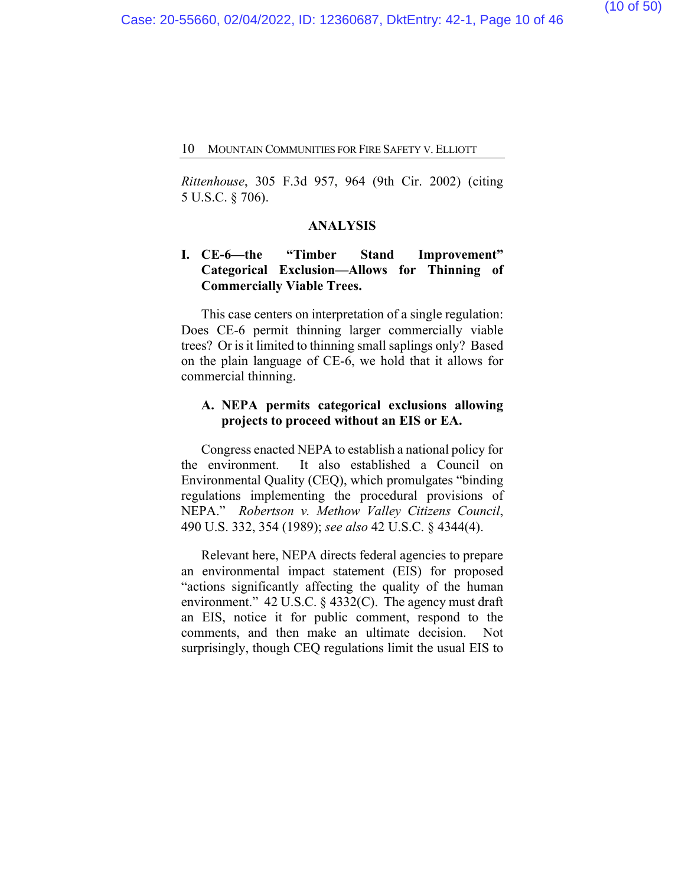*Rittenhouse*, 305 F.3d 957, 964 (9th Cir. 2002) (citing 5 U.S.C. § 706).

## ANALYSIS

### I. CE-6—the "Timber Stand Improvement" Categorical Exclusion—Allows for Thinning of Commercially Viable Trees.

This case centers on interpretation of a single regulation: Does CE-6 permit thinning larger commercially viable trees? Or is it limited to thinning small saplings only? Based on the plain language of CE-6, we hold that it allows for commercial thinning.

#### A. NEPA permits categorical exclusions allowing projects to proceed without an EIS or EA.

Congress enacted NEPA to establish a national policy for the environment. It also established a Council on Environmental Quality (CEQ), which promulgates "binding regulations implementing the procedural provisions of NEPA." *Robertson v. Methow Valley Citizens Council*, 490 U.S. 332, 354 (1989); *see also* 42 U.S.C. § 4344(4).

Relevant here, NEPA directs federal agencies to prepare an environmental impact statement (EIS) for proposed "actions significantly affecting the quality of the human environment." 42 U.S.C. § 4332(C). The agency must draft an EIS, notice it for public comment, respond to the comments, and then make an ultimate decision. Not surprisingly, though CEQ regulations limit the usual EIS to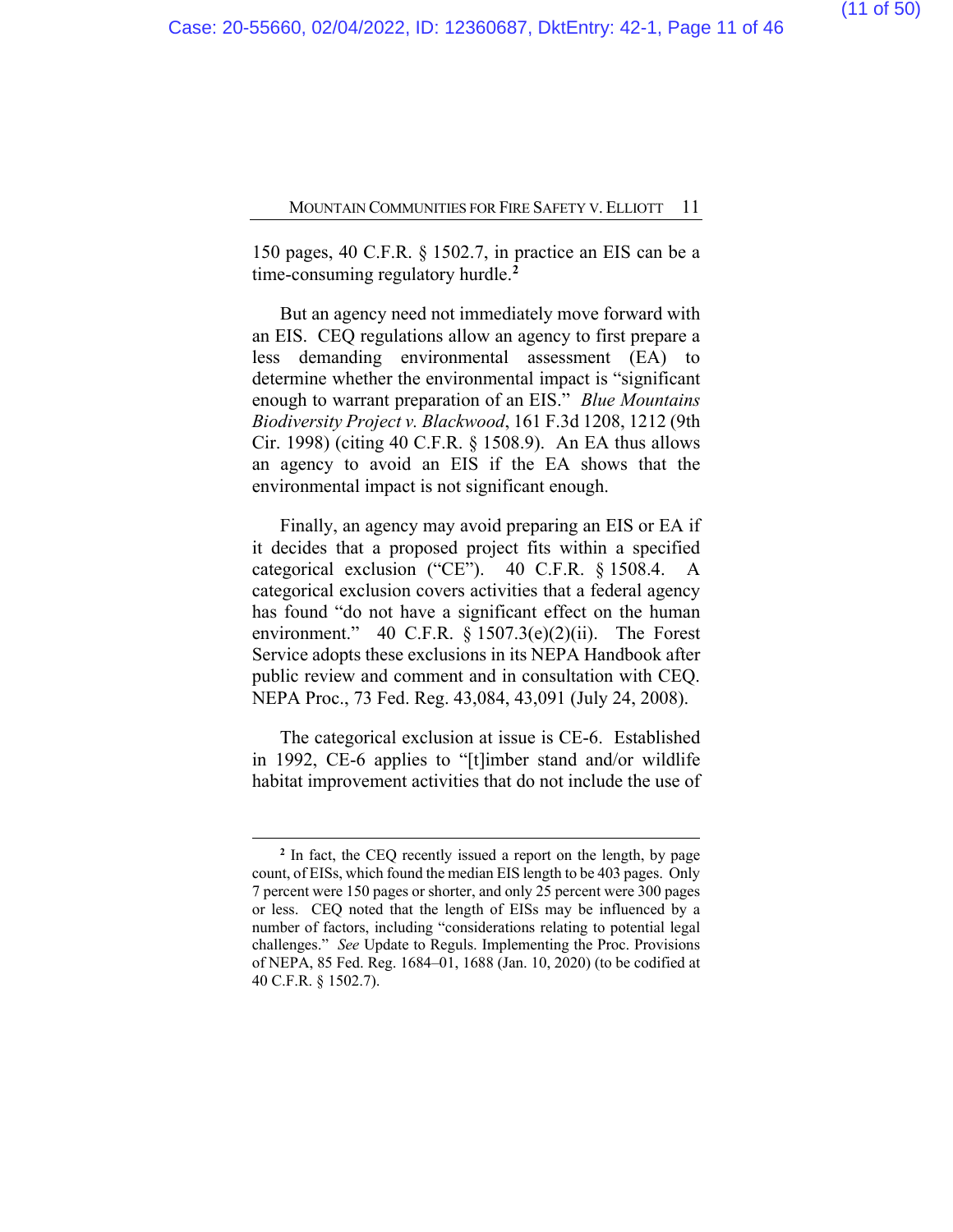150 pages, 40 C.F.R. § 1502.7, in practice an EIS can be a time-consuming regulatory hurdle.[2]

But an agency need not immediately move forward with an EIS. CEQ regulations allow an agency to first prepare a less demanding environmental assessment (EA) to determine whether the environmental impact is "significant enough to warrant preparation of an EIS." *Blue Mountains Biodiversity Project v. Blackwood*, 161 F.3d 1208, 1212 (9th Cir. 1998) (citing 40 C.F.R. § 1508.9). An EA thus allows an agency to avoid an EIS if the EA shows that the environmental impact is not significant enough.

Finally, an agency may avoid preparing an EIS or EA if it decides that a proposed project fits within a specified categorical exclusion ("CE"). 40 C.F.R. § 1508.4. A categorical exclusion covers activities that a federal agency has found "do not have a significant effect on the human environment." 40 C.F.R. § 1507.3(e)(2)(ii). The Forest Service adopts these exclusions in its NEPA Handbook after public review and comment and in consultation with CEQ. NEPA Proc., 73 Fed. Reg. 43,084, 43,091 (July 24, 2008).

The categorical exclusion at issue is CE-6. Established in 1992, CE-6 applies to "[t]imber stand and/or wildlife habitat improvement activities that do not include the use of

---

[2] In fact, the CEQ recently issued a report on the length, by page count, of EISs, which found the median EIS length to be 403 pages. Only 7 percent were 150 pages or shorter, and only 25 percent were 300 pages or less. CEQ noted that the length of EISs may be influenced by a number of factors, including "considerations relating to potential legal challenges." *See* Update to Reguls. Implementing the Proc. Provisions of NEPA, 85 Fed. Reg. 1684–01, 1688 (Jan. 10, 2020) (to be codified at 40 C.F.R. § 1502.7).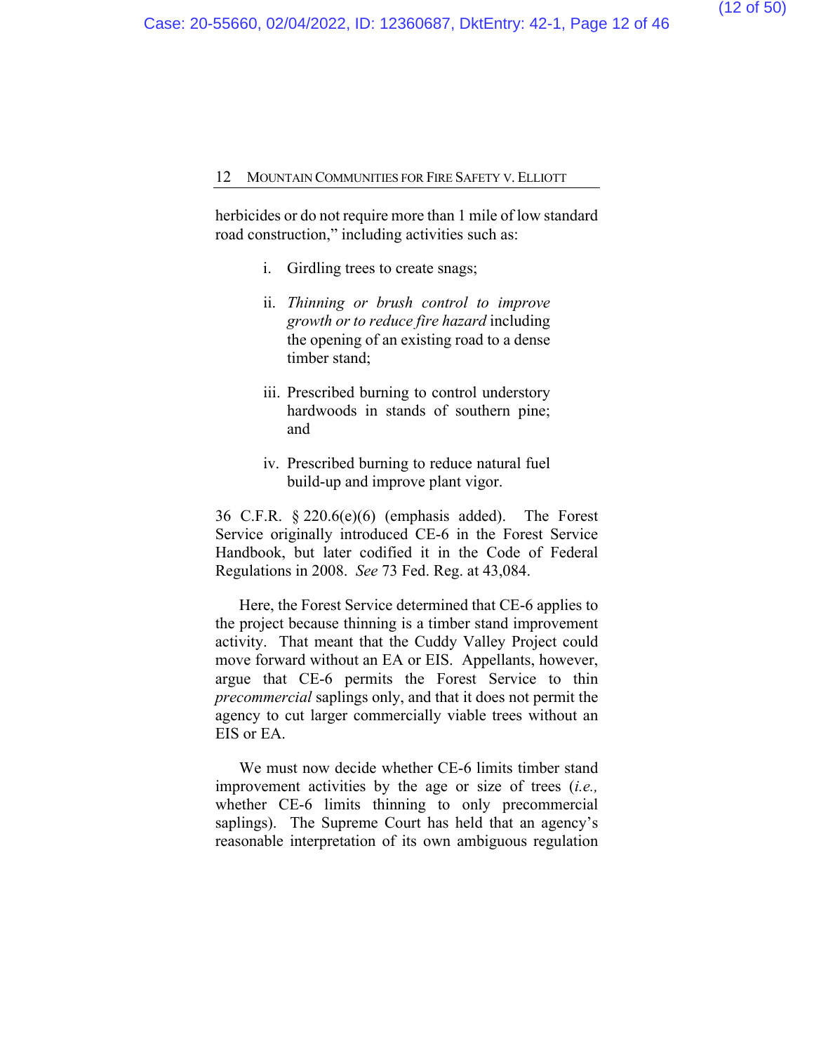herbicides or do not require more than 1 mile of low standard road construction," including activities such as:

> i. Girdling trees to create snags;
>
> ii. *Thinning or brush control to improve growth or to reduce fire hazard* including the opening of an existing road to a dense timber stand;
>
> iii. Prescribed burning to control understory hardwoods in stands of southern pine; and
>
> iv. Prescribed burning to reduce natural fuel build-up and improve plant vigor.

36 C.F.R. § 220.6(e)(6) (emphasis added). The Forest Service originally introduced CE-6 in the Forest Service Handbook, but later codified it in the Code of Federal Regulations in 2008. *See* 73 Fed. Reg. at 43,084.

Here, the Forest Service determined that CE-6 applies to the project because thinning is a timber stand improvement activity. That meant that the Cuddy Valley Project could move forward without an EA or EIS. Appellants, however, argue that CE-6 permits the Forest Service to thin *precommercial* saplings only, and that it does not permit the agency to cut larger commercially viable trees without an EIS or EA.

We must now decide whether CE-6 limits timber stand improvement activities by the age or size of trees (*i.e.,* whether CE-6 limits thinning to only precommercial saplings). The Supreme Court has held that an agency's reasonable interpretation of its own ambiguous regulation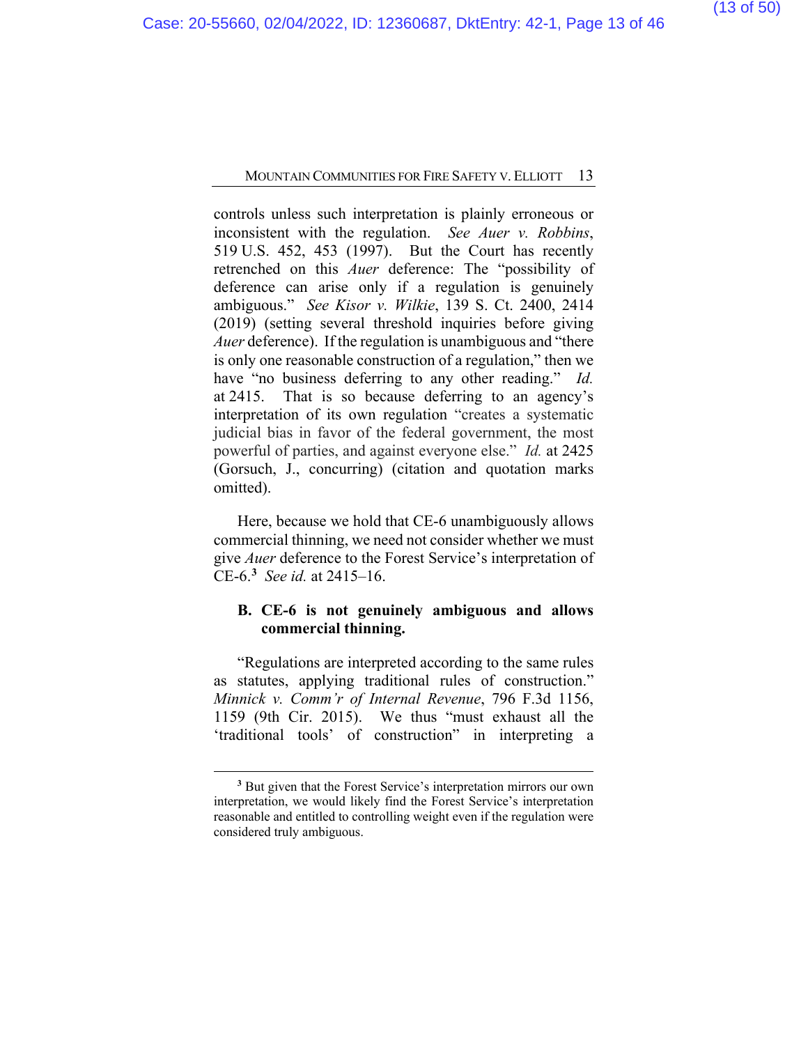controls unless such interpretation is plainly erroneous or inconsistent with the regulation. *See Auer v. Robbins*, 519 U.S. 452, 453 (1997). But the Court has recently retrenched on this *Auer* deference: The "possibility of deference can arise only if a regulation is genuinely ambiguous." *See Kisor v. Wilkie*, 139 S. Ct. 2400, 2414 (2019) (setting several threshold inquiries before giving *Auer* deference). If the regulation is unambiguous and "there is only one reasonable construction of a regulation," then we have "no business deferring to any other reading." *Id.* at 2415. That is so because deferring to an agency's interpretation of its own regulation "creates a systematic judicial bias in favor of the federal government, the most powerful of parties, and against everyone else." *Id.* at 2425 (Gorsuch, J., concurring) (citation and quotation marks omitted).

Here, because we hold that CE-6 unambiguously allows commercial thinning, we need not consider whether we must give *Auer* deference to the Forest Service's interpretation of CE-6.[3] *See id.* at 2415–16.

### B. CE-6 is not genuinely ambiguous and allows commercial thinning.

"Regulations are interpreted according to the same rules as statutes, applying traditional rules of construction." *Minnick v. Comm'r of Internal Revenue*, 796 F.3d 1156, 1159 (9th Cir. 2015). We thus "must exhaust all the 'traditional tools' of construction" in interpreting a

---

[3] But given that the Forest Service's interpretation mirrors our own interpretation, we would likely find the Forest Service's interpretation reasonable and entitled to controlling weight even if the regulation were considered truly ambiguous.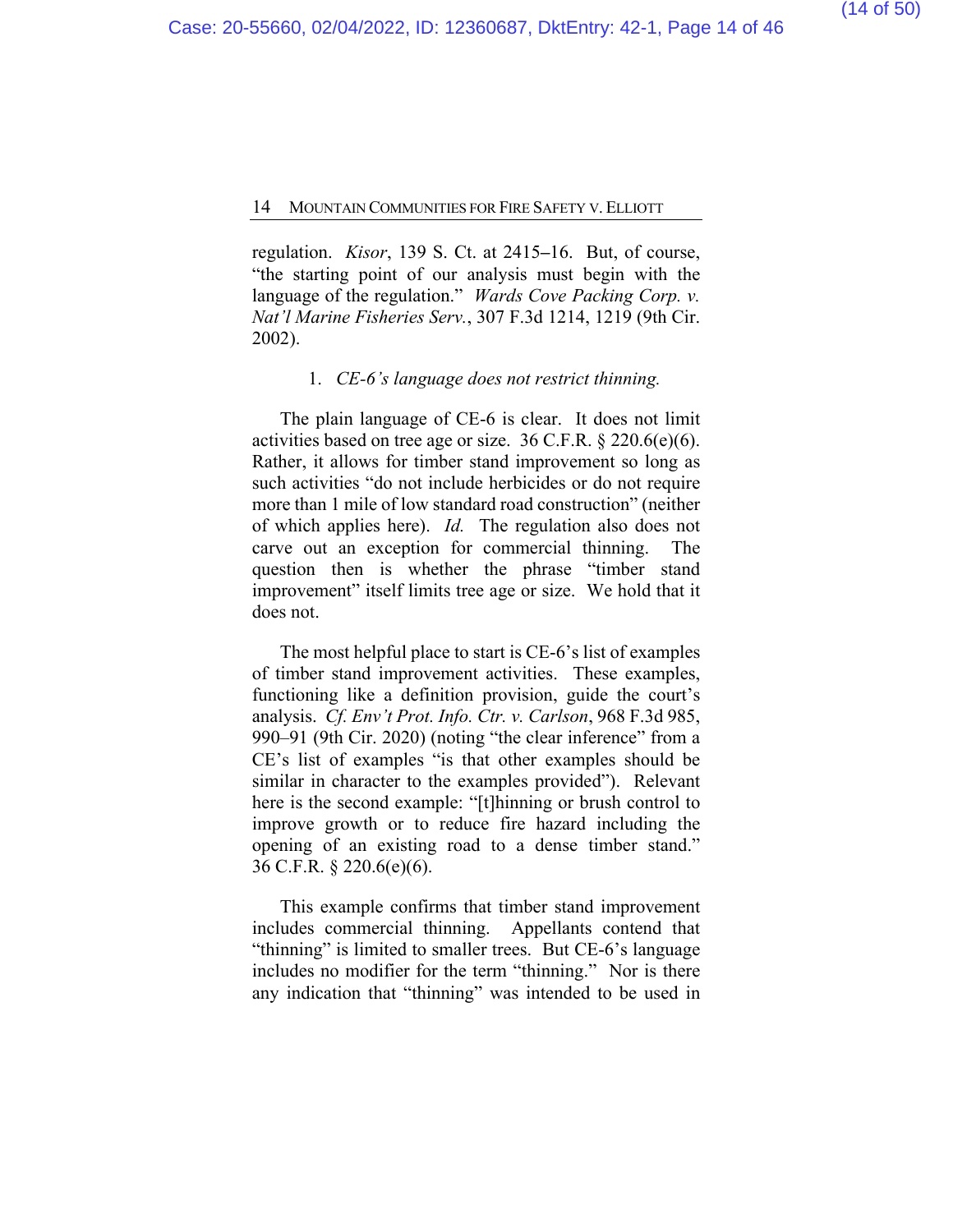regulation. *Kisor*, 139 S. Ct. at 2415–16. But, of course, "the starting point of our analysis must begin with the language of the regulation." *Wards Cove Packing Corp. v. Nat'l Marine Fisheries Serv.*, 307 F.3d 1214, 1219 (9th Cir. 2002).

1. *CE-6's language does not restrict thinning.*

The plain language of CE-6 is clear. It does not limit activities based on tree age or size. 36 C.F.R. § 220.6(e)(6). Rather, it allows for timber stand improvement so long as such activities "do not include herbicides or do not require more than 1 mile of low standard road construction" (neither of which applies here). *Id.* The regulation also does not carve out an exception for commercial thinning. The question then is whether the phrase "timber stand improvement" itself limits tree age or size. We hold that it does not.

The most helpful place to start is CE-6's list of examples of timber stand improvement activities. These examples, functioning like a definition provision, guide the court's analysis. *Cf. Env't Prot. Info. Ctr. v. Carlson*, 968 F.3d 985, 990–91 (9th Cir. 2020) (noting "the clear inference" from a CE's list of examples "is that other examples should be similar in character to the examples provided"). Relevant here is the second example: "[t]hinning or brush control to improve growth or to reduce fire hazard including the opening of an existing road to a dense timber stand." 36 C.F.R. § 220.6(e)(6).

This example confirms that timber stand improvement includes commercial thinning. Appellants contend that "thinning" is limited to smaller trees. But CE-6's language includes no modifier for the term "thinning." Nor is there any indication that "thinning" was intended to be used in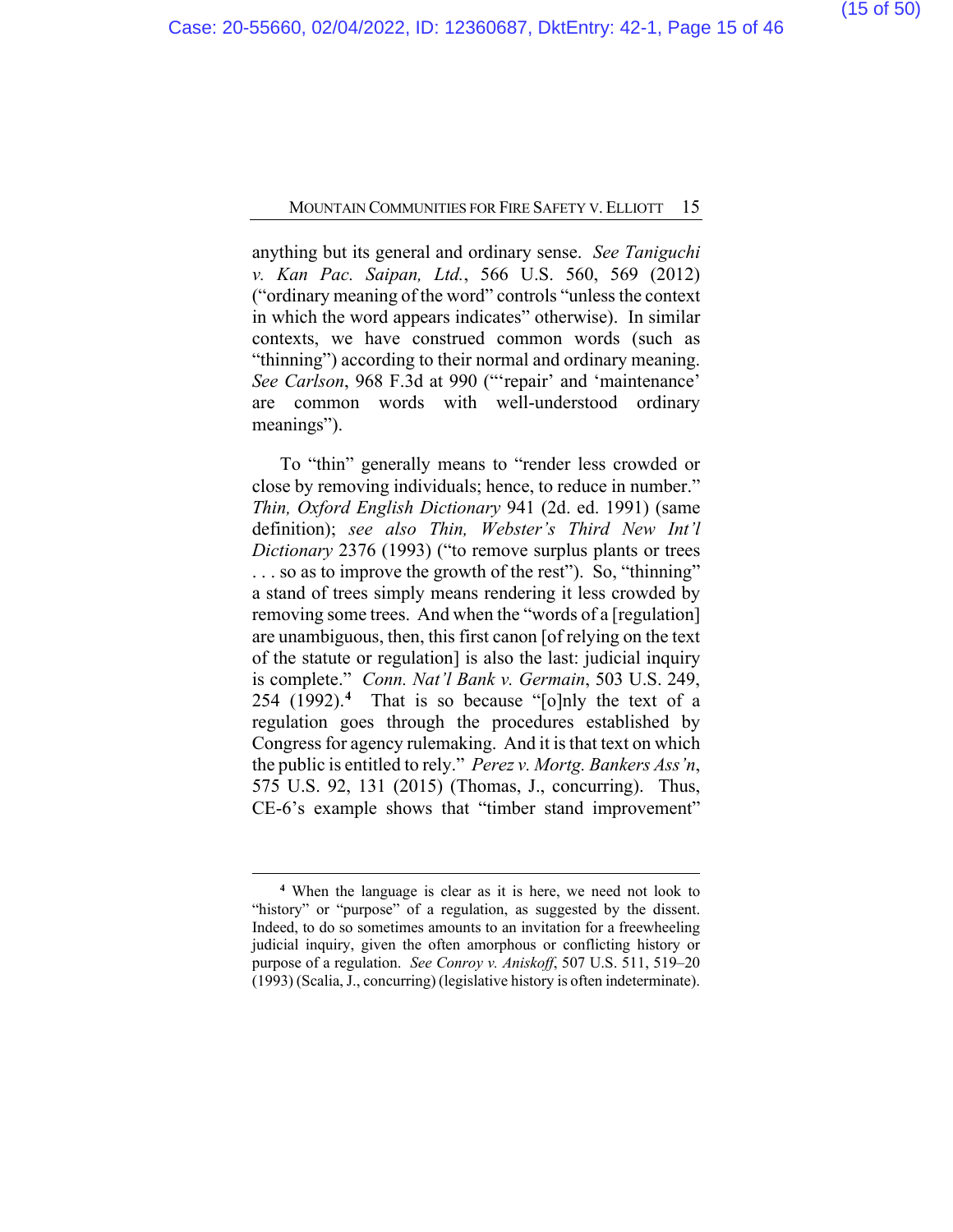anything but its general and ordinary sense. *See Taniguchi v. Kan Pac. Saipan, Ltd.*, 566 U.S. 560, 569 (2012) ("ordinary meaning of the word" controls "unless the context in which the word appears indicates" otherwise). In similar contexts, we have construed common words (such as "thinning") according to their normal and ordinary meaning. *See Carlson*, 968 F.3d at 990 ("'repair' and 'maintenance' are common words with well-understood ordinary meanings").

To "thin" generally means to "render less crowded or close by removing individuals; hence, to reduce in number." *Thin, Oxford English Dictionary* 941 (2d. ed. 1991) (same definition); *see also Thin, Webster's Third New Int'l Dictionary* 2376 (1993) ("to remove surplus plants or trees . . . so as to improve the growth of the rest"). So, "thinning" a stand of trees simply means rendering it less crowded by removing some trees. And when the "words of a [regulation] are unambiguous, then, this first canon [of relying on the text of the statute or regulation] is also the last: judicial inquiry is complete." *Conn. Nat'l Bank v. Germain*, 503 U.S. 249, 254 (1992).[4] That is so because "[o]nly the text of a regulation goes through the procedures established by Congress for agency rulemaking. And it is that text on which the public is entitled to rely." *Perez v. Mortg. Bankers Ass'n*, 575 U.S. 92, 131 (2015) (Thomas, J., concurring). Thus, CE-6's example shows that "timber stand improvement"

---

[4] When the language is clear as it is here, we need not look to "history" or "purpose" of a regulation, as suggested by the dissent. Indeed, to do so sometimes amounts to an invitation for a freewheeling judicial inquiry, given the often amorphous or conflicting history or purpose of a regulation. *See Conroy v. Aniskoff*, 507 U.S. 511, 519–20 (1993) (Scalia, J., concurring) (legislative history is often indeterminate).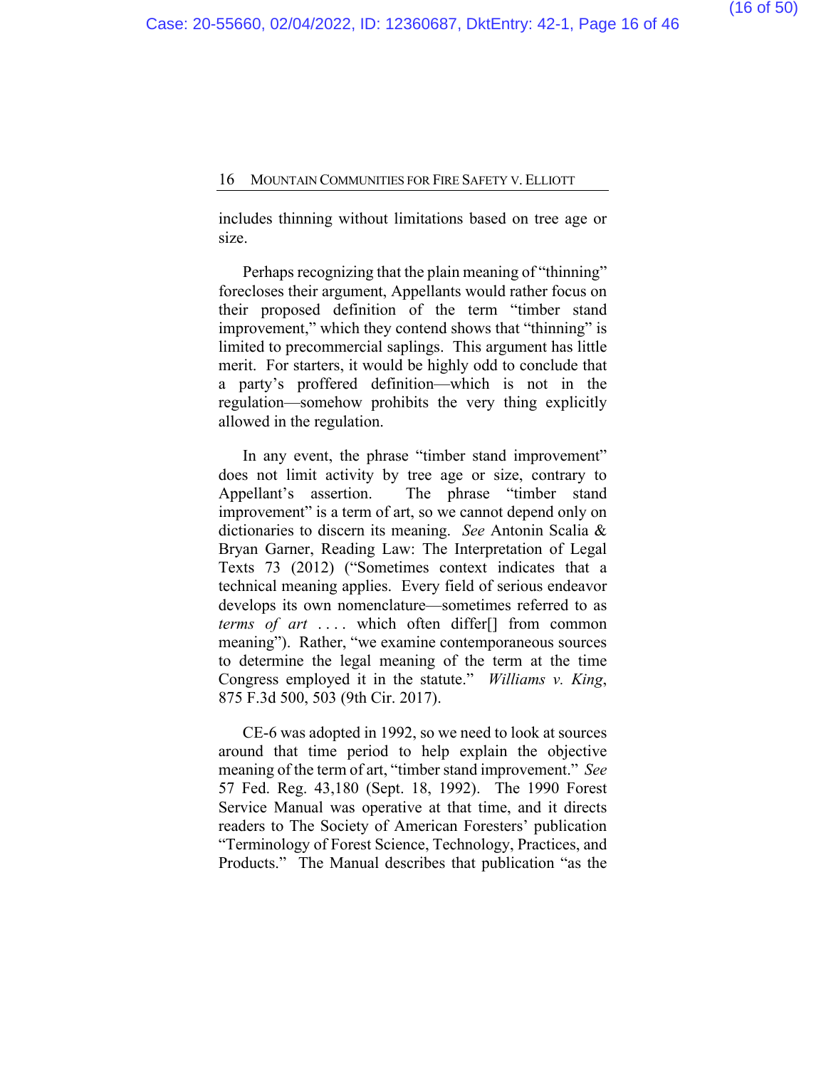includes thinning without limitations based on tree age or size.

Perhaps recognizing that the plain meaning of "thinning" forecloses their argument, Appellants would rather focus on their proposed definition of the term "timber stand improvement," which they contend shows that "thinning" is limited to precommercial saplings. This argument has little merit. For starters, it would be highly odd to conclude that a party's proffered definition—which is not in the regulation—somehow prohibits the very thing explicitly allowed in the regulation.

In any event, the phrase "timber stand improvement" does not limit activity by tree age or size, contrary to Appellant's assertion. The phrase "timber stand improvement" is a term of art, so we cannot depend only on dictionaries to discern its meaning. *See* Antonin Scalia & Bryan Garner, Reading Law: The Interpretation of Legal Texts 73 (2012) ("Sometimes context indicates that a technical meaning applies. Every field of serious endeavor develops its own nomenclature—sometimes referred to as *terms of art* . . . . which often differ[] from common meaning"). Rather, "we examine contemporaneous sources to determine the legal meaning of the term at the time Congress employed it in the statute." *Williams v. King*, 875 F.3d 500, 503 (9th Cir. 2017).

CE-6 was adopted in 1992, so we need to look at sources around that time period to help explain the objective meaning of the term of art, "timber stand improvement." *See* 57 Fed. Reg. 43,180 (Sept. 18, 1992). The 1990 Forest Service Manual was operative at that time, and it directs readers to The Society of American Foresters' publication "Terminology of Forest Science, Technology, Practices, and Products." The Manual describes that publication "as the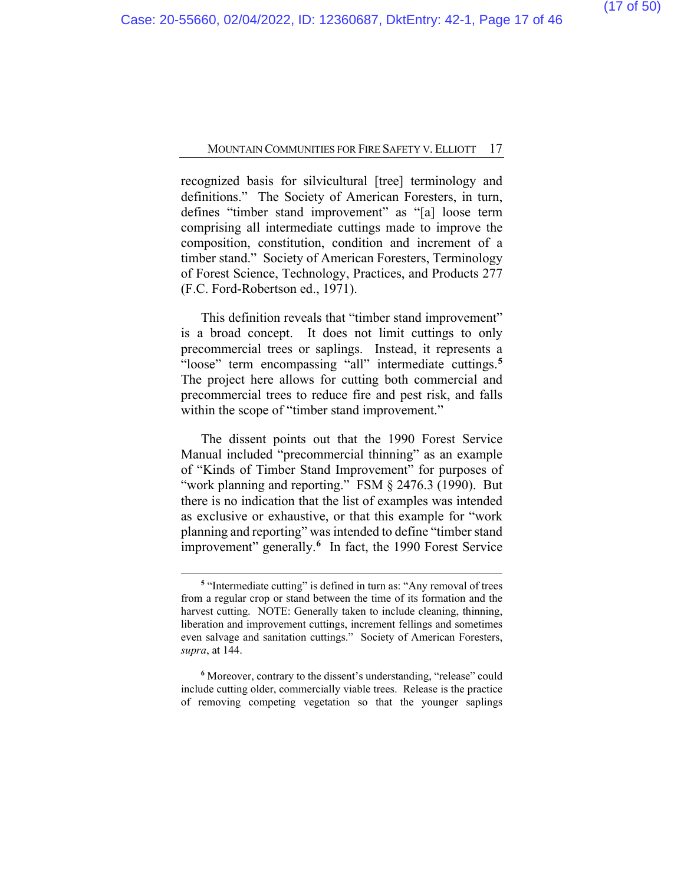recognized basis for silvicultural [tree] terminology and definitions." The Society of American Foresters, in turn, defines "timber stand improvement" as "[a] loose term comprising all intermediate cuttings made to improve the composition, constitution, condition and increment of a timber stand." Society of American Foresters, Terminology of Forest Science, Technology, Practices, and Products 277 (F.C. Ford-Robertson ed., 1971).

This definition reveals that "timber stand improvement" is a broad concept. It does not limit cuttings to only precommercial trees or saplings. Instead, it represents a "loose" term encompassing "all" intermediate cuttings.[5] The project here allows for cutting both commercial and precommercial trees to reduce fire and pest risk, and falls within the scope of "timber stand improvement."

The dissent points out that the 1990 Forest Service Manual included "precommercial thinning" as an example of "Kinds of Timber Stand Improvement" for purposes of "work planning and reporting." FSM § 2476.3 (1990). But there is no indication that the list of examples was intended as exclusive or exhaustive, or that this example for "work planning and reporting" was intended to define "timber stand improvement" generally.[6] In fact, the 1990 Forest Service

---

[5] "Intermediate cutting" is defined in turn as: "Any removal of trees from a regular crop or stand between the time of its formation and the harvest cutting. NOTE: Generally taken to include cleaning, thinning, liberation and improvement cuttings, increment fellings and sometimes even salvage and sanitation cuttings." Society of American Foresters, *supra*, at 144.

[6] Moreover, contrary to the dissent's understanding, "release" could include cutting older, commercially viable trees. Release is the practice of removing competing vegetation so that the younger saplings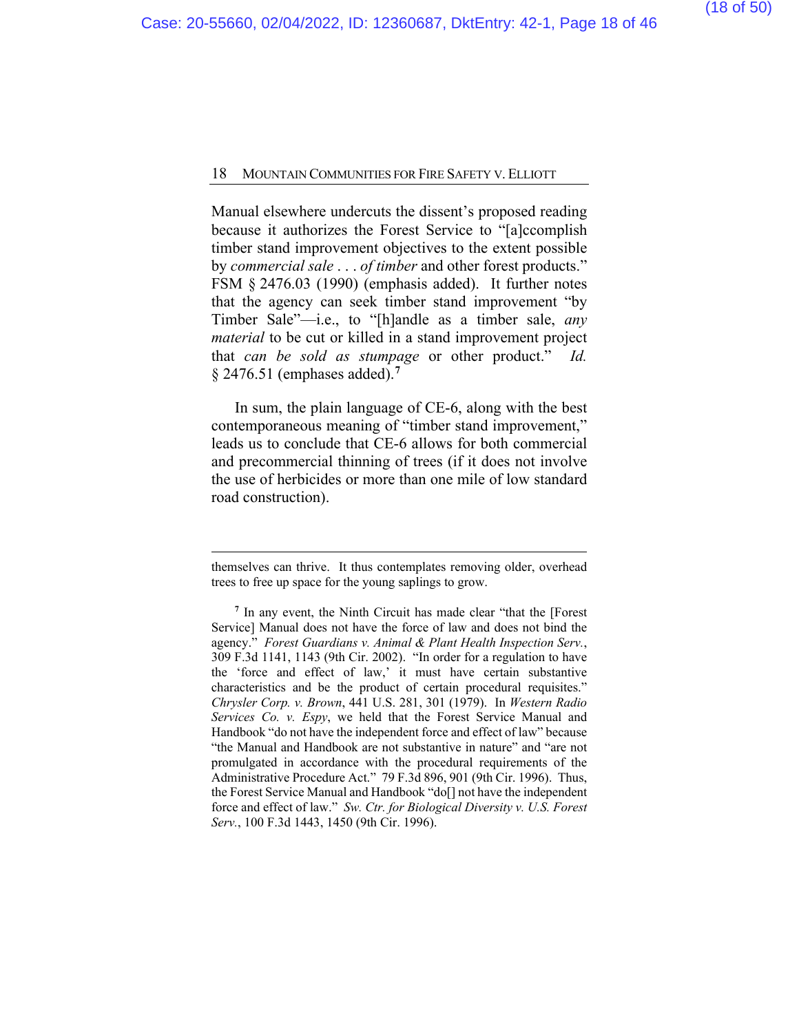Manual elsewhere undercuts the dissent's proposed reading because it authorizes the Forest Service to "[a]ccomplish timber stand improvement objectives to the extent possible by *commercial sale* . . . *of timber* and other forest products." FSM § 2476.03 (1990) (emphasis added). It further notes that the agency can seek timber stand improvement "by Timber Sale"—i.e., to "[h]andle as a timber sale, *any material* to be cut or killed in a stand improvement project that *can be sold as stumpage* or other product." *Id.* § 2476.51 (emphases added).[7]

In sum, the plain language of CE-6, along with the best contemporaneous meaning of "timber stand improvement," leads us to conclude that CE-6 allows for both commercial and precommercial thinning of trees (if it does not involve the use of herbicides or more than one mile of low standard road construction).

---

themselves can thrive. It thus contemplates removing older, overhead trees to free up space for the young saplings to grow.

[7] In any event, the Ninth Circuit has made clear "that the [Forest Service] Manual does not have the force of law and does not bind the agency." *Forest Guardians v. Animal & Plant Health Inspection Serv.*, 309 F.3d 1141, 1143 (9th Cir. 2002). "In order for a regulation to have the 'force and effect of law,' it must have certain substantive characteristics and be the product of certain procedural requisites." *Chrysler Corp. v. Brown*, 441 U.S. 281, 301 (1979). In *Western Radio Services Co. v. Espy*, we held that the Forest Service Manual and Handbook "do not have the independent force and effect of law" because "the Manual and Handbook are not substantive in nature" and "are not promulgated in accordance with the procedural requirements of the Administrative Procedure Act." 79 F.3d 896, 901 (9th Cir. 1996). Thus, the Forest Service Manual and Handbook "do[] not have the independent force and effect of law." *Sw. Ctr. for Biological Diversity v. U.S. Forest Serv.*, 100 F.3d 1443, 1450 (9th Cir. 1996).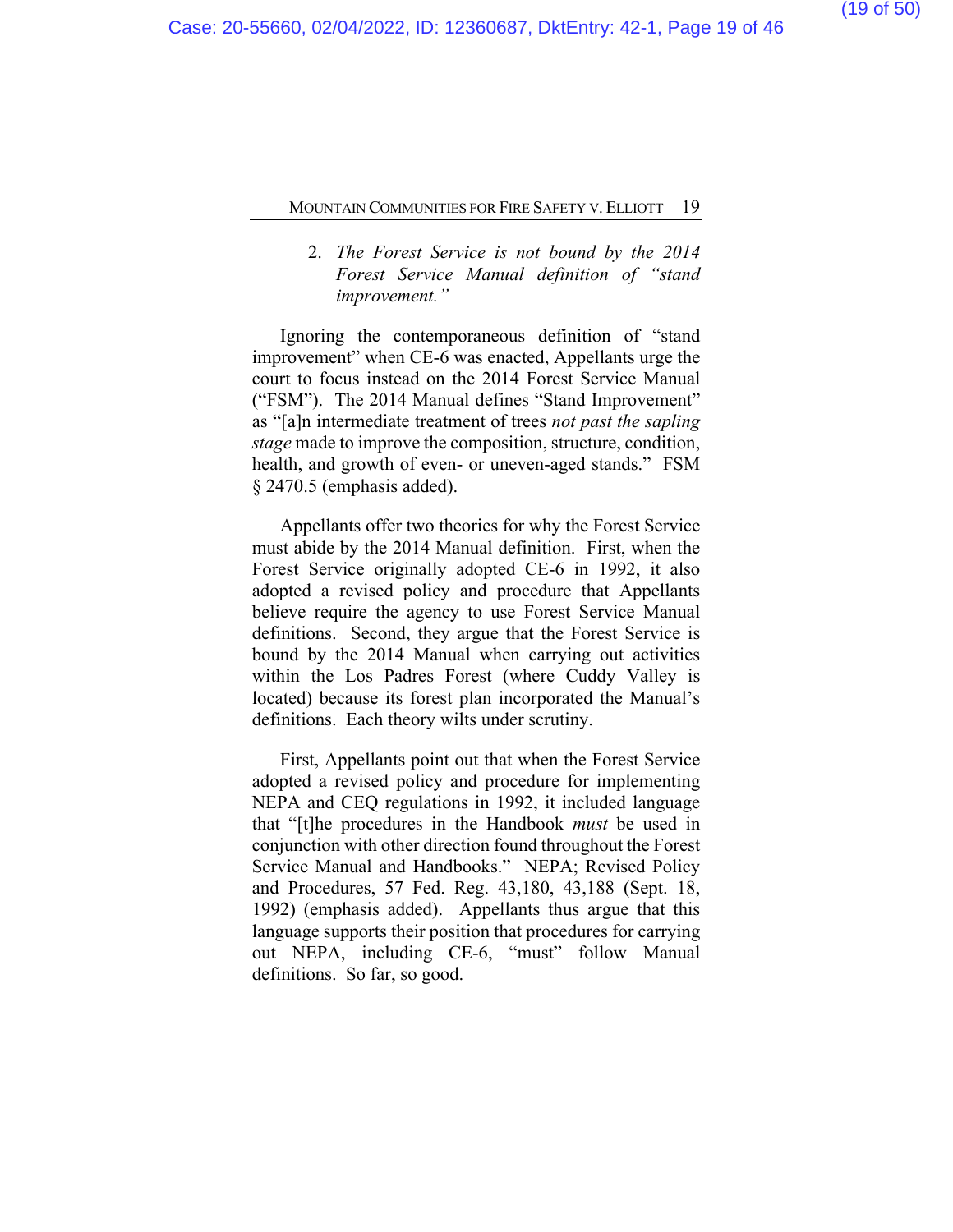### 2. *The Forest Service is not bound by the 2014 Forest Service Manual definition of "stand improvement."*

Ignoring the contemporaneous definition of "stand improvement" when CE-6 was enacted, Appellants urge the court to focus instead on the 2014 Forest Service Manual ("FSM"). The 2014 Manual defines "Stand Improvement" as "[a]n intermediate treatment of trees *not past the sapling stage* made to improve the composition, structure, condition, health, and growth of even- or uneven-aged stands." FSM § 2470.5 (emphasis added).

Appellants offer two theories for why the Forest Service must abide by the 2014 Manual definition. First, when the Forest Service originally adopted CE-6 in 1992, it also adopted a revised policy and procedure that Appellants believe require the agency to use Forest Service Manual definitions. Second, they argue that the Forest Service is bound by the 2014 Manual when carrying out activities within the Los Padres Forest (where Cuddy Valley is located) because its forest plan incorporated the Manual's definitions. Each theory wilts under scrutiny.

First, Appellants point out that when the Forest Service adopted a revised policy and procedure for implementing NEPA and CEQ regulations in 1992, it included language that "[t]he procedures in the Handbook *must* be used in conjunction with other direction found throughout the Forest Service Manual and Handbooks." NEPA; Revised Policy and Procedures, 57 Fed. Reg. 43,180, 43,188 (Sept. 18, 1992) (emphasis added). Appellants thus argue that this language supports their position that procedures for carrying out NEPA, including CE-6, "must" follow Manual definitions. So far, so good.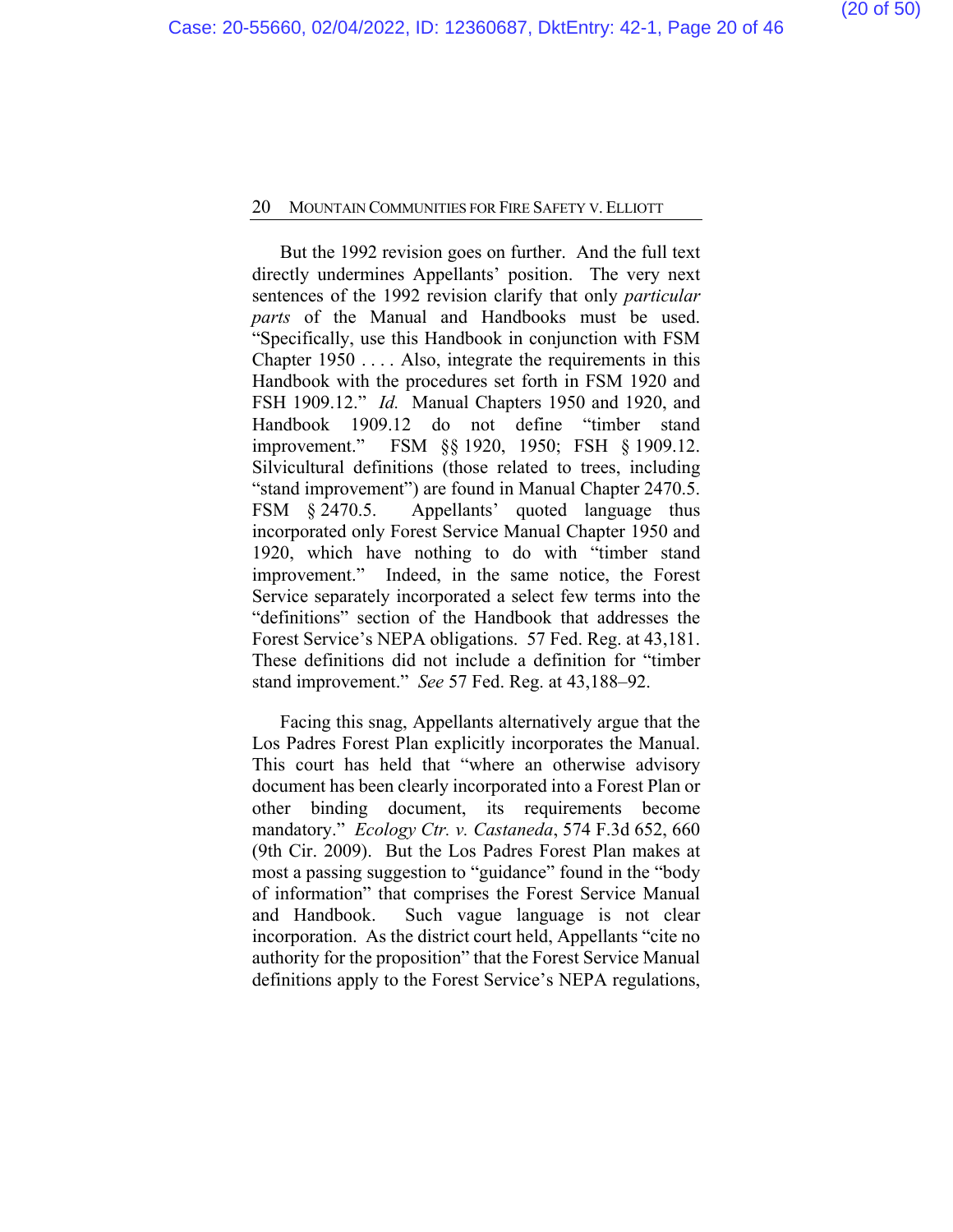But the 1992 revision goes on further. And the full text directly undermines Appellants' position. The very next sentences of the 1992 revision clarify that only *particular parts* of the Manual and Handbooks must be used. "Specifically, use this Handbook in conjunction with FSM Chapter 1950 . . . . Also, integrate the requirements in this Handbook with the procedures set forth in FSM 1920 and FSH 1909.12." *Id.* Manual Chapters 1950 and 1920, and Handbook 1909.12 do not define "timber stand improvement." FSM §§ 1920, 1950; FSH § 1909.12. Silvicultural definitions (those related to trees, including "stand improvement") are found in Manual Chapter 2470.5. FSM § 2470.5. Appellants' quoted language thus incorporated only Forest Service Manual Chapter 1950 and 1920, which have nothing to do with "timber stand improvement." Indeed, in the same notice, the Forest Service separately incorporated a select few terms into the "definitions" section of the Handbook that addresses the Forest Service's NEPA obligations. 57 Fed. Reg. at 43,181. These definitions did not include a definition for "timber stand improvement." *See* 57 Fed. Reg. at 43,188–92.

Facing this snag, Appellants alternatively argue that the Los Padres Forest Plan explicitly incorporates the Manual. This court has held that "where an otherwise advisory document has been clearly incorporated into a Forest Plan or other binding document, its requirements become mandatory." *Ecology Ctr. v. Castaneda*, 574 F.3d 652, 660 (9th Cir. 2009). But the Los Padres Forest Plan makes at most a passing suggestion to "guidance" found in the "body of information" that comprises the Forest Service Manual and Handbook. Such vague language is not clear incorporation. As the district court held, Appellants "cite no authority for the proposition" that the Forest Service Manual definitions apply to the Forest Service's NEPA regulations,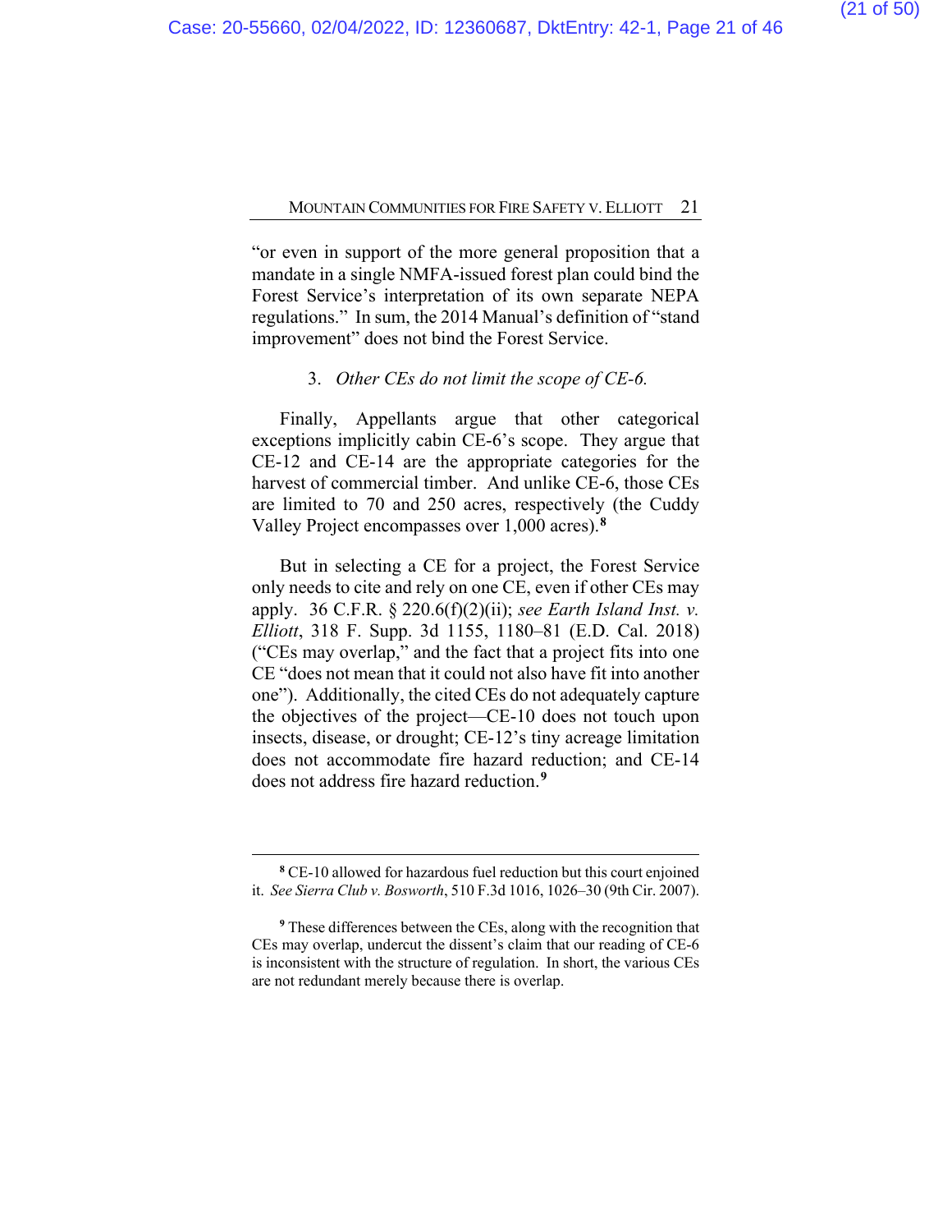"or even in support of the more general proposition that a mandate in a single NMFA-issued forest plan could bind the Forest Service's interpretation of its own separate NEPA regulations." In sum, the 2014 Manual's definition of "stand improvement" does not bind the Forest Service.

### 3. *Other CEs do not limit the scope of CE-6.*

Finally, Appellants argue that other categorical exceptions implicitly cabin CE-6's scope. They argue that CE-12 and CE-14 are the appropriate categories for the harvest of commercial timber. And unlike CE-6, those CEs are limited to 70 and 250 acres, respectively (the Cuddy Valley Project encompasses over 1,000 acres).[8]

But in selecting a CE for a project, the Forest Service only needs to cite and rely on one CE, even if other CEs may apply. 36 C.F.R. § 220.6(f)(2)(ii); *see Earth Island Inst. v. Elliott*, 318 F. Supp. 3d 1155, 1180–81 (E.D. Cal. 2018) ("CEs may overlap," and the fact that a project fits into one CE "does not mean that it could not also have fit into another one"). Additionally, the cited CEs do not adequately capture the objectives of the project—CE-10 does not touch upon insects, disease, or drought; CE-12's tiny acreage limitation does not accommodate fire hazard reduction; and CE-14 does not address fire hazard reduction.[9]

---

[8] CE-10 allowed for hazardous fuel reduction but this court enjoined it. *See Sierra Club v. Bosworth*, 510 F.3d 1016, 1026–30 (9th Cir. 2007).

[9] These differences between the CEs, along with the recognition that CEs may overlap, undercut the dissent's claim that our reading of CE-6 is inconsistent with the structure of regulation. In short, the various CEs are not redundant merely because there is overlap.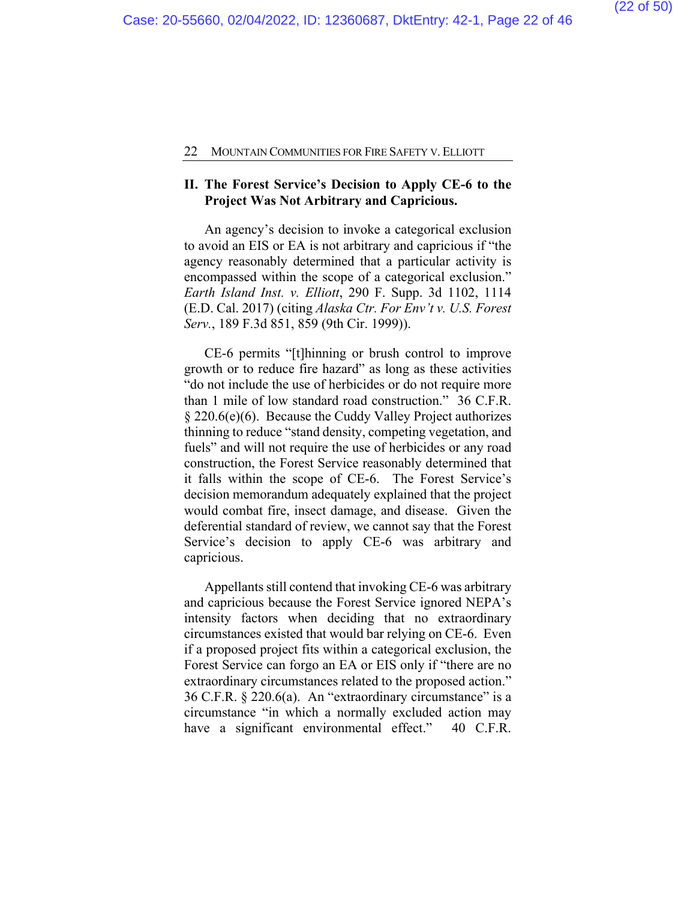## II. The Forest Service's Decision to Apply CE-6 to the Project Was Not Arbitrary and Capricious.

An agency's decision to invoke a categorical exclusion to avoid an EIS or EA is not arbitrary and capricious if "the agency reasonably determined that a particular activity is encompassed within the scope of a categorical exclusion." *Earth Island Inst. v. Elliott*, 290 F. Supp. 3d 1102, 1114 (E.D. Cal. 2017) (citing *Alaska Ctr. For Env't v. U.S. Forest Serv.*, 189 F.3d 851, 859 (9th Cir. 1999)).

CE-6 permits "[t]hinning or brush control to improve growth or to reduce fire hazard" as long as these activities "do not include the use of herbicides or do not require more than 1 mile of low standard road construction." 36 C.F.R. § 220.6(e)(6). Because the Cuddy Valley Project authorizes thinning to reduce "stand density, competing vegetation, and fuels" and will not require the use of herbicides or any road construction, the Forest Service reasonably determined that it falls within the scope of CE-6. The Forest Service's decision memorandum adequately explained that the project would combat fire, insect damage, and disease. Given the deferential standard of review, we cannot say that the Forest Service's decision to apply CE-6 was arbitrary and capricious.

Appellants still contend that invoking CE-6 was arbitrary and capricious because the Forest Service ignored NEPA's intensity factors when deciding that no extraordinary circumstances existed that would bar relying on CE-6. Even if a proposed project fits within a categorical exclusion, the Forest Service can forgo an EA or EIS only if "there are no extraordinary circumstances related to the proposed action." 36 C.F.R. § 220.6(a). An "extraordinary circumstance" is a circumstance "in which a normally excluded action may have a significant environmental effect." 40 C.F.R.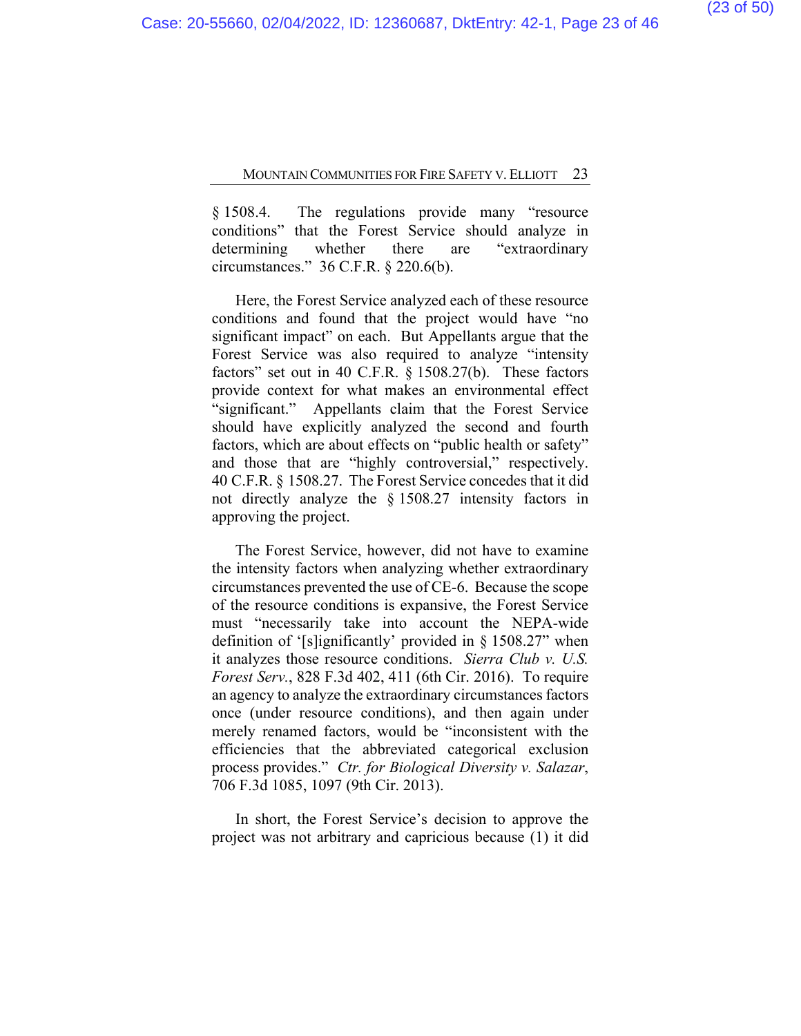§ 1508.4. The regulations provide many "resource conditions" that the Forest Service should analyze in determining whether there are "extraordinary circumstances." 36 C.F.R. § 220.6(b).

Here, the Forest Service analyzed each of these resource conditions and found that the project would have "no significant impact" on each. But Appellants argue that the Forest Service was also required to analyze "intensity factors" set out in 40 C.F.R. § 1508.27(b). These factors provide context for what makes an environmental effect "significant." Appellants claim that the Forest Service should have explicitly analyzed the second and fourth factors, which are about effects on "public health or safety" and those that are "highly controversial," respectively. 40 C.F.R. § 1508.27. The Forest Service concedes that it did not directly analyze the § 1508.27 intensity factors in approving the project.

The Forest Service, however, did not have to examine the intensity factors when analyzing whether extraordinary circumstances prevented the use of CE-6. Because the scope of the resource conditions is expansive, the Forest Service must "necessarily take into account the NEPA-wide definition of '[s]ignificantly' provided in § 1508.27" when it analyzes those resource conditions. *Sierra Club v. U.S. Forest Serv.*, 828 F.3d 402, 411 (6th Cir. 2016). To require an agency to analyze the extraordinary circumstances factors once (under resource conditions), and then again under merely renamed factors, would be "inconsistent with the efficiencies that the abbreviated categorical exclusion process provides." *Ctr. for Biological Diversity v. Salazar*, 706 F.3d 1085, 1097 (9th Cir. 2013).

In short, the Forest Service's decision to approve the project was not arbitrary and capricious because (1) it did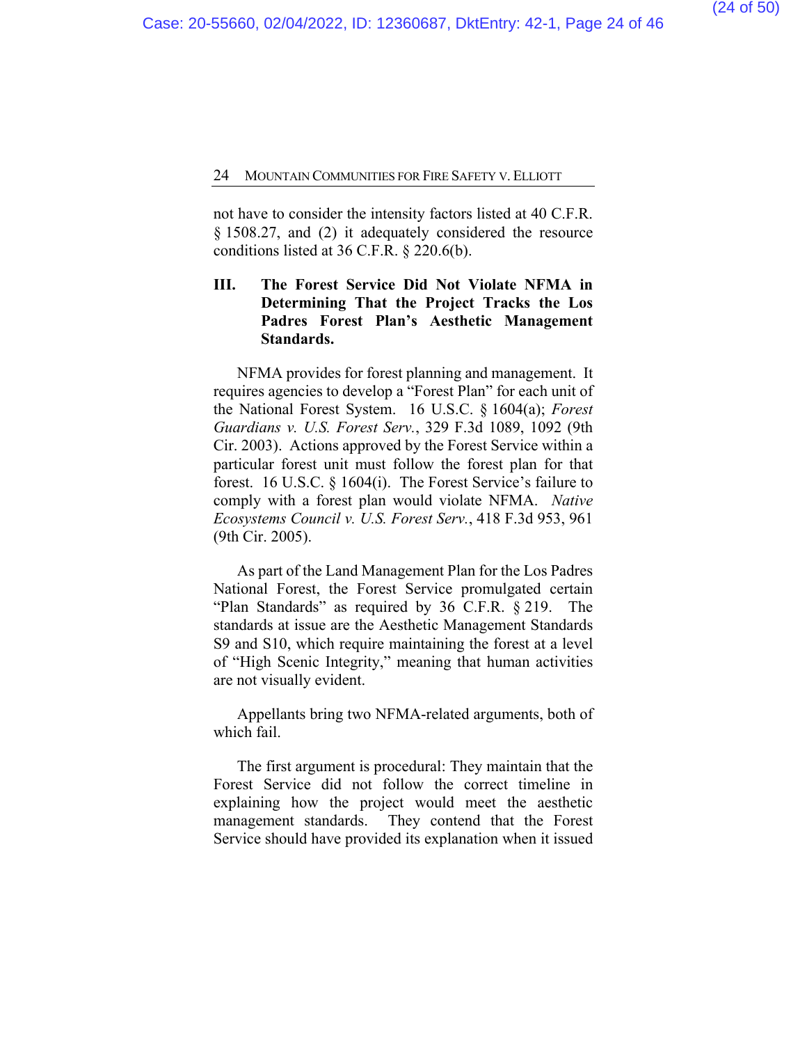not have to consider the intensity factors listed at 40 C.F.R. § 1508.27, and (2) it adequately considered the resource conditions listed at 36 C.F.R. § 220.6(b).

## III. The Forest Service Did Not Violate NFMA in Determining That the Project Tracks the Los Padres Forest Plan's Aesthetic Management Standards.

NFMA provides for forest planning and management. It requires agencies to develop a "Forest Plan" for each unit of the National Forest System. 16 U.S.C. § 1604(a); *Forest Guardians v. U.S. Forest Serv.*, 329 F.3d 1089, 1092 (9th Cir. 2003). Actions approved by the Forest Service within a particular forest unit must follow the forest plan for that forest. 16 U.S.C. § 1604(i). The Forest Service's failure to comply with a forest plan would violate NFMA. *Native Ecosystems Council v. U.S. Forest Serv.*, 418 F.3d 953, 961 (9th Cir. 2005).

As part of the Land Management Plan for the Los Padres National Forest, the Forest Service promulgated certain "Plan Standards" as required by 36 C.F.R. § 219. The standards at issue are the Aesthetic Management Standards S9 and S10, which require maintaining the forest at a level of "High Scenic Integrity," meaning that human activities are not visually evident.

Appellants bring two NFMA-related arguments, both of which fail.

The first argument is procedural: They maintain that the Forest Service did not follow the correct timeline in explaining how the project would meet the aesthetic management standards. They contend that the Forest Service should have provided its explanation when it issued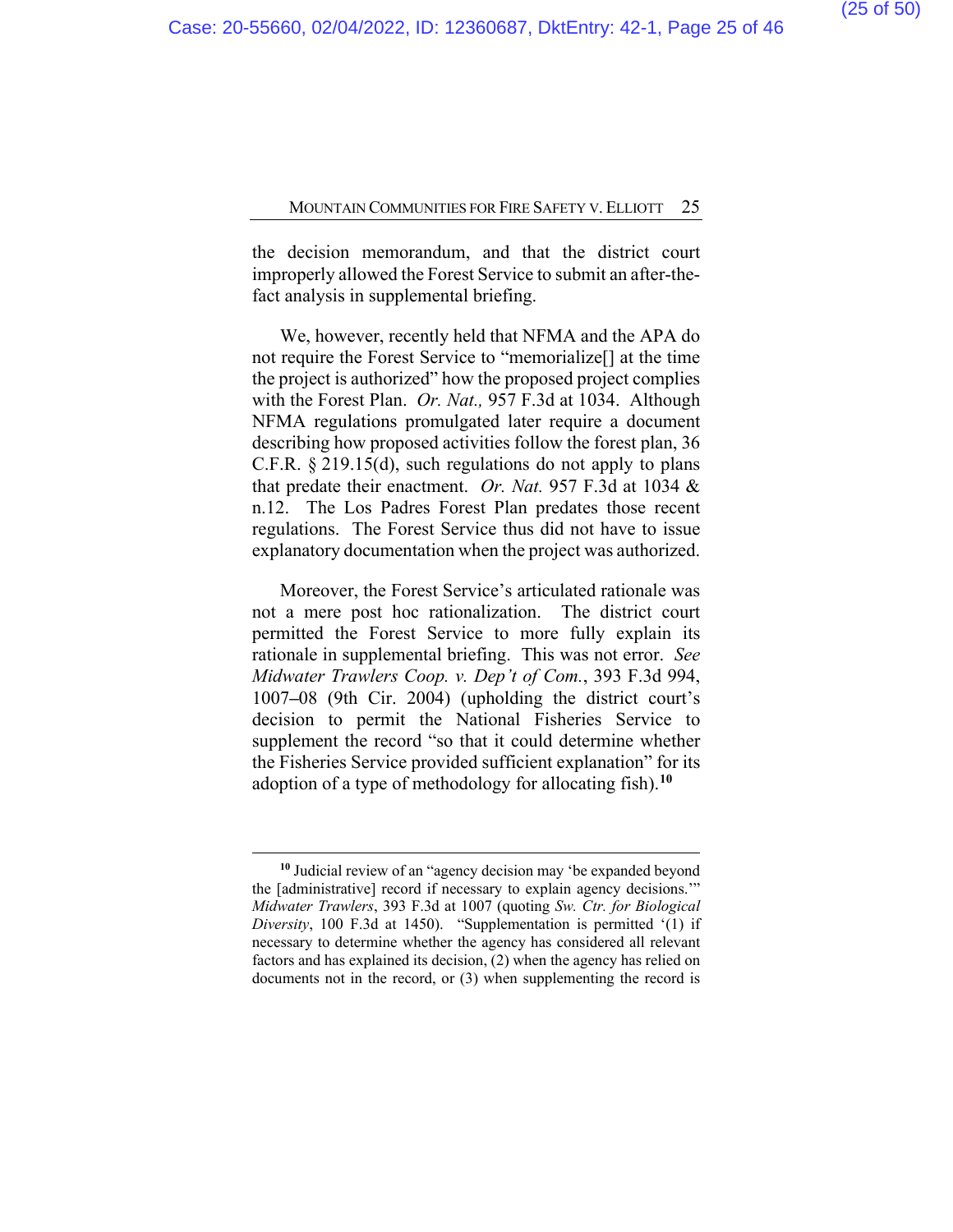the decision memorandum, and that the district court improperly allowed the Forest Service to submit an after-the-fact analysis in supplemental briefing.

We, however, recently held that NFMA and the APA do not require the Forest Service to "memorialize[] at the time the project is authorized" how the proposed project complies with the Forest Plan. *Or. Nat.,* 957 F.3d at 1034. Although NFMA regulations promulgated later require a document describing how proposed activities follow the forest plan, 36 C.F.R. § 219.15(d), such regulations do not apply to plans that predate their enactment. *Or. Nat.* 957 F.3d at 1034 & n.12. The Los Padres Forest Plan predates those recent regulations. The Forest Service thus did not have to issue explanatory documentation when the project was authorized.

Moreover, the Forest Service's articulated rationale was not a mere post hoc rationalization. The district court permitted the Forest Service to more fully explain its rationale in supplemental briefing. This was not error. *See Midwater Trawlers Coop. v. Dep't of Com.*, 393 F.3d 994, 1007–08 (9th Cir. 2004) (upholding the district court's decision to permit the National Fisheries Service to supplement the record "so that it could determine whether the Fisheries Service provided sufficient explanation" for its adoption of a type of methodology for allocating fish).[10]

---

[10] Judicial review of an "agency decision may 'be expanded beyond the [administrative] record if necessary to explain agency decisions.'" *Midwater Trawlers*, 393 F.3d at 1007 (quoting *Sw. Ctr. for Biological Diversity*, 100 F.3d at 1450). "Supplementation is permitted '(1) if necessary to determine whether the agency has considered all relevant factors and has explained its decision, (2) when the agency has relied on documents not in the record, or (3) when supplementing the record is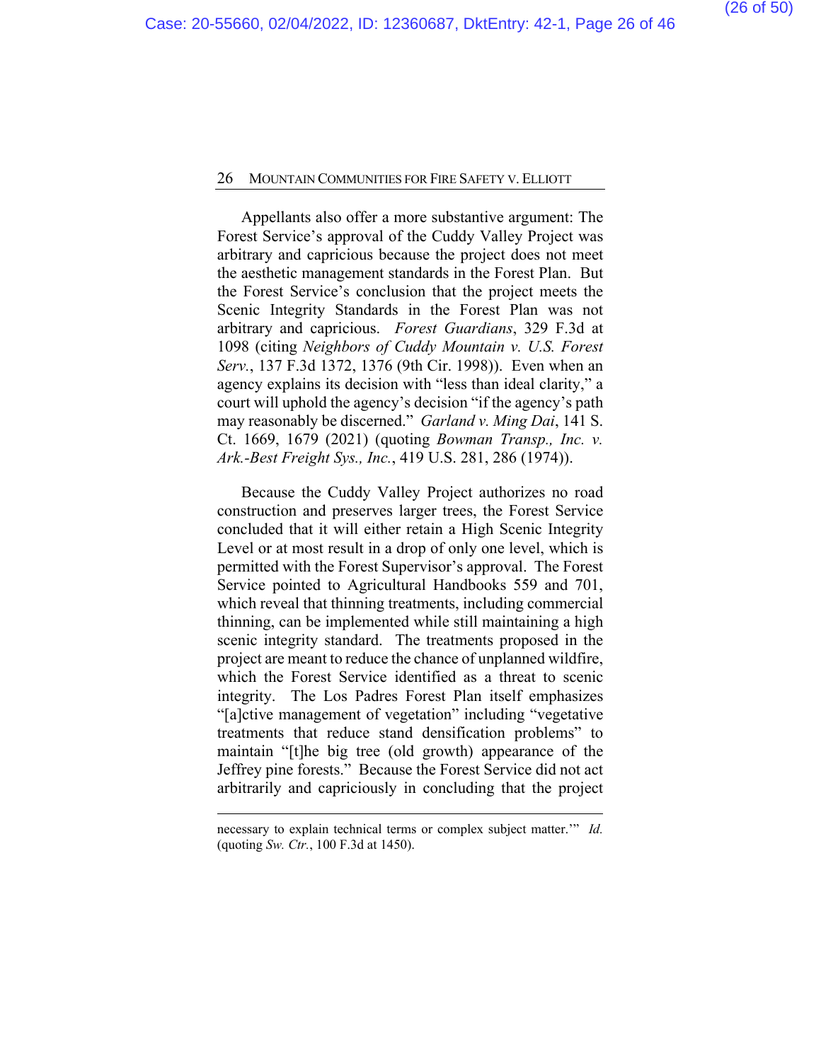Appellants also offer a more substantive argument: The Forest Service's approval of the Cuddy Valley Project was arbitrary and capricious because the project does not meet the aesthetic management standards in the Forest Plan. But the Forest Service's conclusion that the project meets the Scenic Integrity Standards in the Forest Plan was not arbitrary and capricious. *Forest Guardians*, 329 F.3d at 1098 (citing *Neighbors of Cuddy Mountain v. U.S. Forest Serv.*, 137 F.3d 1372, 1376 (9th Cir. 1998)). Even when an agency explains its decision with "less than ideal clarity," a court will uphold the agency's decision "if the agency's path may reasonably be discerned." *Garland v. Ming Dai*, 141 S. Ct. 1669, 1679 (2021) (quoting *Bowman Transp., Inc. v. Ark.-Best Freight Sys., Inc.*, 419 U.S. 281, 286 (1974)).

Because the Cuddy Valley Project authorizes no road construction and preserves larger trees, the Forest Service concluded that it will either retain a High Scenic Integrity Level or at most result in a drop of only one level, which is permitted with the Forest Supervisor's approval. The Forest Service pointed to Agricultural Handbooks 559 and 701, which reveal that thinning treatments, including commercial thinning, can be implemented while still maintaining a high scenic integrity standard. The treatments proposed in the project are meant to reduce the chance of unplanned wildfire, which the Forest Service identified as a threat to scenic integrity. The Los Padres Forest Plan itself emphasizes "[a]ctive management of vegetation" including "vegetative treatments that reduce stand densification problems" to maintain "[t]he big tree (old growth) appearance of the Jeffrey pine forests." Because the Forest Service did not act arbitrarily and capriciously in concluding that the project

---

necessary to explain technical terms or complex subject matter.'" *Id.* (quoting *Sw. Ctr.*, 100 F.3d at 1450).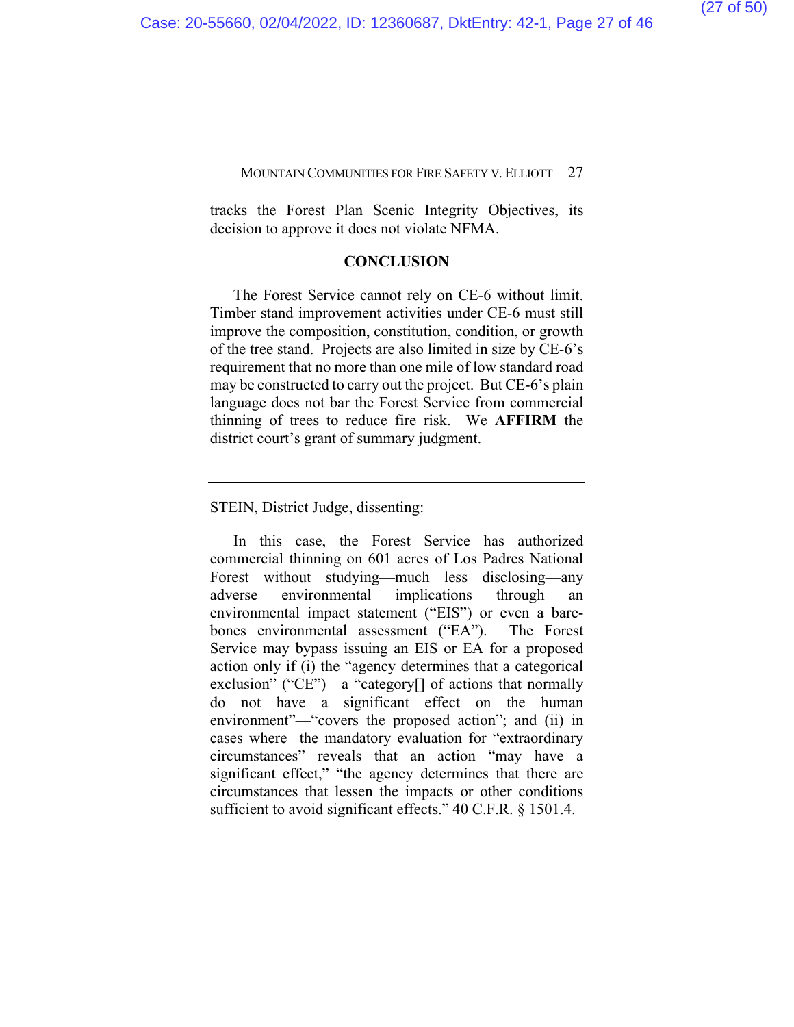tracks the Forest Plan Scenic Integrity Objectives, its decision to approve it does not violate NFMA.

## CONCLUSION

The Forest Service cannot rely on CE-6 without limit. Timber stand improvement activities under CE-6 must still improve the composition, constitution, condition, or growth of the tree stand. Projects are also limited in size by CE-6's requirement that no more than one mile of low standard road may be constructed to carry out the project. But CE-6's plain language does not bar the Forest Service from commercial thinning of trees to reduce fire risk. We **AFFIRM** the district court's grant of summary judgment.

---

STEIN, District Judge, dissenting:

In this case, the Forest Service has authorized commercial thinning on 601 acres of Los Padres National Forest without studying—much less disclosing—any adverse environmental implications through an environmental impact statement ("EIS") or even a bare-bones environmental assessment ("EA"). The Forest Service may bypass issuing an EIS or EA for a proposed action only if (i) the "agency determines that a categorical exclusion" ("CE")—a "category[] of actions that normally do not have a significant effect on the human environment"—"covers the proposed action"; and (ii) in cases where the mandatory evaluation for "extraordinary circumstances" reveals that an action "may have a significant effect," "the agency determines that there are circumstances that lessen the impacts or other conditions sufficient to avoid significant effects." 40 C.F.R. § 1501.4.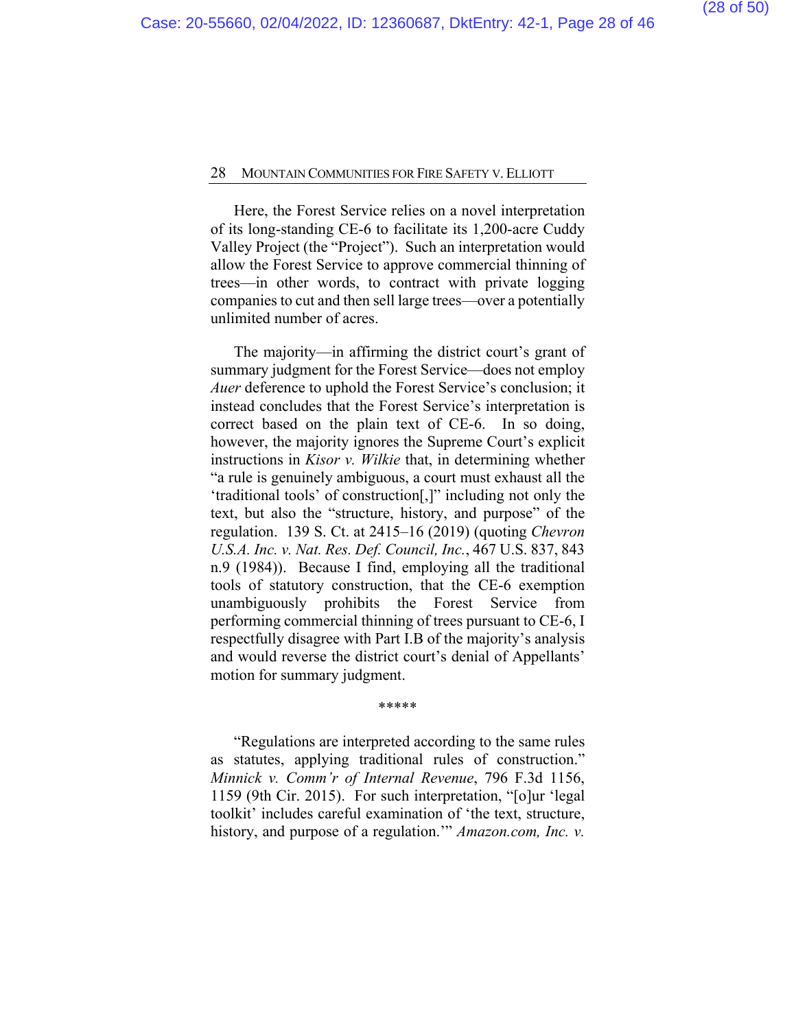Here, the Forest Service relies on a novel interpretation of its long-standing CE-6 to facilitate its 1,200-acre Cuddy Valley Project (the "Project"). Such an interpretation would allow the Forest Service to approve commercial thinning of trees—in other words, to contract with private logging companies to cut and then sell large trees—over a potentially unlimited number of acres.

The majority—in affirming the district court's grant of summary judgment for the Forest Service—does not employ *Auer* deference to uphold the Forest Service's conclusion; it instead concludes that the Forest Service's interpretation is correct based on the plain text of CE-6. In so doing, however, the majority ignores the Supreme Court's explicit instructions in *Kisor v. Wilkie* that, in determining whether "a rule is genuinely ambiguous, a court must exhaust all the 'traditional tools' of construction[,]" including not only the text, but also the "structure, history, and purpose" of the regulation. 139 S. Ct. at 2415–16 (2019) (quoting *Chevron U.S.A. Inc. v. Nat. Res. Def. Council, Inc.*, 467 U.S. 837, 843 n.9 (1984)). Because I find, employing all the traditional tools of statutory construction, that the CE-6 exemption unambiguously prohibits the Forest Service from performing commercial thinning of trees pursuant to CE-6, I respectfully disagree with Part I.B of the majority's analysis and would reverse the district court's denial of Appellants' motion for summary judgment.

*****

"Regulations are interpreted according to the same rules as statutes, applying traditional rules of construction." *Minnick v. Comm'r of Internal Revenue*, 796 F.3d 1156, 1159 (9th Cir. 2015). For such interpretation, "[o]ur 'legal toolkit' includes careful examination of 'the text, structure, history, and purpose of a regulation.'" *Amazon.com, Inc. v.*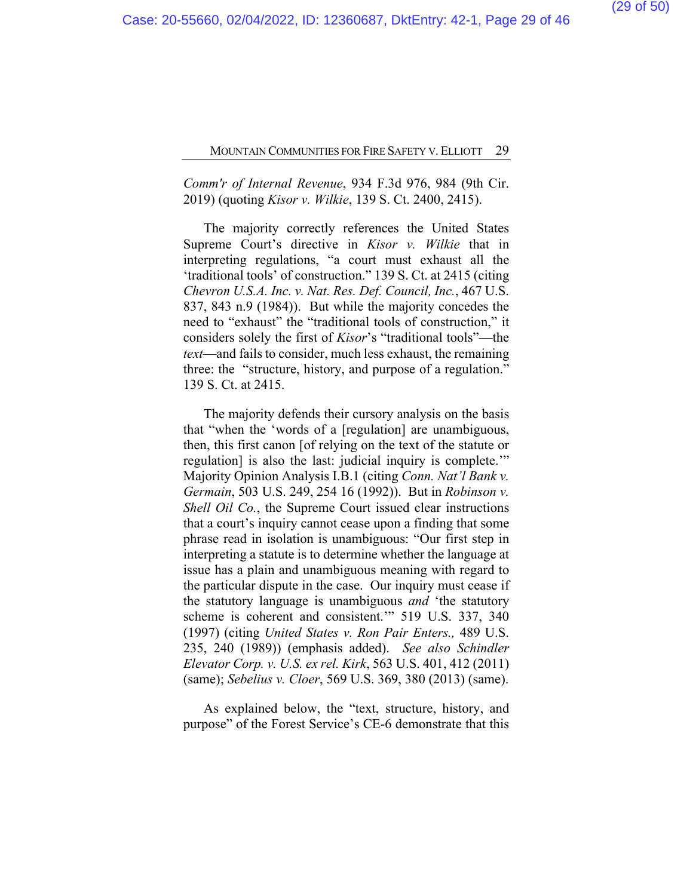*Comm'r of Internal Revenue*, 934 F.3d 976, 984 (9th Cir. 2019) (quoting *Kisor v. Wilkie*, 139 S. Ct. 2400, 2415).

The majority correctly references the United States Supreme Court's directive in *Kisor v. Wilkie* that in interpreting regulations, "a court must exhaust all the 'traditional tools' of construction." 139 S. Ct. at 2415 (citing *Chevron U.S.A. Inc. v. Nat. Res. Def. Council, Inc.*, 467 U.S. 837, 843 n.9 (1984)). But while the majority concedes the need to "exhaust" the "traditional tools of construction," it considers solely the first of *Kisor*'s "traditional tools"—the *text*—and fails to consider, much less exhaust, the remaining three: the "structure, history, and purpose of a regulation." 139 S. Ct. at 2415.

The majority defends their cursory analysis on the basis that "when the 'words of a [regulation] are unambiguous, then, this first canon [of relying on the text of the statute or regulation] is also the last: judicial inquiry is complete.'" Majority Opinion Analysis I.B.1 (citing *Conn. Nat'l Bank v. Germain*, 503 U.S. 249, 254 16 (1992)). But in *Robinson v. Shell Oil Co.*, the Supreme Court issued clear instructions that a court's inquiry cannot cease upon a finding that some phrase read in isolation is unambiguous: "Our first step in interpreting a statute is to determine whether the language at issue has a plain and unambiguous meaning with regard to the particular dispute in the case. Our inquiry must cease if the statutory language is unambiguous *and* 'the statutory scheme is coherent and consistent.'" 519 U.S. 337, 340 (1997) (citing *United States v. Ron Pair Enters.,* 489 U.S. 235, 240 (1989)) (emphasis added). *See also Schindler Elevator Corp. v. U.S. ex rel. Kirk*, 563 U.S. 401, 412 (2011) (same); *Sebelius v. Cloer*, 569 U.S. 369, 380 (2013) (same).

As explained below, the "text, structure, history, and purpose" of the Forest Service's CE-6 demonstrate that this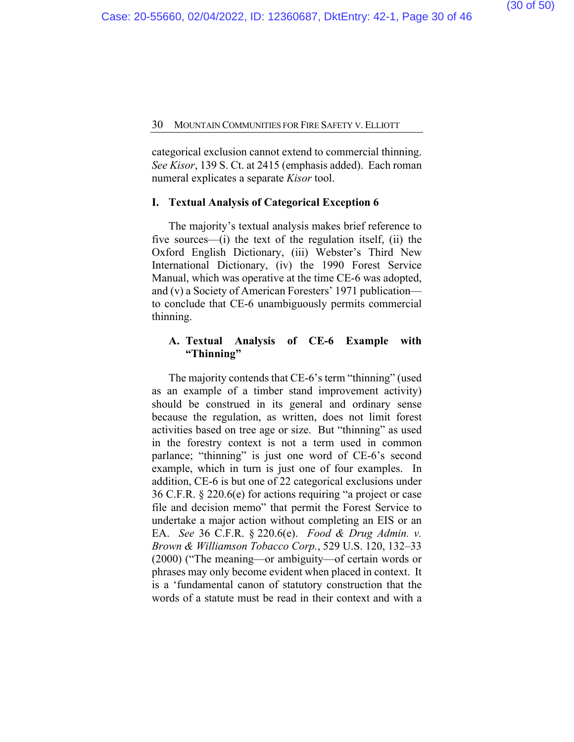categorical exclusion cannot extend to commercial thinning. *See Kisor*, 139 S. Ct. at 2415 (emphasis added). Each roman numeral explicates a separate *Kisor* tool.

## I. Textual Analysis of Categorical Exception 6

The majority's textual analysis makes brief reference to five sources—(i) the text of the regulation itself, (ii) the Oxford English Dictionary, (iii) Webster's Third New International Dictionary, (iv) the 1990 Forest Service Manual, which was operative at the time CE-6 was adopted, and (v) a Society of American Foresters' 1971 publication—to conclude that CE-6 unambiguously permits commercial thinning.

### A. Textual Analysis of CE-6 Example with "Thinning"

The majority contends that CE-6's term "thinning" (used as an example of a timber stand improvement activity) should be construed in its general and ordinary sense because the regulation, as written, does not limit forest activities based on tree age or size. But "thinning" as used in the forestry context is not a term used in common parlance; "thinning" is just one word of CE-6's second example, which in turn is just one of four examples. In addition, CE-6 is but one of 22 categorical exclusions under 36 C.F.R. § 220.6(e) for actions requiring "a project or case file and decision memo" that permit the Forest Service to undertake a major action without completing an EIS or an EA. *See* 36 C.F.R. § 220.6(e). *Food & Drug Admin. v. Brown & Williamson Tobacco Corp.*, 529 U.S. 120, 132–33 (2000) ("The meaning—or ambiguity—of certain words or phrases may only become evident when placed in context. It is a 'fundamental canon of statutory construction that the words of a statute must be read in their context and with a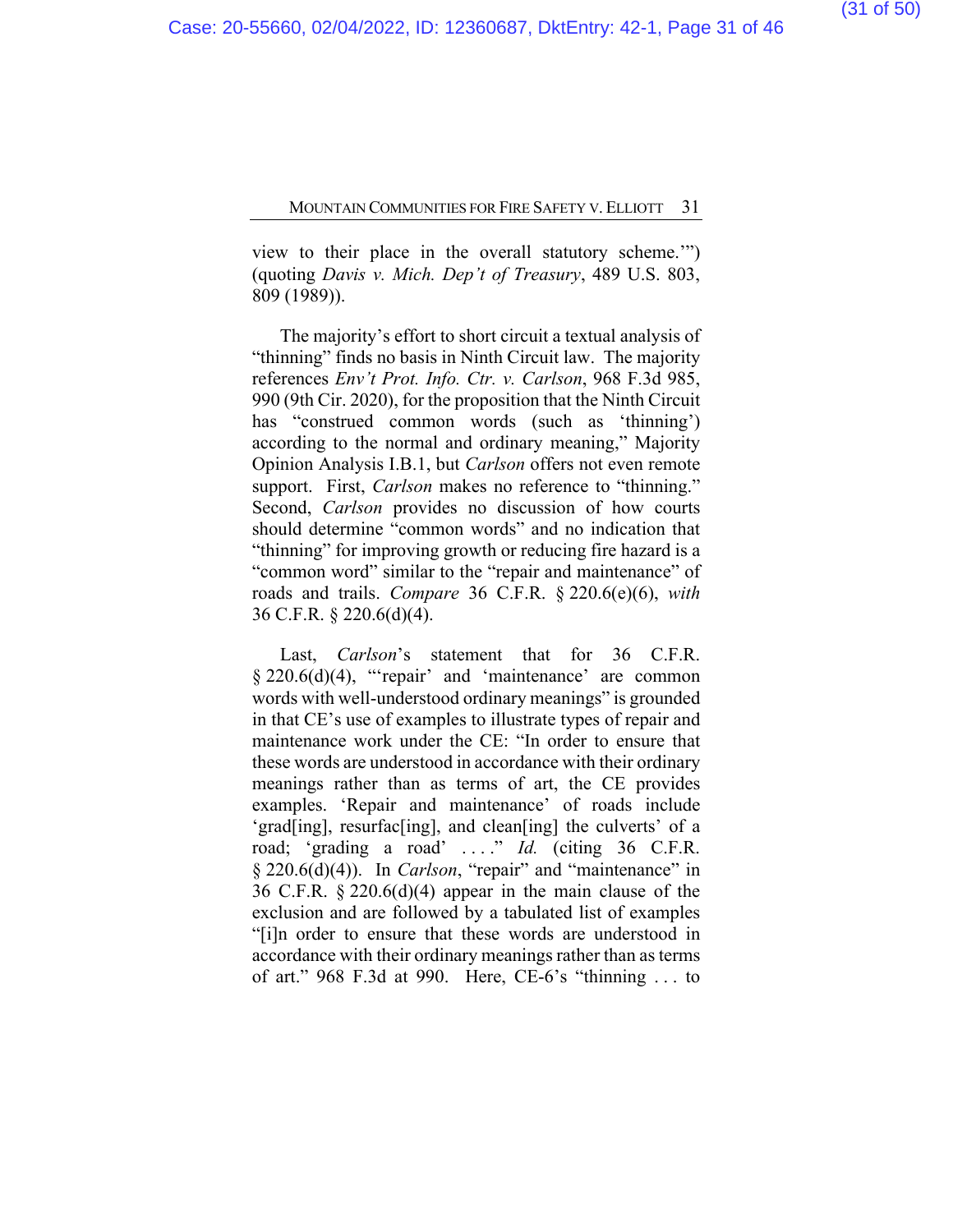view to their place in the overall statutory scheme.'") (quoting *Davis v. Mich. Dep't of Treasury*, 489 U.S. 803, 809 (1989)).

The majority's effort to short circuit a textual analysis of "thinning" finds no basis in Ninth Circuit law. The majority references *Env't Prot. Info. Ctr. v. Carlson*, 968 F.3d 985, 990 (9th Cir. 2020), for the proposition that the Ninth Circuit has "construed common words (such as 'thinning') according to the normal and ordinary meaning," Majority Opinion Analysis I.B.1, but *Carlson* offers not even remote support. First, *Carlson* makes no reference to "thinning." Second, *Carlson* provides no discussion of how courts should determine "common words" and no indication that "thinning" for improving growth or reducing fire hazard is a "common word" similar to the "repair and maintenance" of roads and trails. *Compare* 36 C.F.R. § 220.6(e)(6), *with* 36 C.F.R. § 220.6(d)(4).

Last, *Carlson*'s statement that for 36 C.F.R. § 220.6(d)(4), "'repair' and 'maintenance' are common words with well-understood ordinary meanings" is grounded in that CE's use of examples to illustrate types of repair and maintenance work under the CE: "In order to ensure that these words are understood in accordance with their ordinary meanings rather than as terms of art, the CE provides examples. 'Repair and maintenance' of roads include 'grad[ing], resurfac[ing], and clean[ing] the culverts' of a road; 'grading a road' . . . ." *Id.* (citing 36 C.F.R. § 220.6(d)(4)). In *Carlson*, "repair" and "maintenance" in 36 C.F.R. § 220.6(d)(4) appear in the main clause of the exclusion and are followed by a tabulated list of examples "[i]n order to ensure that these words are understood in accordance with their ordinary meanings rather than as terms of art." 968 F.3d at 990. Here, CE-6's "thinning . . . to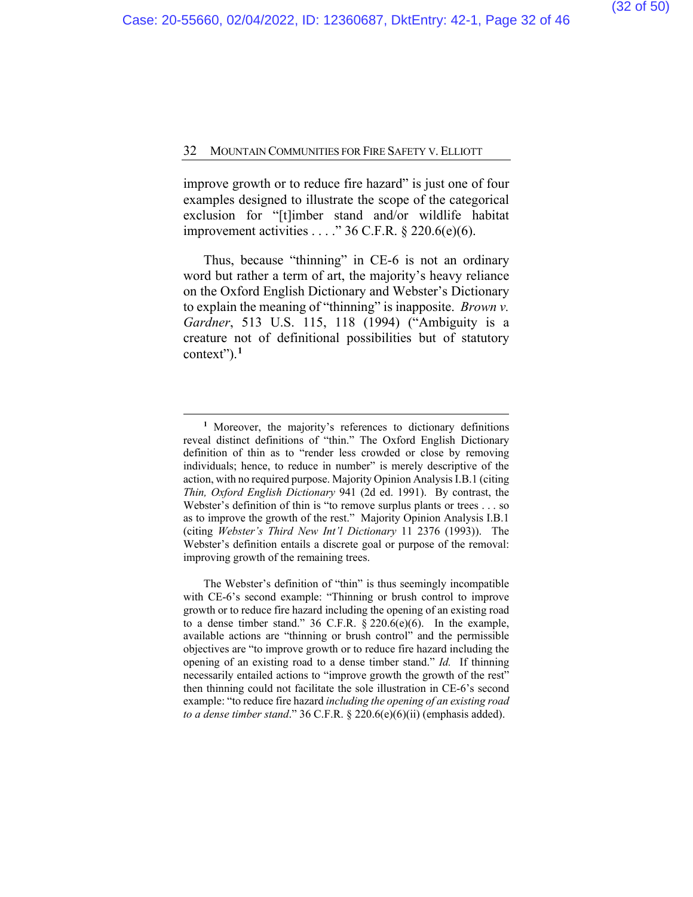improve growth or to reduce fire hazard" is just one of four examples designed to illustrate the scope of the categorical exclusion for "[t]imber stand and/or wildlife habitat improvement activities . . . ." 36 C.F.R. § 220.6(e)(6).

Thus, because "thinning" in CE-6 is not an ordinary word but rather a term of art, the majority's heavy reliance on the Oxford English Dictionary and Webster's Dictionary to explain the meaning of "thinning" is inapposite. *Brown v. Gardner*, 513 U.S. 115, 118 (1994) ("Ambiguity is a creature not of definitional possibilities but of statutory context").[1]

---

[1] Moreover, the majority's references to dictionary definitions reveal distinct definitions of "thin." The Oxford English Dictionary definition of thin as to "render less crowded or close by removing individuals; hence, to reduce in number" is merely descriptive of the action, with no required purpose. Majority Opinion Analysis I.B.1 (citing *Thin, Oxford English Dictionary* 941 (2d ed. 1991). By contrast, the Webster's definition of thin is "to remove surplus plants or trees . . . so as to improve the growth of the rest." Majority Opinion Analysis I.B.1 (citing *Webster's Third New Int'l Dictionary* 11 2376 (1993)). The Webster's definition entails a discrete goal or purpose of the removal: improving growth of the remaining trees.

The Webster's definition of "thin" is thus seemingly incompatible with CE-6's second example: "Thinning or brush control to improve growth or to reduce fire hazard including the opening of an existing road to a dense timber stand." 36 C.F.R. § 220.6(e)(6). In the example, available actions are "thinning or brush control" and the permissible objectives are "to improve growth or to reduce fire hazard including the opening of an existing road to a dense timber stand." *Id.* If thinning necessarily entailed actions to "improve growth the growth of the rest" then thinning could not facilitate the sole illustration in CE-6's second example: "to reduce fire hazard *including the opening of an existing road to a dense timber stand*." 36 C.F.R. § 220.6(e)(6)(ii) (emphasis added).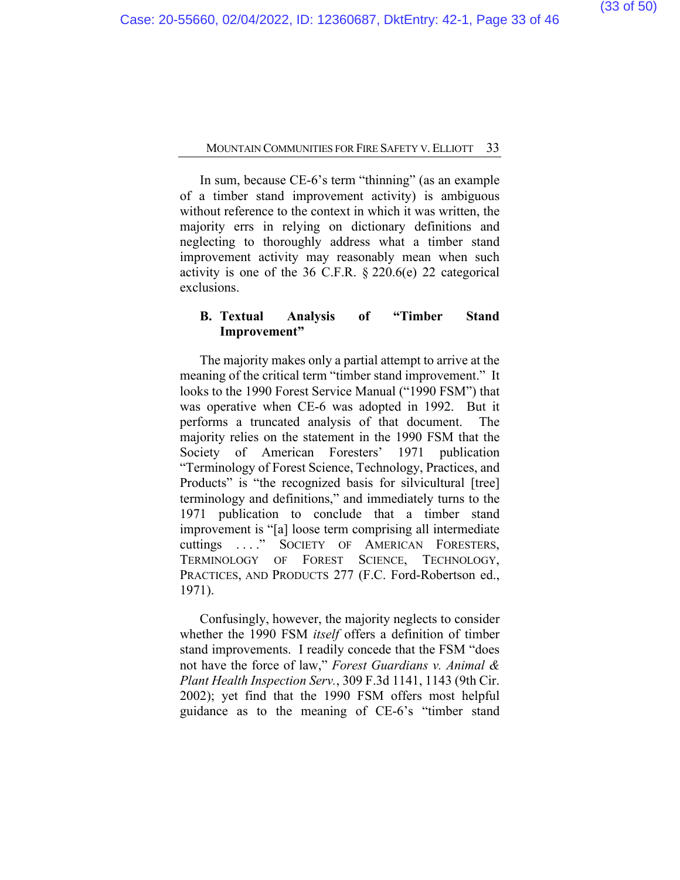In sum, because CE-6's term "thinning" (as an example of a timber stand improvement activity) is ambiguous without reference to the context in which it was written, the majority errs in relying on dictionary definitions and neglecting to thoroughly address what a timber stand improvement activity may reasonably mean when such activity is one of the 36 C.F.R. § 220.6(e) 22 categorical exclusions.

### B. Textual Analysis of "Timber Stand Improvement"

The majority makes only a partial attempt to arrive at the meaning of the critical term "timber stand improvement." It looks to the 1990 Forest Service Manual ("1990 FSM") that was operative when CE-6 was adopted in 1992. But it performs a truncated analysis of that document. The majority relies on the statement in the 1990 FSM that the Society of American Foresters' 1971 publication "Terminology of Forest Science, Technology, Practices, and Products" is "the recognized basis for silvicultural [tree] terminology and definitions," and immediately turns to the 1971 publication to conclude that a timber stand improvement is "[a] loose term comprising all intermediate cuttings . . . ." SOCIETY OF AMERICAN FORESTERS, TERMINOLOGY OF FOREST SCIENCE, TECHNOLOGY, PRACTICES, AND PRODUCTS 277 (F.C. Ford-Robertson ed., 1971).

Confusingly, however, the majority neglects to consider whether the 1990 FSM *itself* offers a definition of timber stand improvements. I readily concede that the FSM "does not have the force of law," *Forest Guardians v. Animal & Plant Health Inspection Serv.*, 309 F.3d 1141, 1143 (9th Cir. 2002); yet find that the 1990 FSM offers most helpful guidance as to the meaning of CE-6's "timber stand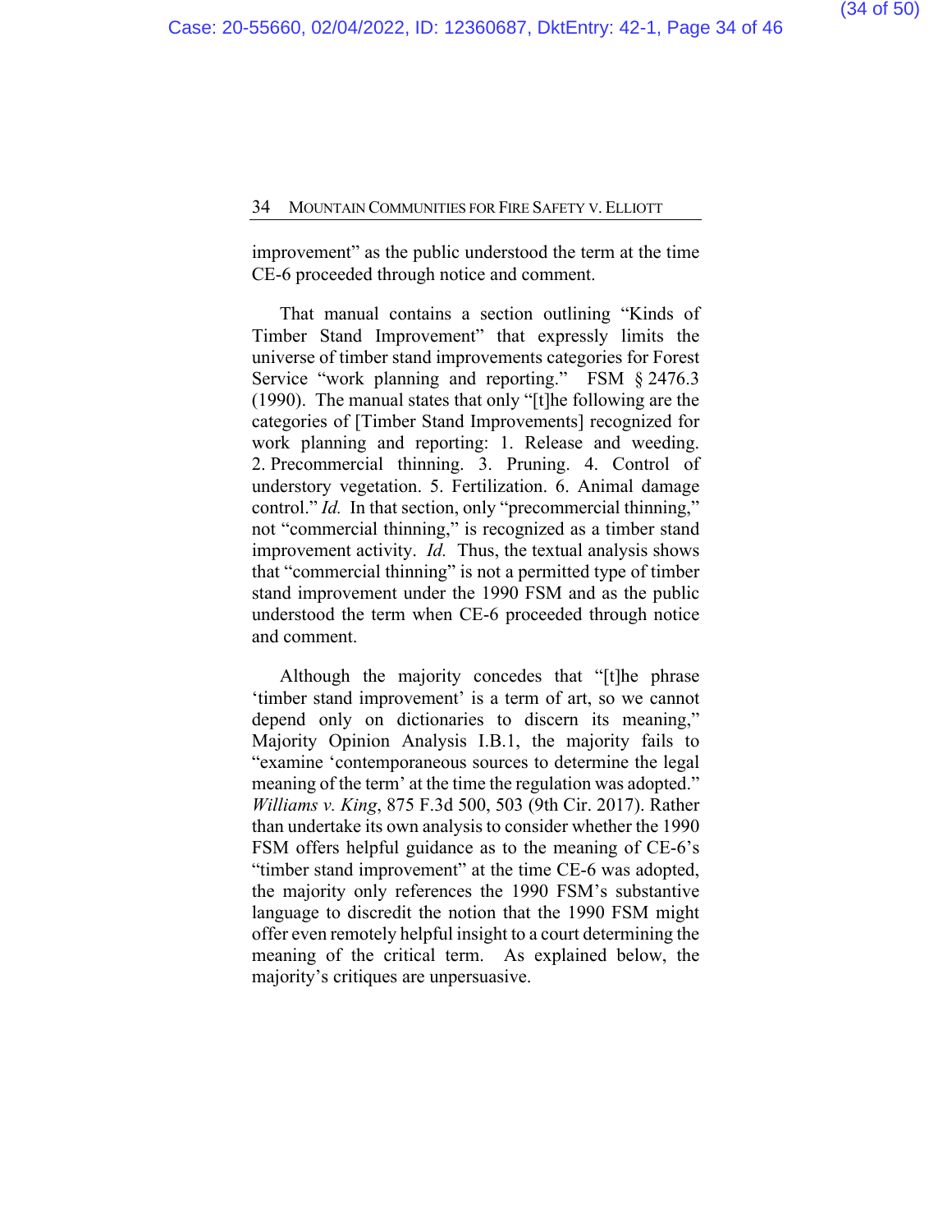improvement" as the public understood the term at the time CE-6 proceeded through notice and comment.

That manual contains a section outlining "Kinds of Timber Stand Improvement" that expressly limits the universe of timber stand improvements categories for Forest Service "work planning and reporting." FSM § 2476.3 (1990). The manual states that only "[t]he following are the categories of [Timber Stand Improvements] recognized for work planning and reporting: 1. Release and weeding. 2. Precommercial thinning. 3. Pruning. 4. Control of understory vegetation. 5. Fertilization. 6. Animal damage control." *Id.* In that section, only "precommercial thinning," not "commercial thinning," is recognized as a timber stand improvement activity. *Id.* Thus, the textual analysis shows that "commercial thinning" is not a permitted type of timber stand improvement under the 1990 FSM and as the public understood the term when CE-6 proceeded through notice and comment.

Although the majority concedes that "[t]he phrase 'timber stand improvement' is a term of art, so we cannot depend only on dictionaries to discern its meaning," Majority Opinion Analysis I.B.1, the majority fails to "examine 'contemporaneous sources to determine the legal meaning of the term' at the time the regulation was adopted." *Williams v. King*, 875 F.3d 500, 503 (9th Cir. 2017). Rather than undertake its own analysis to consider whether the 1990 FSM offers helpful guidance as to the meaning of CE-6's "timber stand improvement" at the time CE-6 was adopted, the majority only references the 1990 FSM's substantive language to discredit the notion that the 1990 FSM might offer even remotely helpful insight to a court determining the meaning of the critical term. As explained below, the majority's critiques are unpersuasive.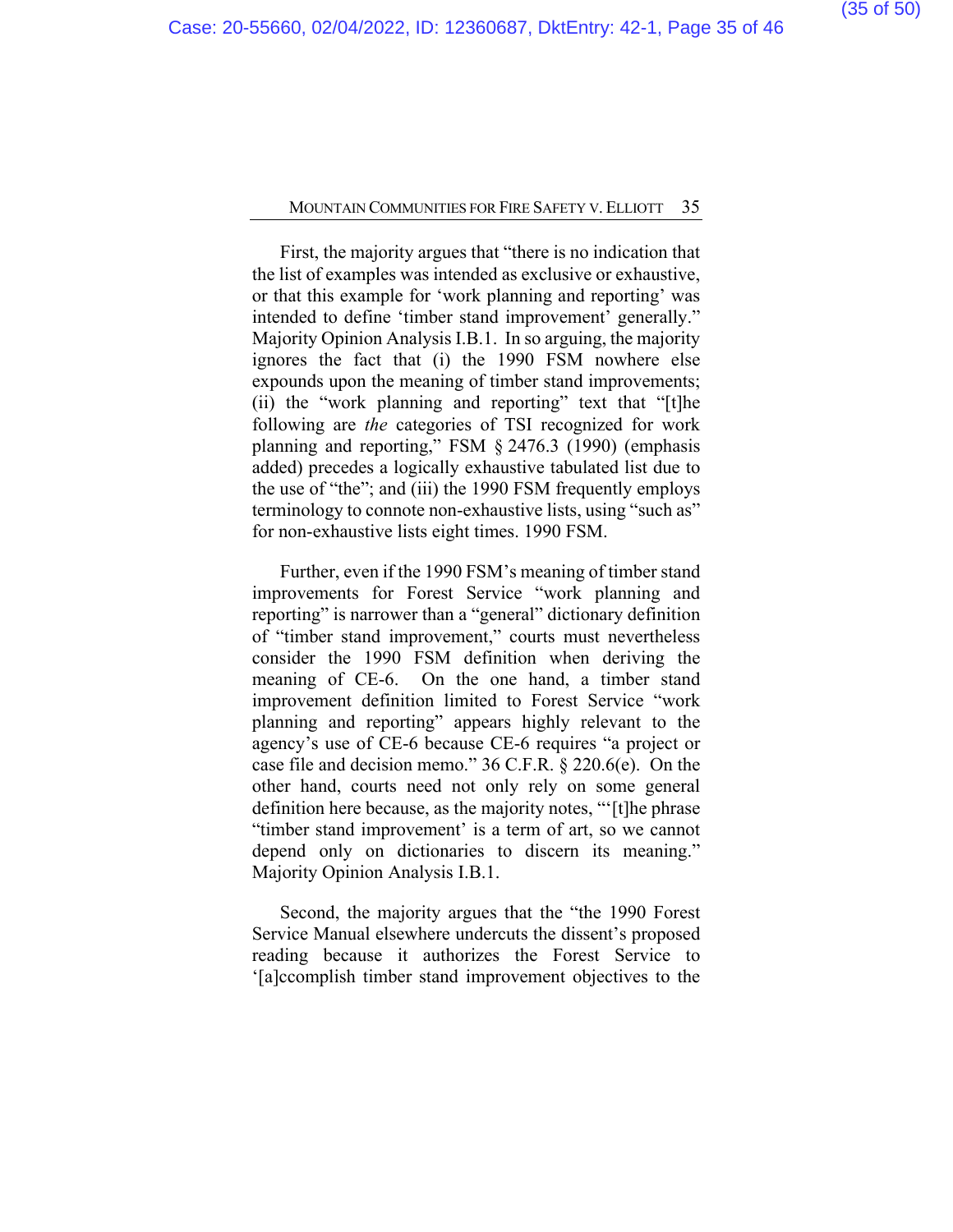First, the majority argues that "there is no indication that the list of examples was intended as exclusive or exhaustive, or that this example for 'work planning and reporting' was intended to define 'timber stand improvement' generally." Majority Opinion Analysis I.B.1. In so arguing, the majority ignores the fact that (i) the 1990 FSM nowhere else expounds upon the meaning of timber stand improvements; (ii) the "work planning and reporting" text that "[t]he following are *the* categories of TSI recognized for work planning and reporting," FSM § 2476.3 (1990) (emphasis added) precedes a logically exhaustive tabulated list due to the use of "the"; and (iii) the 1990 FSM frequently employs terminology to connote non-exhaustive lists, using "such as" for non-exhaustive lists eight times. 1990 FSM.

Further, even if the 1990 FSM's meaning of timber stand improvements for Forest Service "work planning and reporting" is narrower than a "general" dictionary definition of "timber stand improvement," courts must nevertheless consider the 1990 FSM definition when deriving the meaning of CE-6. On the one hand, a timber stand improvement definition limited to Forest Service "work planning and reporting" appears highly relevant to the agency's use of CE-6 because CE-6 requires "a project or case file and decision memo." 36 C.F.R. § 220.6(e). On the other hand, courts need not only rely on some general definition here because, as the majority notes, "'[t]he phrase "timber stand improvement' is a term of art, so we cannot depend only on dictionaries to discern its meaning." Majority Opinion Analysis I.B.1.

Second, the majority argues that the "the 1990 Forest Service Manual elsewhere undercuts the dissent's proposed reading because it authorizes the Forest Service to '[a]ccomplish timber stand improvement objectives to the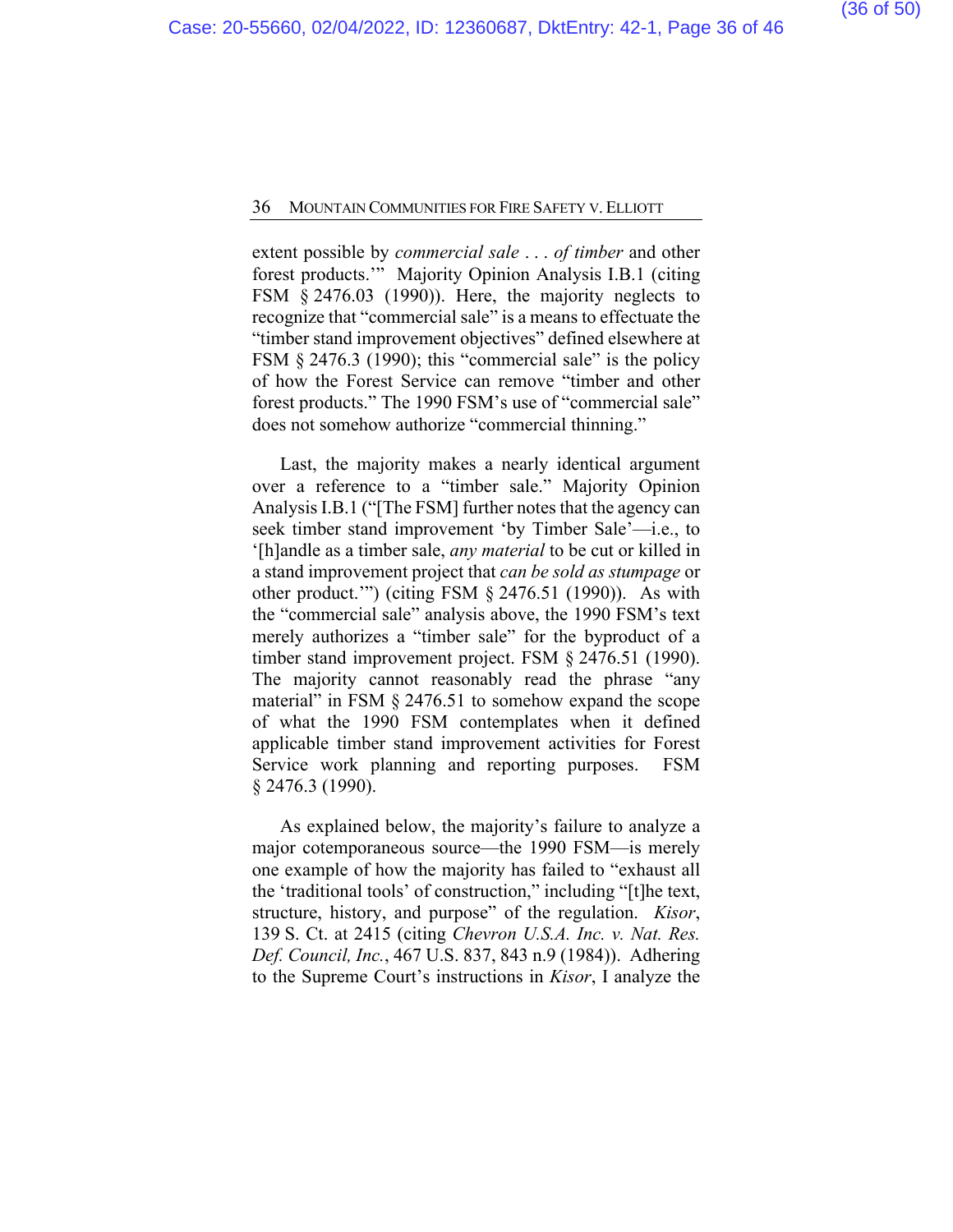extent possible by *commercial sale . . . of timber* and other forest products.'" Majority Opinion Analysis I.B.1 (citing FSM § 2476.03 (1990)). Here, the majority neglects to recognize that "commercial sale" is a means to effectuate the "timber stand improvement objectives" defined elsewhere at FSM § 2476.3 (1990); this "commercial sale" is the policy of how the Forest Service can remove "timber and other forest products." The 1990 FSM's use of "commercial sale" does not somehow authorize "commercial thinning."

Last, the majority makes a nearly identical argument over a reference to a "timber sale." Majority Opinion Analysis I.B.1 ("[The FSM] further notes that the agency can seek timber stand improvement 'by Timber Sale'—i.e., to '[h]andle as a timber sale, *any material* to be cut or killed in a stand improvement project that *can be sold as stumpage* or other product.'") (citing FSM § 2476.51 (1990)). As with the "commercial sale" analysis above, the 1990 FSM's text merely authorizes a "timber sale" for the byproduct of a timber stand improvement project. FSM § 2476.51 (1990). The majority cannot reasonably read the phrase "any material" in FSM § 2476.51 to somehow expand the scope of what the 1990 FSM contemplates when it defined applicable timber stand improvement activities for Forest Service work planning and reporting purposes. FSM § 2476.3 (1990).

As explained below, the majority's failure to analyze a major cotemporaneous source—the 1990 FSM—is merely one example of how the majority has failed to "exhaust all the 'traditional tools' of construction," including "[t]he text, structure, history, and purpose" of the regulation. *Kisor*, 139 S. Ct. at 2415 (citing *Chevron U.S.A. Inc. v. Nat. Res. Def. Council, Inc.*, 467 U.S. 837, 843 n.9 (1984)). Adhering to the Supreme Court's instructions in *Kisor*, I analyze the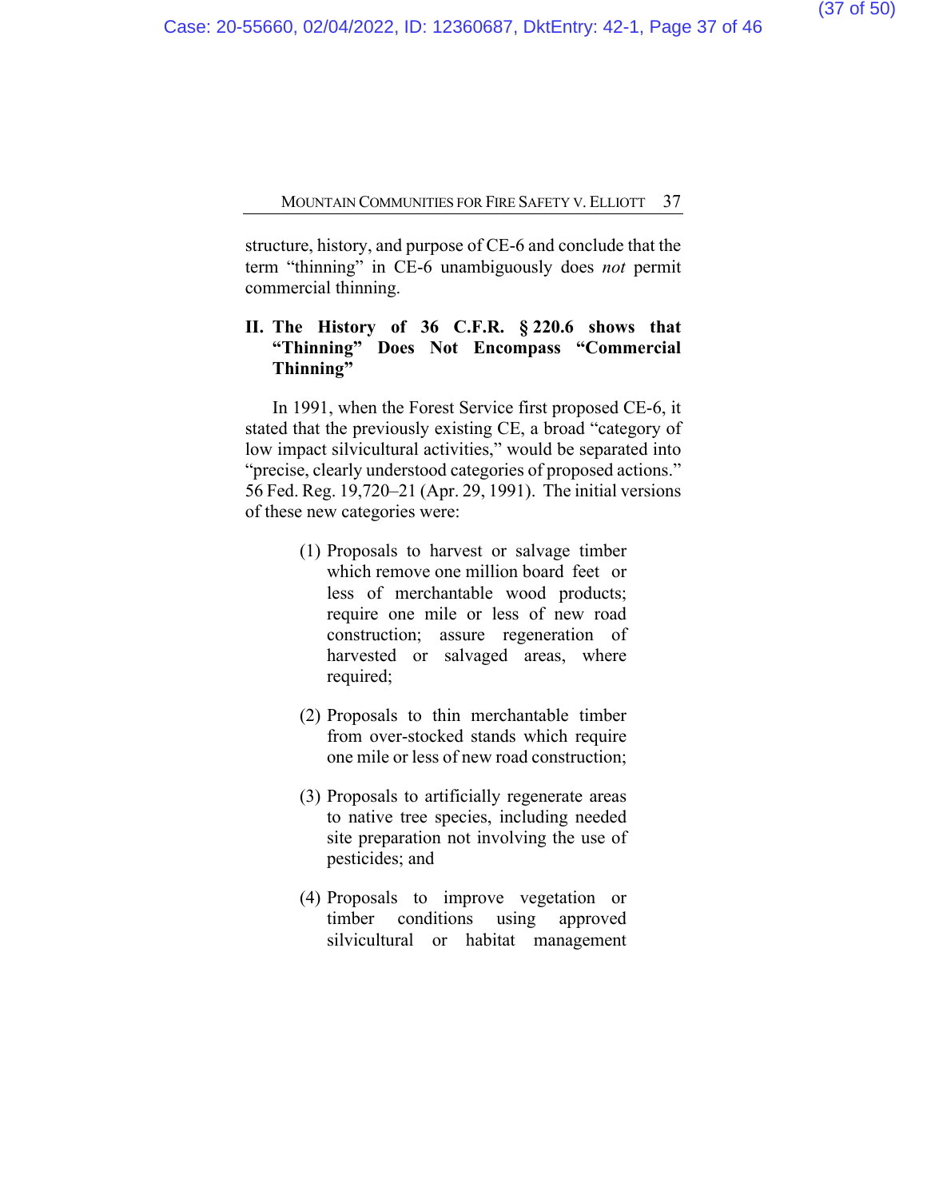structure, history, and purpose of CE-6 and conclude that the term "thinning" in CE-6 unambiguously does *not* permit commercial thinning.

## II. The History of 36 C.F.R. § 220.6 shows that "Thinning" Does Not Encompass "Commercial Thinning"

In 1991, when the Forest Service first proposed CE-6, it stated that the previously existing CE, a broad "category of low impact silvicultural activities," would be separated into "precise, clearly understood categories of proposed actions." 56 Fed. Reg. 19,720–21 (Apr. 29, 1991). The initial versions of these new categories were:

> (1) Proposals to harvest or salvage timber which remove one million board feet or less of merchantable wood products; require one mile or less of new road construction; assure regeneration of harvested or salvaged areas, where required;
>
> (2) Proposals to thin merchantable timber from over-stocked stands which require one mile or less of new road construction;
>
> (3) Proposals to artificially regenerate areas to native tree species, including needed site preparation not involving the use of pesticides; and
>
> (4) Proposals to improve vegetation or timber conditions using approved silvicultural or habitat management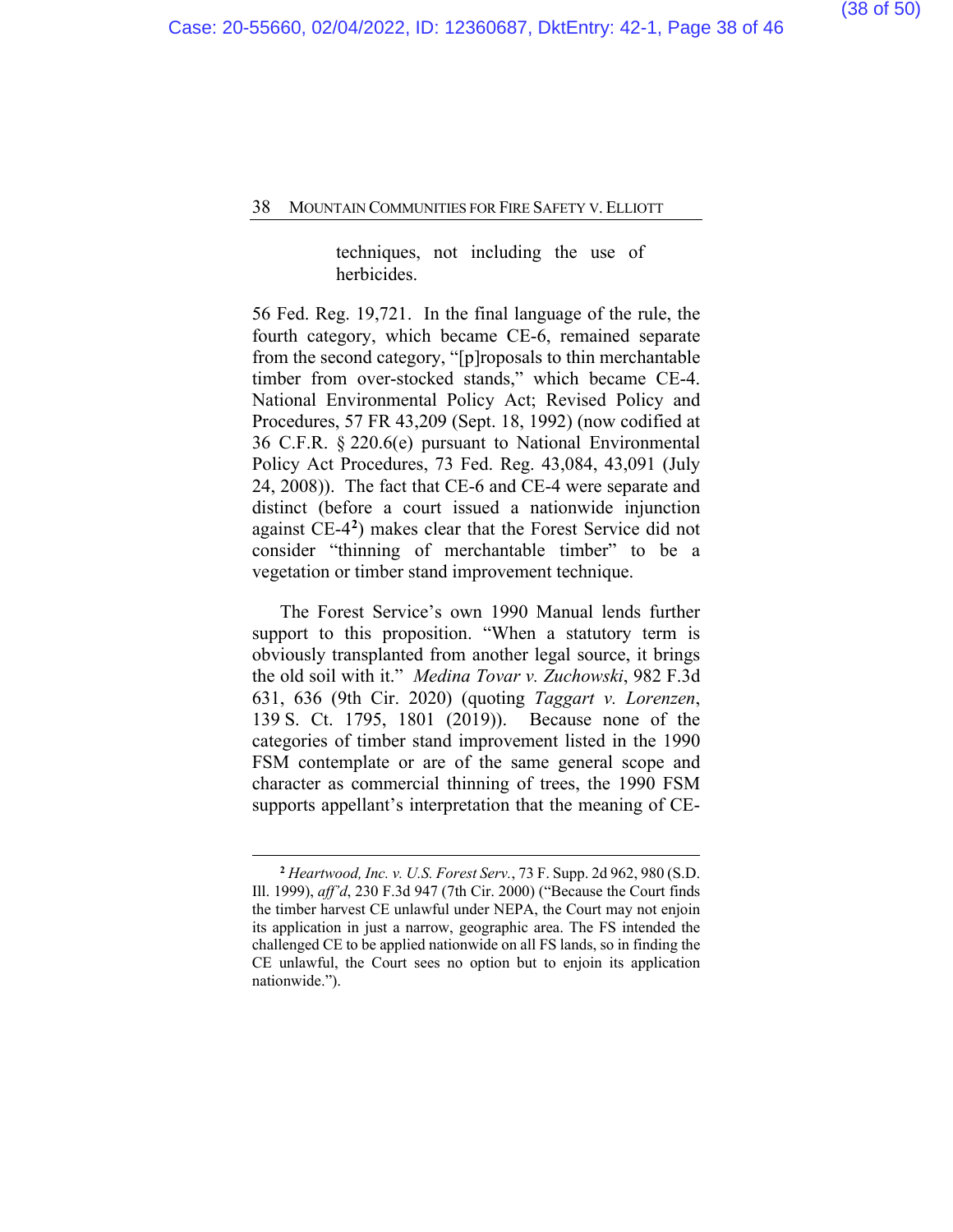techniques, not including the use of herbicides.

56 Fed. Reg. 19,721. In the final language of the rule, the fourth category, which became CE-6, remained separate from the second category, "[p]roposals to thin merchantable timber from over-stocked stands," which became CE-4. National Environmental Policy Act; Revised Policy and Procedures, 57 FR 43,209 (Sept. 18, 1992) (now codified at 36 C.F.R. § 220.6(e) pursuant to National Environmental Policy Act Procedures, 73 Fed. Reg. 43,084, 43,091 (July 24, 2008)). The fact that CE-6 and CE-4 were separate and distinct (before a court issued a nationwide injunction against CE-4[2]) makes clear that the Forest Service did not consider "thinning of merchantable timber" to be a vegetation or timber stand improvement technique.

The Forest Service's own 1990 Manual lends further support to this proposition. "When a statutory term is obviously transplanted from another legal source, it brings the old soil with it." *Medina Tovar v. Zuchowski*, 982 F.3d 631, 636 (9th Cir. 2020) (quoting *Taggart v. Lorenzen*, 139 S. Ct. 1795, 1801 (2019)). Because none of the categories of timber stand improvement listed in the 1990 FSM contemplate or are of the same general scope and character as commercial thinning of trees, the 1990 FSM supports appellant's interpretation that the meaning of CE-

---

[2] *Heartwood, Inc. v. U.S. Forest Serv.*, 73 F. Supp. 2d 962, 980 (S.D. Ill. 1999), *aff'd*, 230 F.3d 947 (7th Cir. 2000) ("Because the Court finds the timber harvest CE unlawful under NEPA, the Court may not enjoin its application in just a narrow, geographic area. The FS intended the challenged CE to be applied nationwide on all FS lands, so in finding the CE unlawful, the Court sees no option but to enjoin its application nationwide.").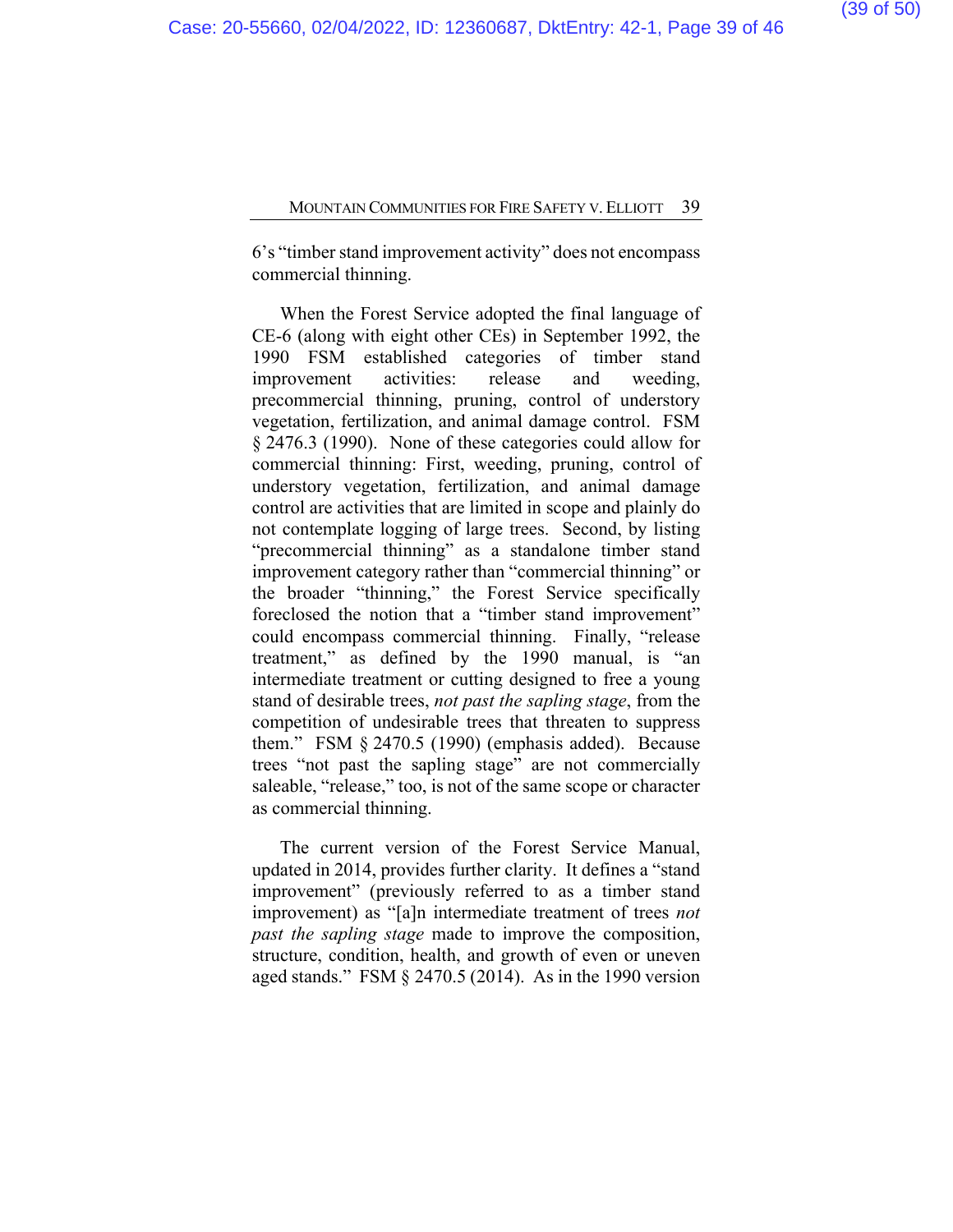6's "timber stand improvement activity" does not encompass commercial thinning.

When the Forest Service adopted the final language of CE-6 (along with eight other CEs) in September 1992, the 1990 FSM established categories of timber stand improvement activities: release and weeding, precommercial thinning, pruning, control of understory vegetation, fertilization, and animal damage control. FSM § 2476.3 (1990). None of these categories could allow for commercial thinning: First, weeding, pruning, control of understory vegetation, fertilization, and animal damage control are activities that are limited in scope and plainly do not contemplate logging of large trees. Second, by listing "precommercial thinning" as a standalone timber stand improvement category rather than "commercial thinning" or the broader "thinning," the Forest Service specifically foreclosed the notion that a "timber stand improvement" could encompass commercial thinning. Finally, "release treatment," as defined by the 1990 manual, is "an intermediate treatment or cutting designed to free a young stand of desirable trees, *not past the sapling stage*, from the competition of undesirable trees that threaten to suppress them." FSM § 2470.5 (1990) (emphasis added). Because trees "not past the sapling stage" are not commercially saleable, "release," too, is not of the same scope or character as commercial thinning.

The current version of the Forest Service Manual, updated in 2014, provides further clarity. It defines a "stand improvement" (previously referred to as a timber stand improvement) as "[a]n intermediate treatment of trees *not past the sapling stage* made to improve the composition, structure, condition, health, and growth of even or uneven aged stands." FSM § 2470.5 (2014). As in the 1990 version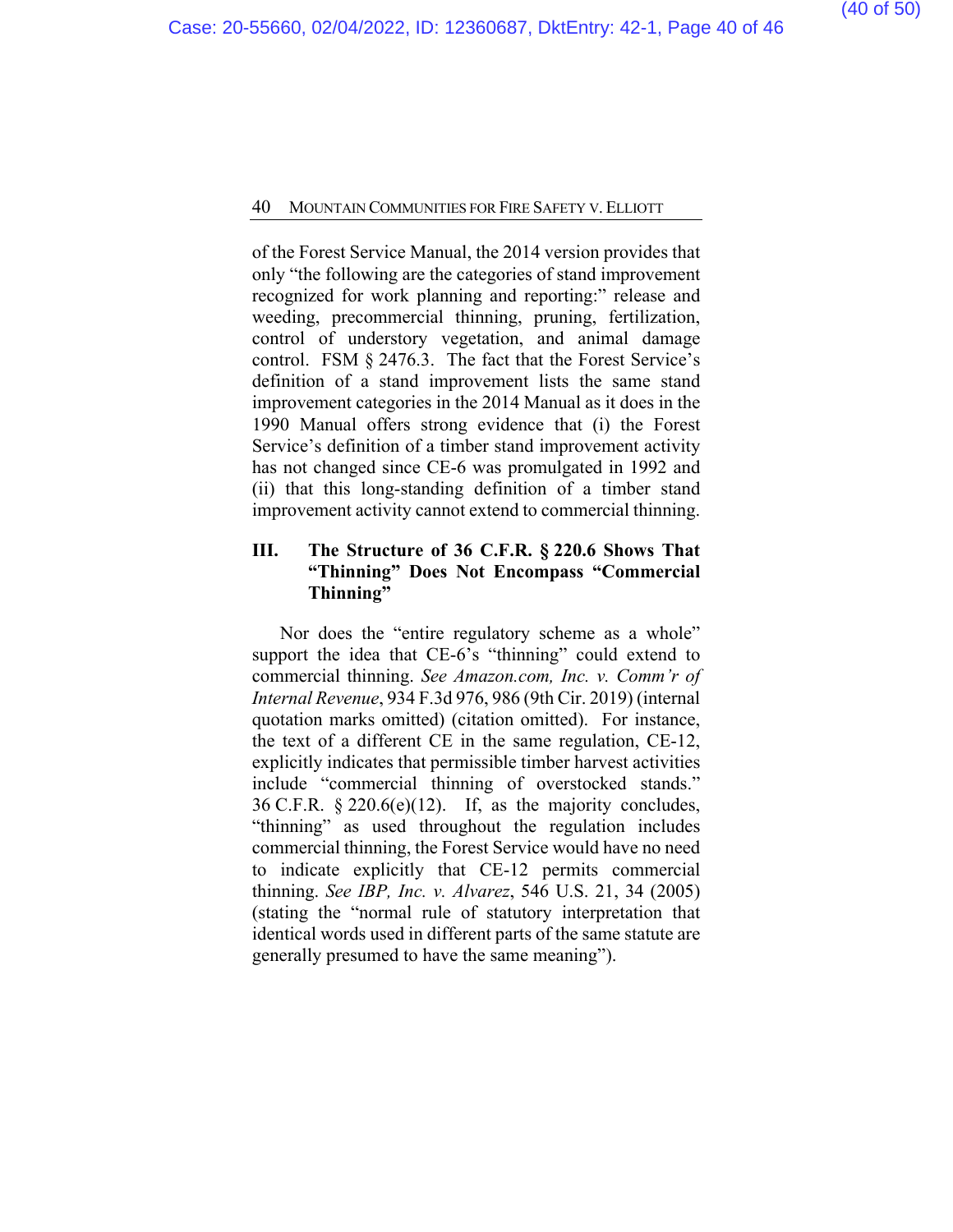of the Forest Service Manual, the 2014 version provides that only "the following are the categories of stand improvement recognized for work planning and reporting:" release and weeding, precommercial thinning, pruning, fertilization, control of understory vegetation, and animal damage control. FSM § 2476.3. The fact that the Forest Service's definition of a stand improvement lists the same stand improvement categories in the 2014 Manual as it does in the 1990 Manual offers strong evidence that (i) the Forest Service's definition of a timber stand improvement activity has not changed since CE-6 was promulgated in 1992 and (ii) that this long-standing definition of a timber stand improvement activity cannot extend to commercial thinning.

## III. The Structure of 36 C.F.R. § 220.6 Shows That "Thinning" Does Not Encompass "Commercial Thinning"

Nor does the "entire regulatory scheme as a whole" support the idea that CE-6's "thinning" could extend to commercial thinning. *See Amazon.com, Inc. v. Comm'r of Internal Revenue*, 934 F.3d 976, 986 (9th Cir. 2019) (internal quotation marks omitted) (citation omitted). For instance, the text of a different CE in the same regulation, CE-12, explicitly indicates that permissible timber harvest activities include "commercial thinning of overstocked stands." 36 C.F.R. § 220.6(e)(12). If, as the majority concludes, "thinning" as used throughout the regulation includes commercial thinning, the Forest Service would have no need to indicate explicitly that CE-12 permits commercial thinning. *See IBP, Inc. v. Alvarez*, 546 U.S. 21, 34 (2005) (stating the "normal rule of statutory interpretation that identical words used in different parts of the same statute are generally presumed to have the same meaning").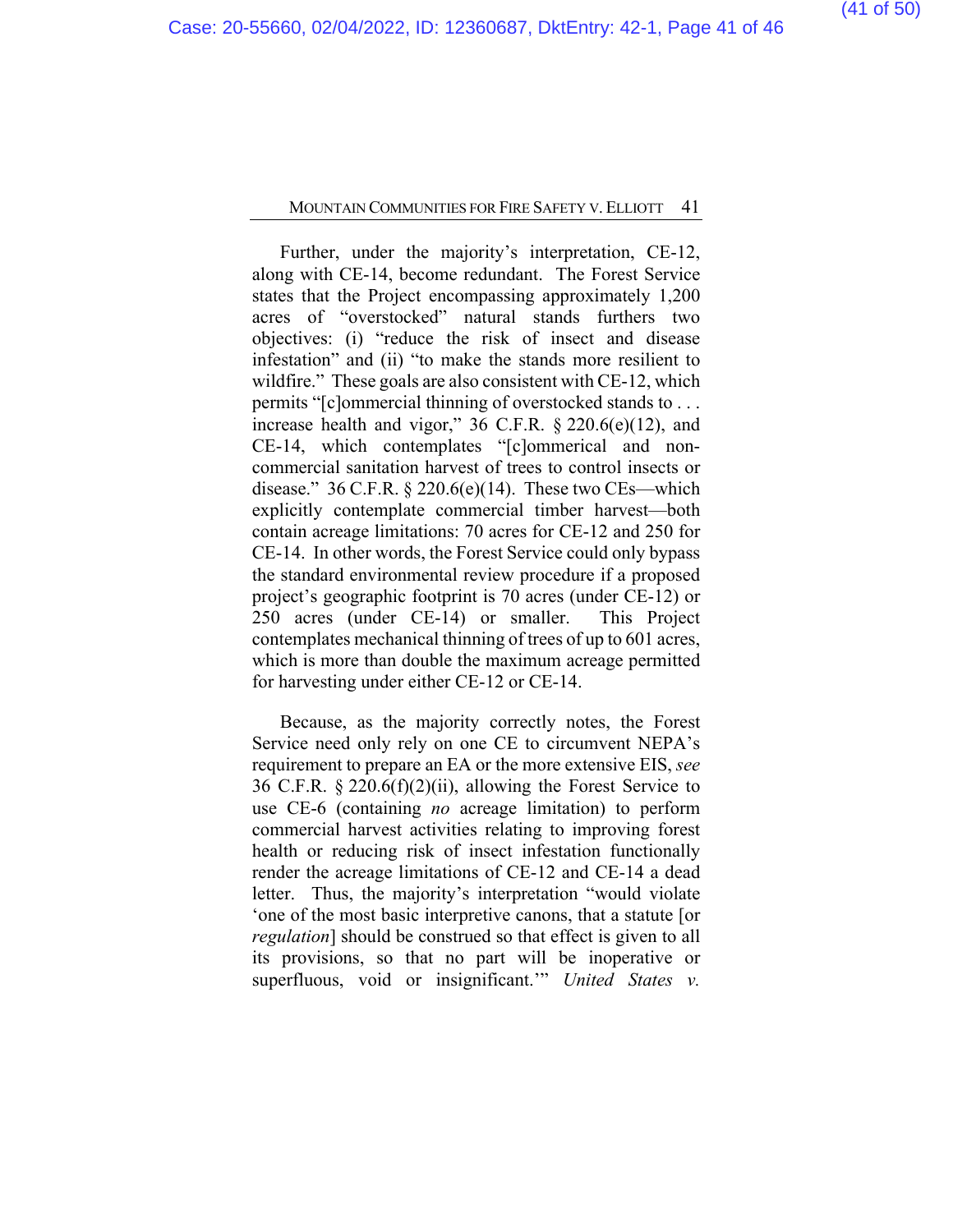Further, under the majority's interpretation, CE-12, along with CE-14, become redundant. The Forest Service states that the Project encompassing approximately 1,200 acres of "overstocked" natural stands furthers two objectives: (i) "reduce the risk of insect and disease infestation" and (ii) "to make the stands more resilient to wildfire." These goals are also consistent with CE-12, which permits "[c]ommercial thinning of overstocked stands to . . . increase health and vigor," 36 C.F.R. § 220.6(e)(12), and CE-14, which contemplates "[c]ommerical and non-commercial sanitation harvest of trees to control insects or disease." 36 C.F.R. § 220.6(e)(14). These two CEs—which explicitly contemplate commercial timber harvest—both contain acreage limitations: 70 acres for CE-12 and 250 for CE-14. In other words, the Forest Service could only bypass the standard environmental review procedure if a proposed project's geographic footprint is 70 acres (under CE-12) or 250 acres (under CE-14) or smaller. This Project contemplates mechanical thinning of trees of up to 601 acres, which is more than double the maximum acreage permitted for harvesting under either CE-12 or CE-14.

Because, as the majority correctly notes, the Forest Service need only rely on one CE to circumvent NEPA's requirement to prepare an EA or the more extensive EIS, *see* 36 C.F.R. § 220.6(f)(2)(ii), allowing the Forest Service to use CE-6 (containing *no* acreage limitation) to perform commercial harvest activities relating to improving forest health or reducing risk of insect infestation functionally render the acreage limitations of CE-12 and CE-14 a dead letter. Thus, the majority's interpretation "would violate 'one of the most basic interpretive canons, that a statute [or *regulation*] should be construed so that effect is given to all its provisions, so that no part will be inoperative or superfluous, void or insignificant.'" *United States v.*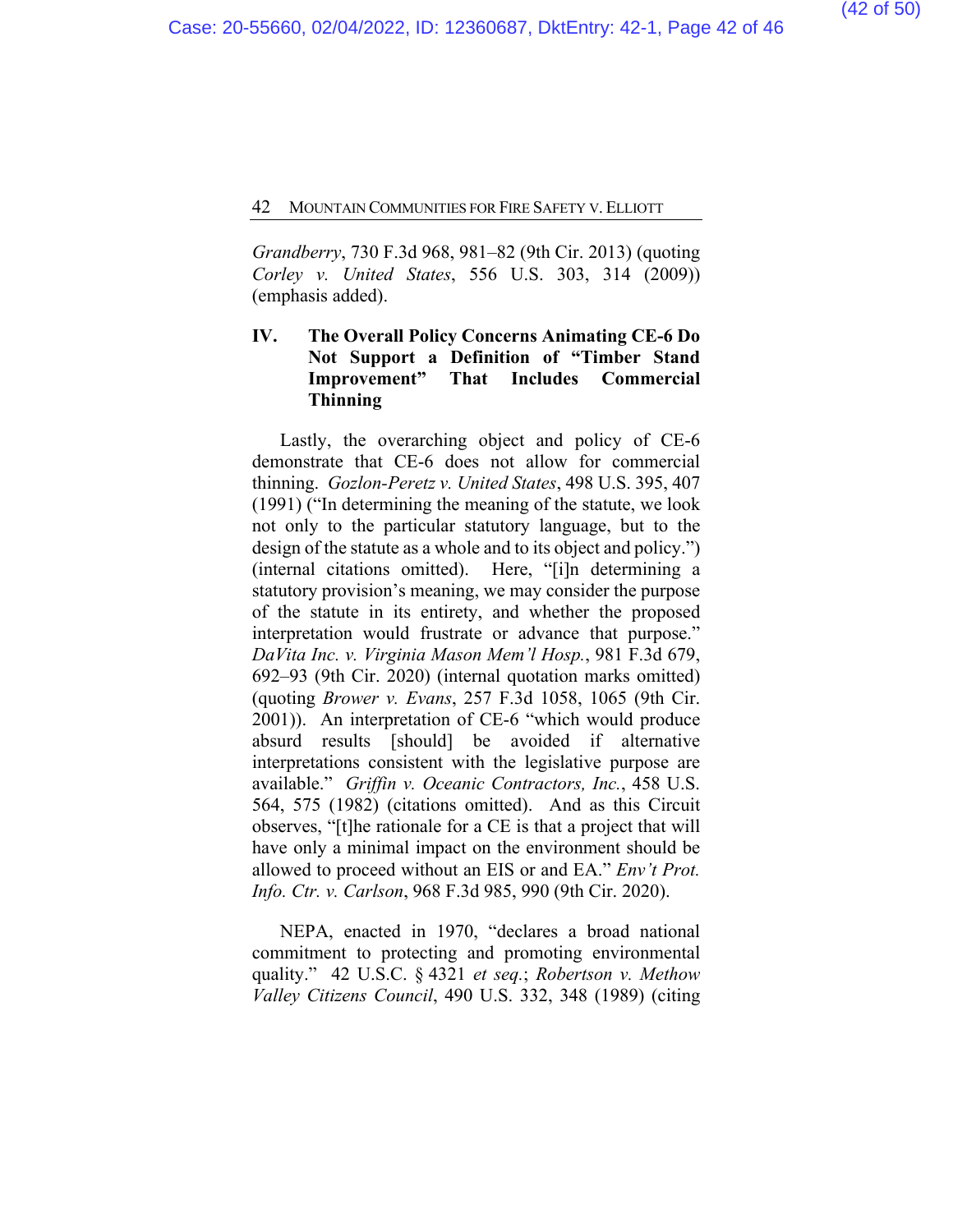*Grandberry*, 730 F.3d 968, 981–82 (9th Cir. 2013) (quoting *Corley v. United States*, 556 U.S. 303, 314 (2009)) (emphasis added).

## IV. The Overall Policy Concerns Animating CE-6 Do Not Support a Definition of "Timber Stand Improvement" That Includes Commercial Thinning

Lastly, the overarching object and policy of CE-6 demonstrate that CE-6 does not allow for commercial thinning. *Gozlon-Peretz v. United States*, 498 U.S. 395, 407 (1991) ("In determining the meaning of the statute, we look not only to the particular statutory language, but to the design of the statute as a whole and to its object and policy.") (internal citations omitted). Here, "[i]n determining a statutory provision's meaning, we may consider the purpose of the statute in its entirety, and whether the proposed interpretation would frustrate or advance that purpose." *DaVita Inc. v. Virginia Mason Mem'l Hosp.*, 981 F.3d 679, 692–93 (9th Cir. 2020) (internal quotation marks omitted) (quoting *Brower v. Evans*, 257 F.3d 1058, 1065 (9th Cir. 2001)). An interpretation of CE-6 "which would produce absurd results [should] be avoided if alternative interpretations consistent with the legislative purpose are available." *Griffin v. Oceanic Contractors, Inc.*, 458 U.S. 564, 575 (1982) (citations omitted). And as this Circuit observes, "[t]he rationale for a CE is that a project that will have only a minimal impact on the environment should be allowed to proceed without an EIS or and EA." *Env't Prot. Info. Ctr. v. Carlson*, 968 F.3d 985, 990 (9th Cir. 2020).

NEPA, enacted in 1970, "declares a broad national commitment to protecting and promoting environmental quality." 42 U.S.C. § 4321 *et seq.*; *Robertson v. Methow Valley Citizens Council*, 490 U.S. 332, 348 (1989) (citing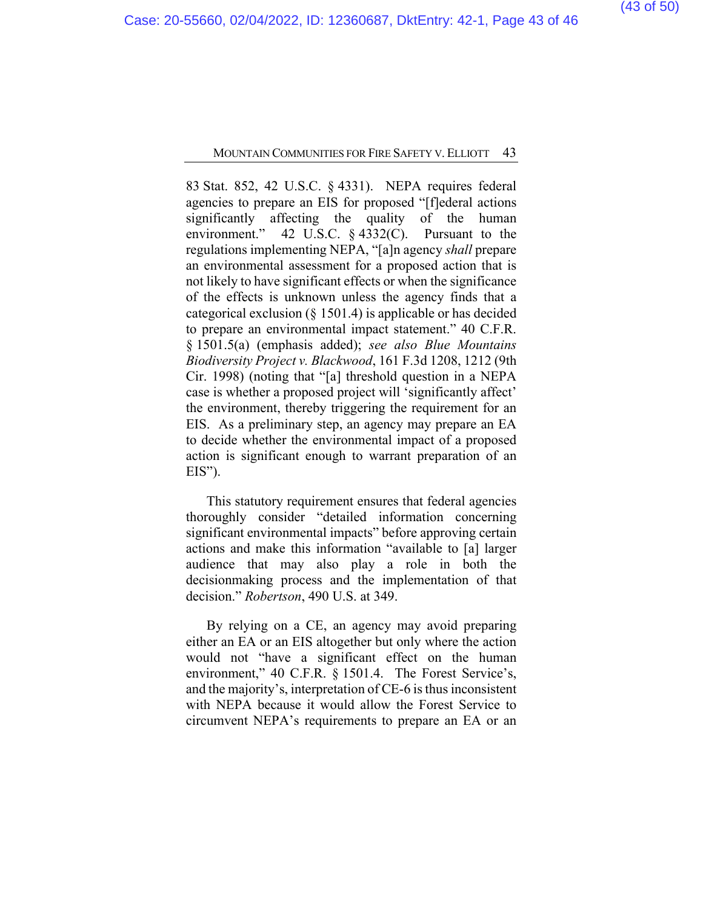83 Stat. 852, 42 U.S.C. § 4331). NEPA requires federal agencies to prepare an EIS for proposed "[f]ederal actions significantly affecting the quality of the human environment." 42 U.S.C. § 4332(C). Pursuant to the regulations implementing NEPA, "[a]n agency *shall* prepare an environmental assessment for a proposed action that is not likely to have significant effects or when the significance of the effects is unknown unless the agency finds that a categorical exclusion (§ 1501.4) is applicable or has decided to prepare an environmental impact statement." 40 C.F.R. § 1501.5(a) (emphasis added); *see also Blue Mountains Biodiversity Project v. Blackwood*, 161 F.3d 1208, 1212 (9th Cir. 1998) (noting that "[a] threshold question in a NEPA case is whether a proposed project will 'significantly affect' the environment, thereby triggering the requirement for an EIS. As a preliminary step, an agency may prepare an EA to decide whether the environmental impact of a proposed action is significant enough to warrant preparation of an EIS").

This statutory requirement ensures that federal agencies thoroughly consider "detailed information concerning significant environmental impacts" before approving certain actions and make this information "available to [a] larger audience that may also play a role in both the decisionmaking process and the implementation of that decision." *Robertson*, 490 U.S. at 349.

By relying on a CE, an agency may avoid preparing either an EA or an EIS altogether but only where the action would not "have a significant effect on the human environment," 40 C.F.R. § 1501.4. The Forest Service's, and the majority's, interpretation of CE-6 is thus inconsistent with NEPA because it would allow the Forest Service to circumvent NEPA's requirements to prepare an EA or an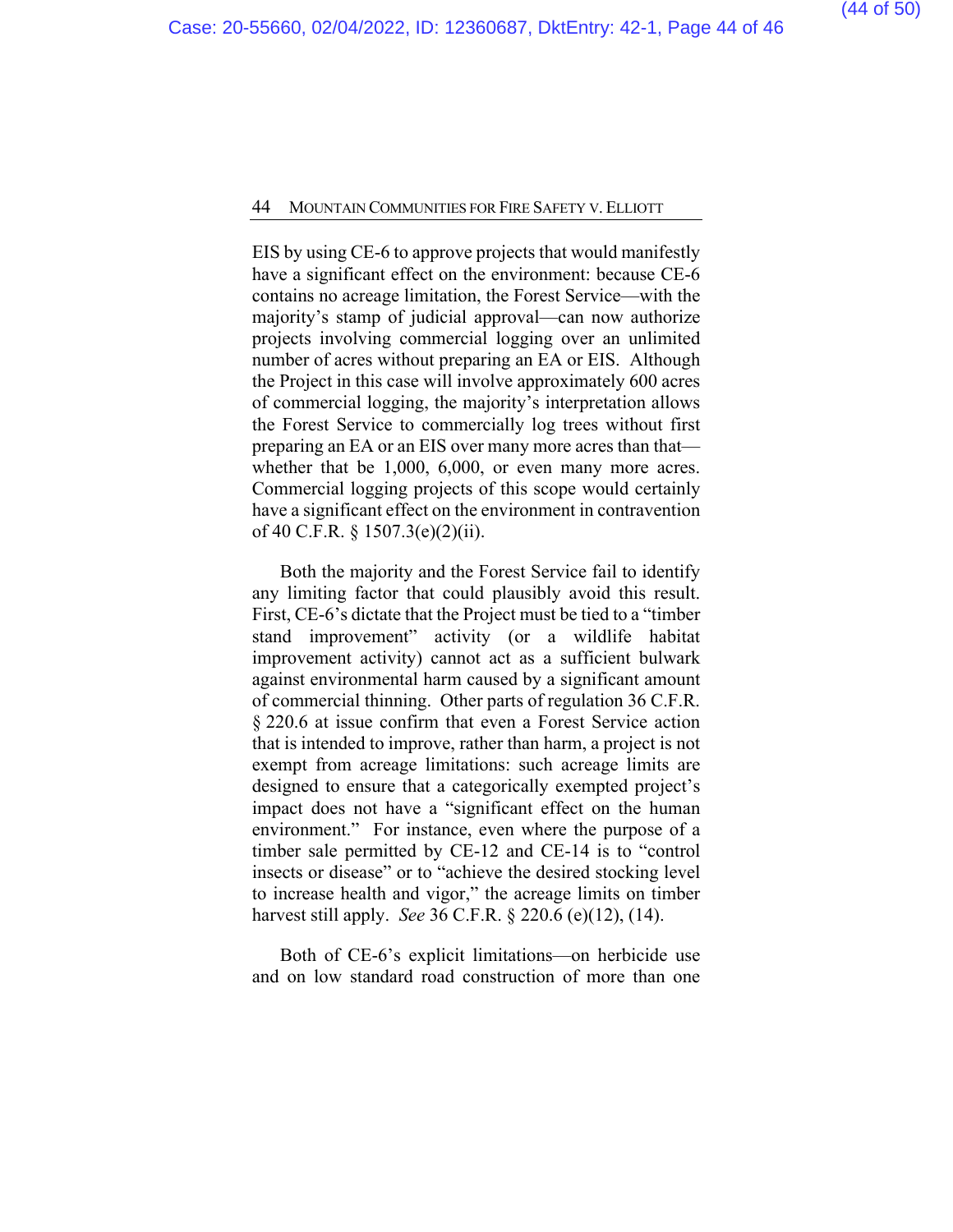EIS by using CE-6 to approve projects that would manifestly have a significant effect on the environment: because CE-6 contains no acreage limitation, the Forest Service—with the majority's stamp of judicial approval—can now authorize projects involving commercial logging over an unlimited number of acres without preparing an EA or EIS. Although the Project in this case will involve approximately 600 acres of commercial logging, the majority's interpretation allows the Forest Service to commercially log trees without first preparing an EA or an EIS over many more acres than that—whether that be 1,000, 6,000, or even many more acres. Commercial logging projects of this scope would certainly have a significant effect on the environment in contravention of 40 C.F.R. § 1507.3(e)(2)(ii).

Both the majority and the Forest Service fail to identify any limiting factor that could plausibly avoid this result. First, CE-6's dictate that the Project must be tied to a "timber stand improvement" activity (or a wildlife habitat improvement activity) cannot act as a sufficient bulwark against environmental harm caused by a significant amount of commercial thinning. Other parts of regulation 36 C.F.R. § 220.6 at issue confirm that even a Forest Service action that is intended to improve, rather than harm, a project is not exempt from acreage limitations: such acreage limits are designed to ensure that a categorically exempted project's impact does not have a "significant effect on the human environment." For instance, even where the purpose of a timber sale permitted by CE-12 and CE-14 is to "control insects or disease" or to "achieve the desired stocking level to increase health and vigor," the acreage limits on timber harvest still apply. *See* 36 C.F.R. § 220.6 (e)(12), (14).

Both of CE-6's explicit limitations—on herbicide use and on low standard road construction of more than one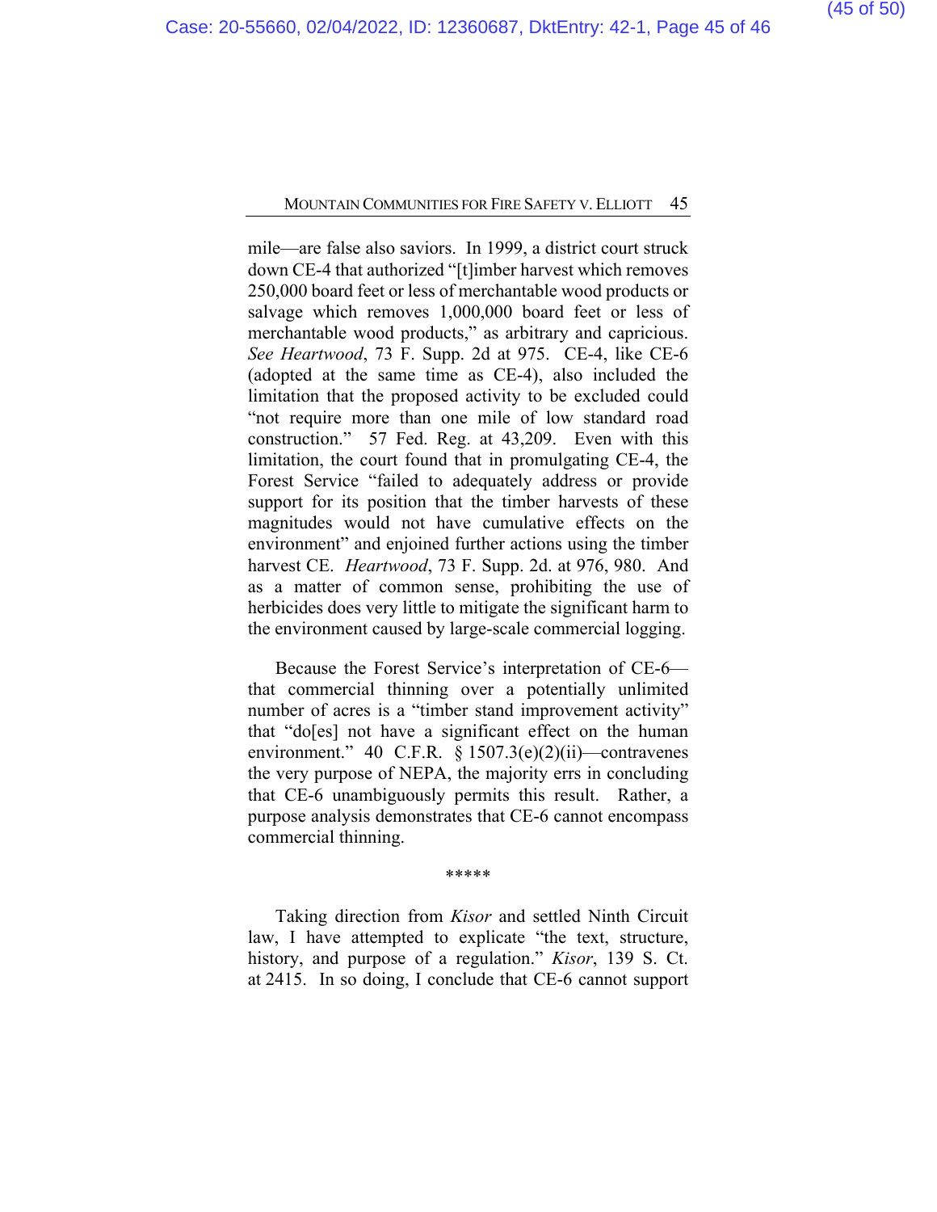mile—are false also saviors. In 1999, a district court struck down CE-4 that authorized "[t]imber harvest which removes 250,000 board feet or less of merchantable wood products or salvage which removes 1,000,000 board feet or less of merchantable wood products," as arbitrary and capricious. *See Heartwood*, 73 F. Supp. 2d at 975. CE-4, like CE-6 (adopted at the same time as CE-4), also included the limitation that the proposed activity to be excluded could "not require more than one mile of low standard road construction." 57 Fed. Reg. at 43,209. Even with this limitation, the court found that in promulgating CE-4, the Forest Service "failed to adequately address or provide support for its position that the timber harvests of these magnitudes would not have cumulative effects on the environment" and enjoined further actions using the timber harvest CE. *Heartwood*, 73 F. Supp. 2d. at 976, 980. And as a matter of common sense, prohibiting the use of herbicides does very little to mitigate the significant harm to the environment caused by large-scale commercial logging.

Because the Forest Service's interpretation of CE-6—that commercial thinning over a potentially unlimited number of acres is a "timber stand improvement activity" that "do[es] not have a significant effect on the human environment." 40 C.F.R. § 1507.3(e)(2)(ii)—contravenes the very purpose of NEPA, the majority errs in concluding that CE-6 unambiguously permits this result. Rather, a purpose analysis demonstrates that CE-6 cannot encompass commercial thinning.

*****

Taking direction from *Kisor* and settled Ninth Circuit law, I have attempted to explicate "the text, structure, history, and purpose of a regulation." *Kisor*, 139 S. Ct. at 2415. In so doing, I conclude that CE-6 cannot support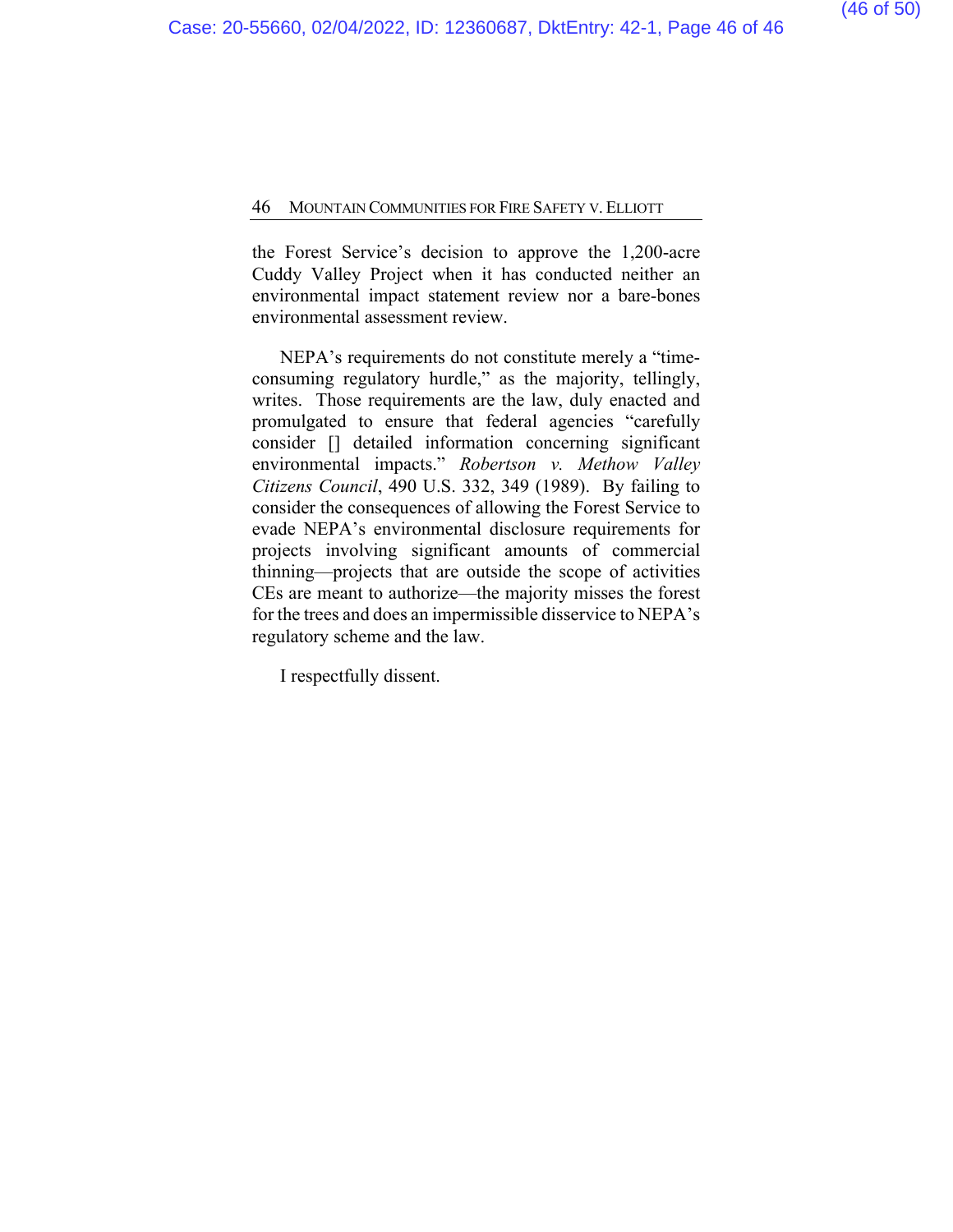the Forest Service's decision to approve the 1,200-acre Cuddy Valley Project when it has conducted neither an environmental impact statement review nor a bare-bones environmental assessment review.

NEPA's requirements do not constitute merely a "time-consuming regulatory hurdle," as the majority, tellingly, writes. Those requirements are the law, duly enacted and promulgated to ensure that federal agencies "carefully consider [] detailed information concerning significant environmental impacts." *Robertson v. Methow Valley Citizens Council*, 490 U.S. 332, 349 (1989). By failing to consider the consequences of allowing the Forest Service to evade NEPA's environmental disclosure requirements for projects involving significant amounts of commercial thinning—projects that are outside the scope of activities CEs are meant to authorize—the majority misses the forest for the trees and does an impermissible disservice to NEPA's regulatory scheme and the law.

I respectfully dissent.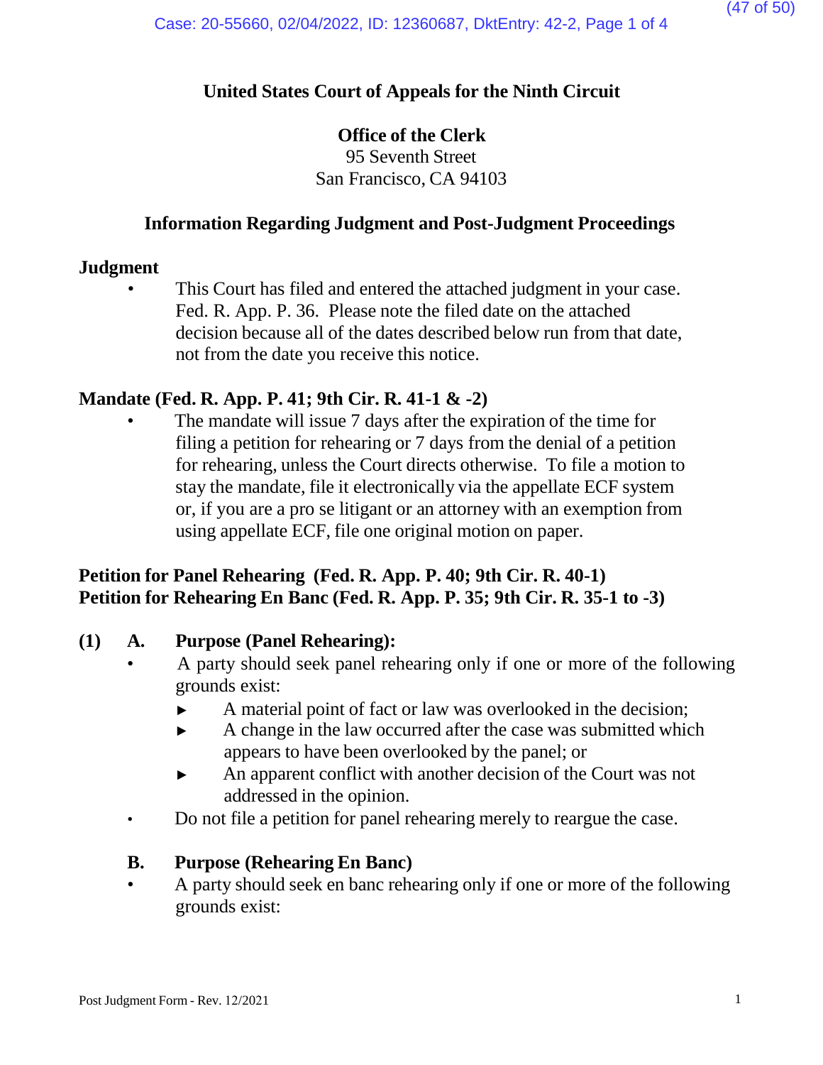**United States Court of Appeals for the Ninth Circuit**

**Office of the Clerk**
95 Seventh Street
San Francisco, CA 94103

**Information Regarding Judgment and Post-Judgment Proceedings**

**Judgment**

- This Court has filed and entered the attached judgment in your case. Fed. R. App. P. 36. Please note the filed date on the attached decision because all of the dates described below run from that date, not from the date you receive this notice.

**Mandate (Fed. R. App. P. 41; 9th Cir. R. 41-1 & -2)**

- The mandate will issue 7 days after the expiration of the time for filing a petition for rehearing or 7 days from the denial of a petition for rehearing, unless the Court directs otherwise. To file a motion to stay the mandate, file it electronically via the appellate ECF system or, if you are a pro se litigant or an attorney with an exemption from using appellate ECF, file one original motion on paper.

**Petition for Panel Rehearing (Fed. R. App. P. 40; 9th Cir. R. 40-1)**
**Petition for Rehearing En Banc (Fed. R. App. P. 35; 9th Cir. R. 35-1 to -3)**

**(1) A. Purpose (Panel Rehearing):**

- A party should seek panel rehearing only if one or more of the following grounds exist:
  - ► A material point of fact or law was overlooked in the decision;
  - ► A change in the law occurred after the case was submitted which appears to have been overlooked by the panel; or
  - ► An apparent conflict with another decision of the Court was not addressed in the opinion.
- Do not file a petition for panel rehearing merely to reargue the case.

**B. Purpose (Rehearing En Banc)**

- A party should seek en banc rehearing only if one or more of the following grounds exist: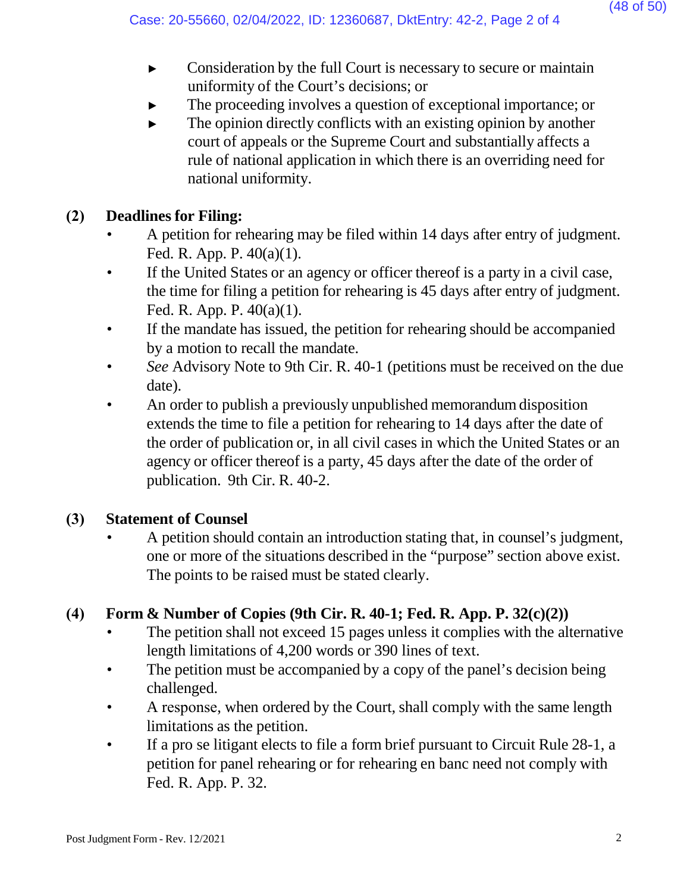- Consideration by the full Court is necessary to secure or maintain uniformity of the Court's decisions; or
- The proceeding involves a question of exceptional importance; or
- The opinion directly conflicts with an existing opinion by another court of appeals or the Supreme Court and substantially affects a rule of national application in which there is an overriding need for national uniformity.

### (2) Deadlines for Filing:

- A petition for rehearing may be filed within 14 days after entry of judgment. Fed. R. App. P. 40(a)(1).
- If the United States or an agency or officer thereof is a party in a civil case, the time for filing a petition for rehearing is 45 days after entry of judgment. Fed. R. App. P. 40(a)(1).
- If the mandate has issued, the petition for rehearing should be accompanied by a motion to recall the mandate.
- *See* Advisory Note to 9th Cir. R. 40-1 (petitions must be received on the due date).
- An order to publish a previously unpublished memorandum disposition extends the time to file a petition for rehearing to 14 days after the date of the order of publication or, in all civil cases in which the United States or an agency or officer thereof is a party, 45 days after the date of the order of publication. 9th Cir. R. 40-2.

### (3) Statement of Counsel

- A petition should contain an introduction stating that, in counsel's judgment, one or more of the situations described in the "purpose" section above exist. The points to be raised must be stated clearly.

### (4) Form & Number of Copies (9th Cir. R. 40-1; Fed. R. App. P. 32(c)(2))

- The petition shall not exceed 15 pages unless it complies with the alternative length limitations of 4,200 words or 390 lines of text.
- The petition must be accompanied by a copy of the panel's decision being challenged.
- A response, when ordered by the Court, shall comply with the same length limitations as the petition.
- If a pro se litigant elects to file a form brief pursuant to Circuit Rule 28-1, a petition for panel rehearing or for rehearing en banc need not comply with Fed. R. App. P. 32.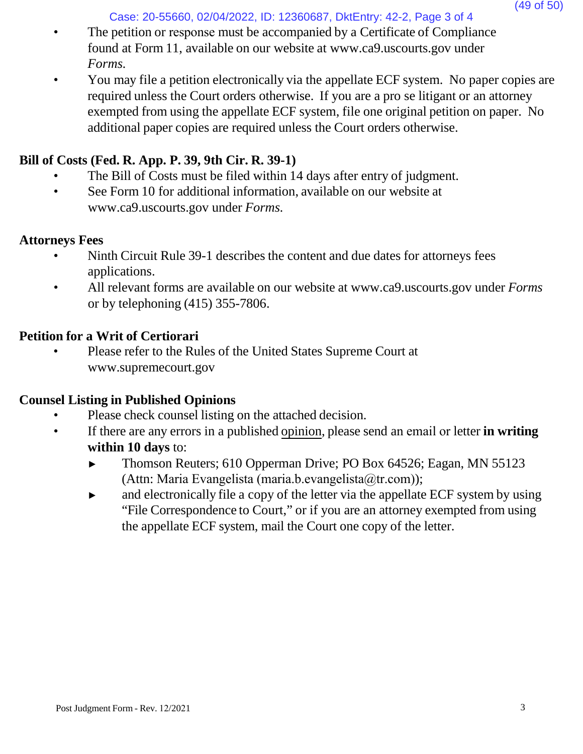- The petition or response must be accompanied by a Certificate of Compliance found at Form 11, available on our website at www.ca9.uscourts.gov under *Forms.*
- You may file a petition electronically via the appellate ECF system. No paper copies are required unless the Court orders otherwise. If you are a pro se litigant or an attorney exempted from using the appellate ECF system, file one original petition on paper. No additional paper copies are required unless the Court orders otherwise.

**Bill of Costs (Fed. R. App. P. 39, 9th Cir. R. 39-1)**

- The Bill of Costs must be filed within 14 days after entry of judgment.
- See Form 10 for additional information, available on our website at www.ca9.uscourts.gov under *Forms.*

**Attorneys Fees**

- Ninth Circuit Rule 39-1 describes the content and due dates for attorneys fees applications.
- All relevant forms are available on our website at www.ca9.uscourts.gov under *Forms* or by telephoning (415) 355-7806.

**Petition for a Writ of Certiorari**

- Please refer to the Rules of the United States Supreme Court at www.supremecourt.gov

**Counsel Listing in Published Opinions**

- Please check counsel listing on the attached decision.
- If there are any errors in a published opinion, please send an email or letter **in writing within 10 days** to:
  - ► Thomson Reuters; 610 Opperman Drive; PO Box 64526; Eagan, MN 55123 (Attn: Maria Evangelista (maria.b.evangelista@tr.com));
  - ► and electronically file a copy of the letter via the appellate ECF system by using "File Correspondence to Court," or if you are an attorney exempted from using the appellate ECF system, mail the Court one copy of the letter.

Post Judgment Form - Rev. 12/2021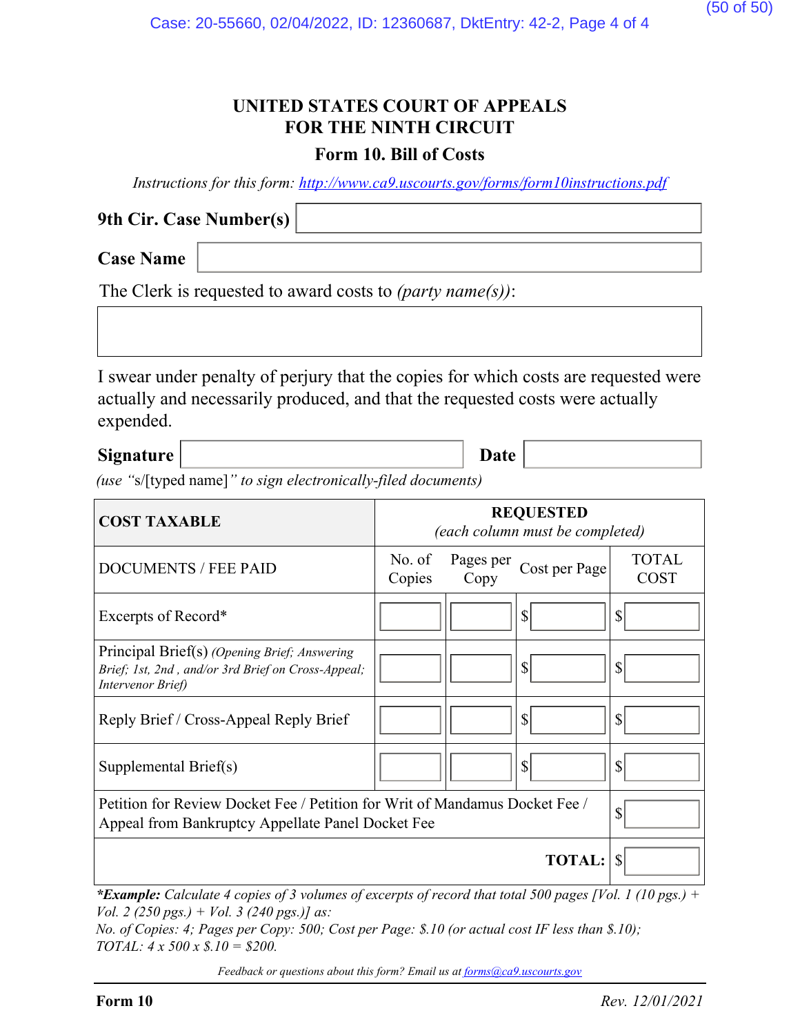**UNITED STATES COURT OF APPEALS**
**FOR THE NINTH CIRCUIT**

**Form 10. Bill of Costs**

*Instructions for this form: http://www.ca9.uscourts.gov/forms/form10instructions.pdf*

**9th Cir. Case Number(s)** 

**Case Name** 

The Clerk is requested to award costs to *(party name(s))*:

I swear under penalty of perjury that the copies for which costs are requested were actually and necessarily produced, and that the requested costs were actually expended.

**Signature** **Date** 

*(use "s/[typed name]" to sign electronically-filed documents)*

| **COST TAXABLE** | **REQUESTED** *(each column must be completed)* | | | |
|---|---|---|---|---|
| DOCUMENTS / FEE PAID | No. of Copies | Pages per Copy | Cost per Page | TOTAL COST |
| Excerpts of Record* | | | $ | $ |
| Principal Brief(s) *(Opening Brief; Answering Brief; 1st, 2nd , and/or 3rd Brief on Cross-Appeal; Intervenor Brief)* | | | $ | $ |
| Reply Brief / Cross-Appeal Reply Brief | | | $ | $ |
| Supplemental Brief(s) | | | $ | $ |
| Petition for Review Docket Fee / Petition for Writ of Mandamus Docket Fee / Appeal from Bankruptcy Appellate Panel Docket Fee | | | | $ |
| | | | **TOTAL:** | $ |

***Example:** Calculate 4 copies of 3 volumes of excerpts of record that total 500 pages [Vol. 1 (10 pgs.) + Vol. 2 (250 pgs.) + Vol. 3 (240 pgs.)] as:*
*No. of Copies: 4; Pages per Copy: 500; Cost per Page: $.10 (or actual cost IF less than $.10);*
*TOTAL: 4 x 500 x $.10 = $200.*

*Feedback or questions about this form? Email us at forms@ca9.uscourts.gov*

**Form 10** *Rev. 12/01/2021*